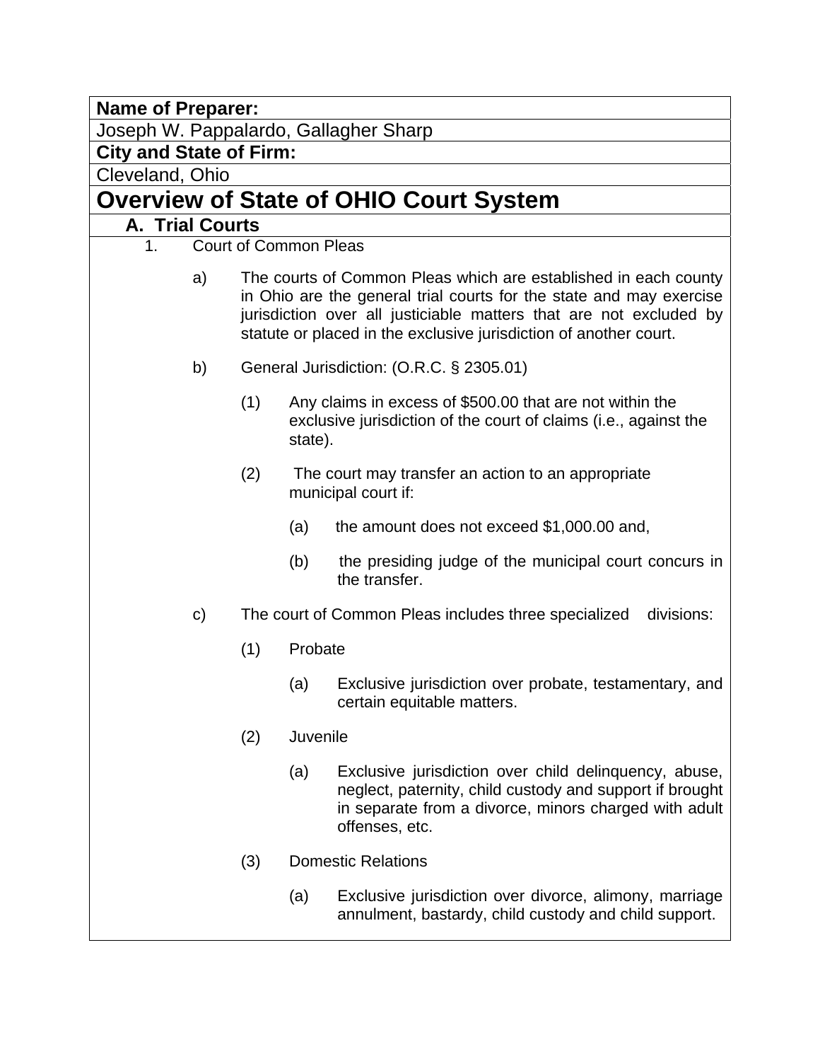**Name of Preparer:**

Joseph W. Pappalardo, Gallagher Sharp

**City and State of Firm:**

Cleveland, Ohio

# Overview of State of OHIO Court System

## A. Trial Courts

1. Court of Common Pleas

   a) The courts of Common Pleas which are established in each county in Ohio are the general trial courts for the state and may exercise jurisdiction over all justiciable matters that are not excluded by statute or placed in the exclusive jurisdiction of another court.

   b) General Jurisdiction: (O.R.C. § 2305.01)

      (1) Any claims in excess of $500.00 that are not within the exclusive jurisdiction of the court of claims (i.e., against the state).

      (2) The court may transfer an action to an appropriate municipal court if:

         (a) the amount does not exceed $1,000.00 and,

         (b) the presiding judge of the municipal court concurs in the transfer.

   c) The court of Common Pleas includes three specialized divisions:

      (1) Probate

         (a) Exclusive jurisdiction over probate, testamentary, and certain equitable matters.

      (2) Juvenile

         (a) Exclusive jurisdiction over child delinquency, abuse, neglect, paternity, child custody and support if brought in separate from a divorce, minors charged with adult offenses, etc.

      (3) Domestic Relations

         (a) Exclusive jurisdiction over divorce, alimony, marriage annulment, bastardy, child custody and child support.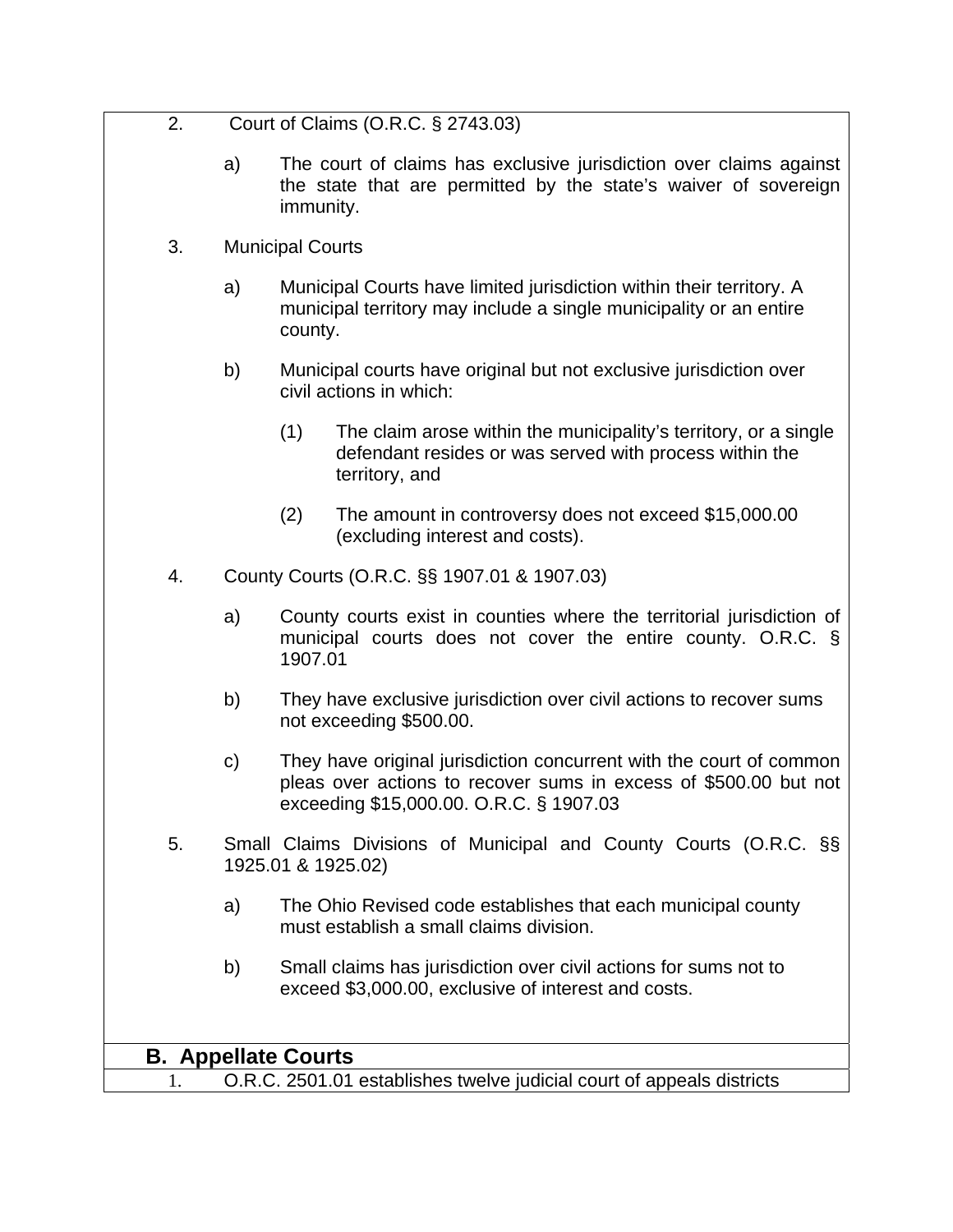2. Court of Claims (O.R.C. § 2743.03)

   a) The court of claims has exclusive jurisdiction over claims against the state that are permitted by the state's waiver of sovereign immunity.

3. Municipal Courts

   a) Municipal Courts have limited jurisdiction within their territory. A municipal territory may include a single municipality or an entire county.

   b) Municipal courts have original but not exclusive jurisdiction over civil actions in which:

      (1) The claim arose within the municipality's territory, or a single defendant resides or was served with process within the territory, and

      (2) The amount in controversy does not exceed $15,000.00 (excluding interest and costs).

4. County Courts (O.R.C. §§ 1907.01 & 1907.03)

   a) County courts exist in counties where the territorial jurisdiction of municipal courts does not cover the entire county. O.R.C. § 1907.01

   b) They have exclusive jurisdiction over civil actions to recover sums not exceeding $500.00.

   c) They have original jurisdiction concurrent with the court of common pleas over actions to recover sums in excess of $500.00 but not exceeding $15,000.00. O.R.C. § 1907.03

5. Small Claims Divisions of Municipal and County Courts (O.R.C. §§ 1925.01 & 1925.02)

   a) The Ohio Revised code establishes that each municipal county must establish a small claims division.

   b) Small claims has jurisdiction over civil actions for sums not to exceed $3,000.00, exclusive of interest and costs.

## B. Appellate Courts

1. O.R.C. 2501.01 establishes twelve judicial court of appeals districts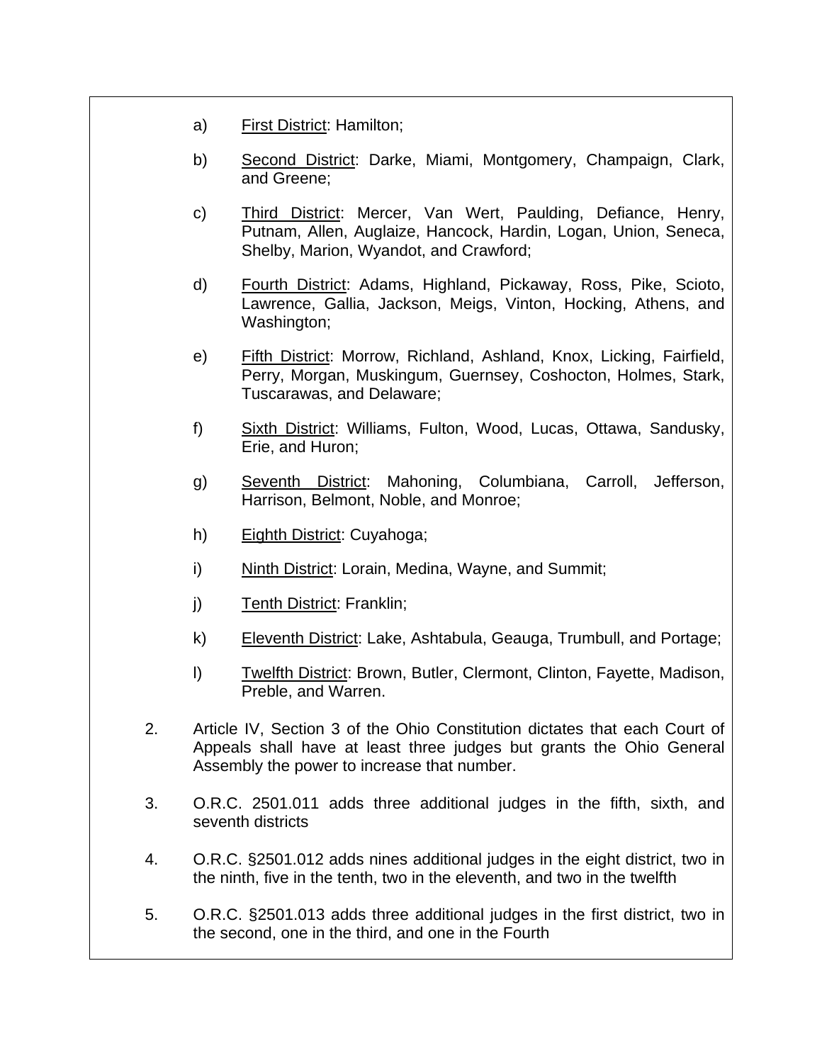a) First District: Hamilton;

b) Second District: Darke, Miami, Montgomery, Champaign, Clark, and Greene;

c) Third District: Mercer, Van Wert, Paulding, Defiance, Henry, Putnam, Allen, Auglaize, Hancock, Hardin, Logan, Union, Seneca, Shelby, Marion, Wyandot, and Crawford;

d) Fourth District: Adams, Highland, Pickaway, Ross, Pike, Scioto, Lawrence, Gallia, Jackson, Meigs, Vinton, Hocking, Athens, and Washington;

e) Fifth District: Morrow, Richland, Ashland, Knox, Licking, Fairfield, Perry, Morgan, Muskingum, Guernsey, Coshocton, Holmes, Stark, Tuscarawas, and Delaware;

f) Sixth District: Williams, Fulton, Wood, Lucas, Ottawa, Sandusky, Erie, and Huron;

g) Seventh District: Mahoning, Columbiana, Carroll, Jefferson, Harrison, Belmont, Noble, and Monroe;

h) Eighth District: Cuyahoga;

i) Ninth District: Lorain, Medina, Wayne, and Summit;

j) Tenth District: Franklin;

k) Eleventh District: Lake, Ashtabula, Geauga, Trumbull, and Portage;

l) Twelfth District: Brown, Butler, Clermont, Clinton, Fayette, Madison, Preble, and Warren.

2. Article IV, Section 3 of the Ohio Constitution dictates that each Court of Appeals shall have at least three judges but grants the Ohio General Assembly the power to increase that number.

3. O.R.C. 2501.011 adds three additional judges in the fifth, sixth, and seventh districts

4. O.R.C. §2501.012 adds nines additional judges in the eight district, two in the ninth, five in the tenth, two in the eleventh, and two in the twelfth

5. O.R.C. §2501.013 adds three additional judges in the first district, two in the second, one in the third, and one in the Fourth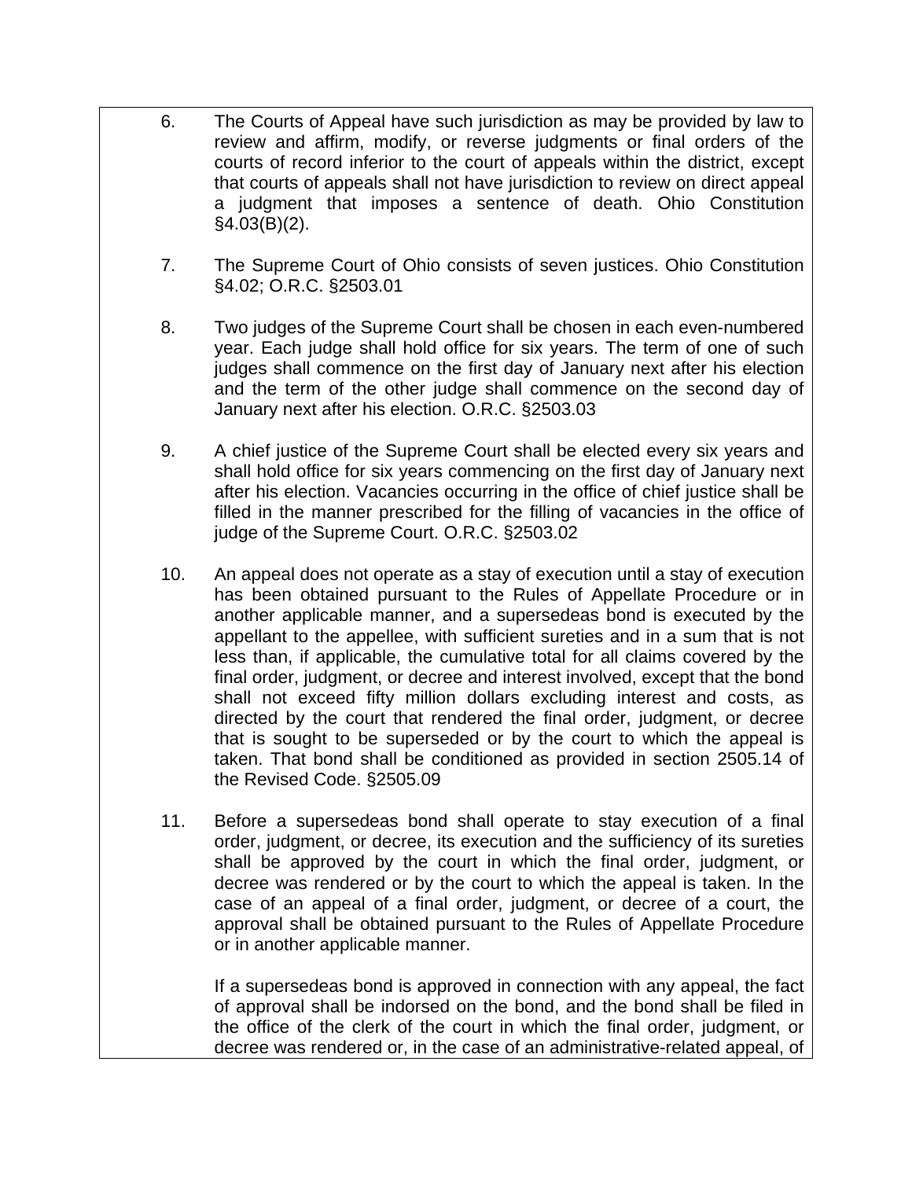6. The Courts of Appeal have such jurisdiction as may be provided by law to review and affirm, modify, or reverse judgments or final orders of the courts of record inferior to the court of appeals within the district, except that courts of appeals shall not have jurisdiction to review on direct appeal a judgment that imposes a sentence of death. Ohio Constitution §4.03(B)(2).

7. The Supreme Court of Ohio consists of seven justices. Ohio Constitution §4.02; O.R.C. §2503.01

8. Two judges of the Supreme Court shall be chosen in each even-numbered year. Each judge shall hold office for six years. The term of one of such judges shall commence on the first day of January next after his election and the term of the other judge shall commence on the second day of January next after his election. O.R.C. §2503.03

9. A chief justice of the Supreme Court shall be elected every six years and shall hold office for six years commencing on the first day of January next after his election. Vacancies occurring in the office of chief justice shall be filled in the manner prescribed for the filling of vacancies in the office of judge of the Supreme Court. O.R.C. §2503.02

10. An appeal does not operate as a stay of execution until a stay of execution has been obtained pursuant to the Rules of Appellate Procedure or in another applicable manner, and a supersedeas bond is executed by the appellant to the appellee, with sufficient sureties and in a sum that is not less than, if applicable, the cumulative total for all claims covered by the final order, judgment, or decree and interest involved, except that the bond shall not exceed fifty million dollars excluding interest and costs, as directed by the court that rendered the final order, judgment, or decree that is sought to be superseded or by the court to which the appeal is taken. That bond shall be conditioned as provided in section 2505.14 of the Revised Code. §2505.09

11. Before a supersedeas bond shall operate to stay execution of a final order, judgment, or decree, its execution and the sufficiency of its sureties shall be approved by the court in which the final order, judgment, or decree was rendered or by the court to which the appeal is taken. In the case of an appeal of a final order, judgment, or decree of a court, the approval shall be obtained pursuant to the Rules of Appellate Procedure or in another applicable manner.

    If a supersedeas bond is approved in connection with any appeal, the fact of approval shall be indorsed on the bond, and the bond shall be filed in the office of the clerk of the court in which the final order, judgment, or decree was rendered or, in the case of an administrative-related appeal, of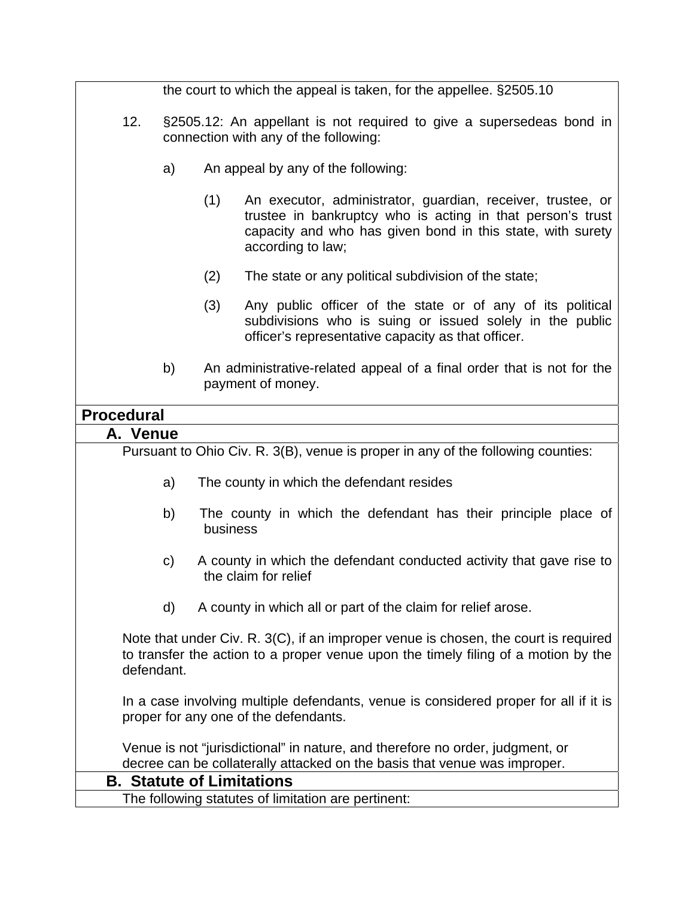the court to which the appeal is taken, for the appellee. §2505.10

12. §2505.12: An appellant is not required to give a supersedeas bond in connection with any of the following:

    a) An appeal by any of the following:

       (1) An executor, administrator, guardian, receiver, trustee, or trustee in bankruptcy who is acting in that person's trust capacity and who has given bond in this state, with surety according to law;

       (2) The state or any political subdivision of the state;

       (3) Any public officer of the state or of any of its political subdivisions who is suing or issued solely in the public officer's representative capacity as that officer.

    b) An administrative-related appeal of a final order that is not for the payment of money.

## Procedural

### A. Venue

Pursuant to Ohio Civ. R. 3(B), venue is proper in any of the following counties:

a) The county in which the defendant resides

b) The county in which the defendant has their principle place of business

c) A county in which the defendant conducted activity that gave rise to the claim for relief

d) A county in which all or part of the claim for relief arose.

Note that under Civ. R. 3(C), if an improper venue is chosen, the court is required to transfer the action to a proper venue upon the timely filing of a motion by the defendant.

In a case involving multiple defendants, venue is considered proper for all if it is proper for any one of the defendants.

Venue is not "jurisdictional" in nature, and therefore no order, judgment, or decree can be collaterally attacked on the basis that venue was improper.

### B. Statute of Limitations

The following statutes of limitation are pertinent: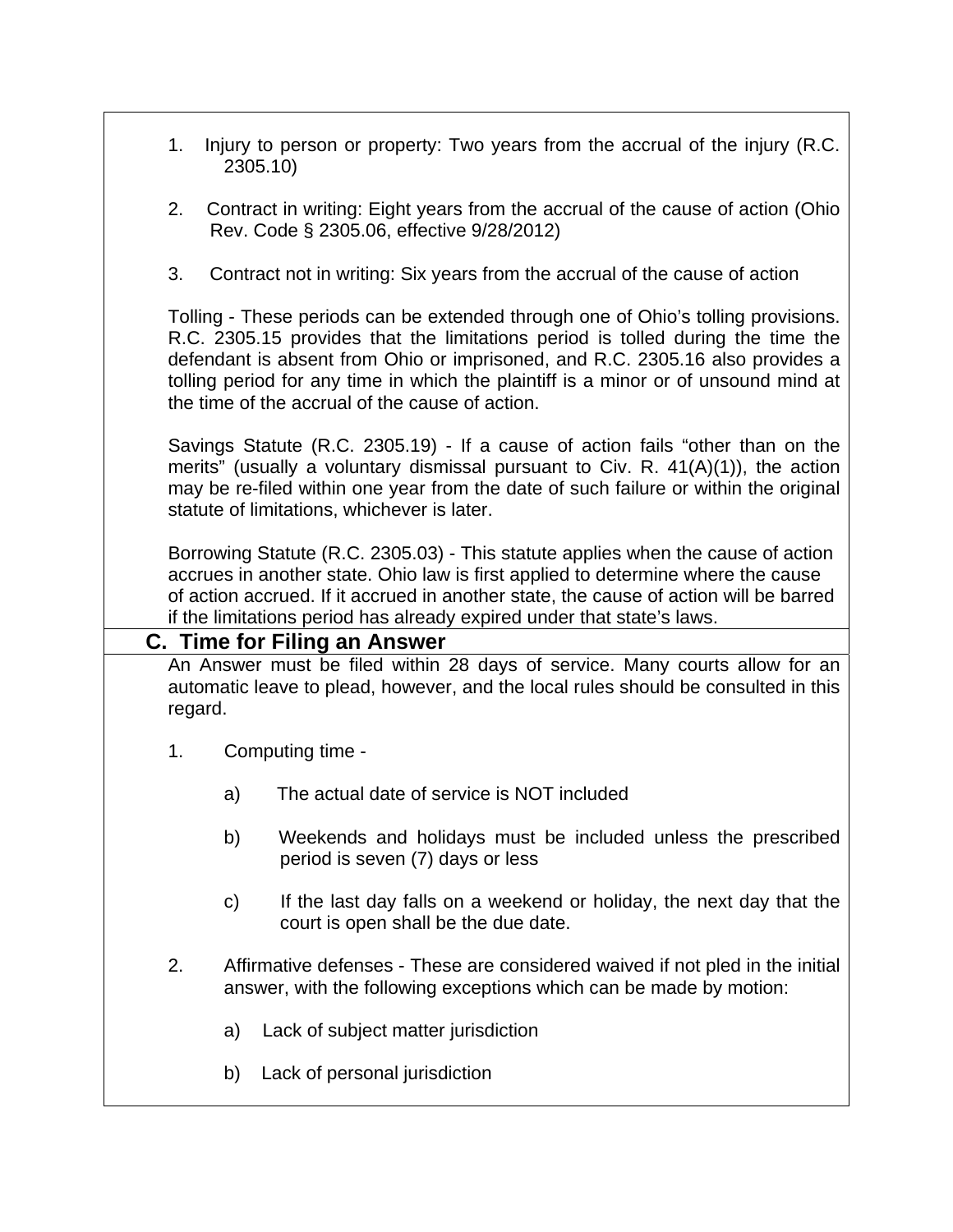1. Injury to person or property: Two years from the accrual of the injury (R.C. 2305.10)

2. Contract in writing: Eight years from the accrual of the cause of action (Ohio Rev. Code § 2305.06, effective 9/28/2012)

3. Contract not in writing: Six years from the accrual of the cause of action

Tolling - These periods can be extended through one of Ohio's tolling provisions. R.C. 2305.15 provides that the limitations period is tolled during the time the defendant is absent from Ohio or imprisoned, and R.C. 2305.16 also provides a tolling period for any time in which the plaintiff is a minor or of unsound mind at the time of the accrual of the cause of action.

Savings Statute (R.C. 2305.19) - If a cause of action fails "other than on the merits" (usually a voluntary dismissal pursuant to Civ. R. 41(A)(1)), the action may be re-filed within one year from the date of such failure or within the original statute of limitations, whichever is later.

Borrowing Statute (R.C. 2305.03) - This statute applies when the cause of action accrues in another state. Ohio law is first applied to determine where the cause of action accrued. If it accrued in another state, the cause of action will be barred if the limitations period has already expired under that state's laws.

## C. Time for Filing an Answer

An Answer must be filed within 28 days of service. Many courts allow for an automatic leave to plead, however, and the local rules should be consulted in this regard.

1. Computing time -

   a) The actual date of service is NOT included

   b) Weekends and holidays must be included unless the prescribed period is seven (7) days or less

   c) If the last day falls on a weekend or holiday, the next day that the court is open shall be the due date.

2. Affirmative defenses - These are considered waived if not pled in the initial answer, with the following exceptions which can be made by motion:

   a) Lack of subject matter jurisdiction

   b) Lack of personal jurisdiction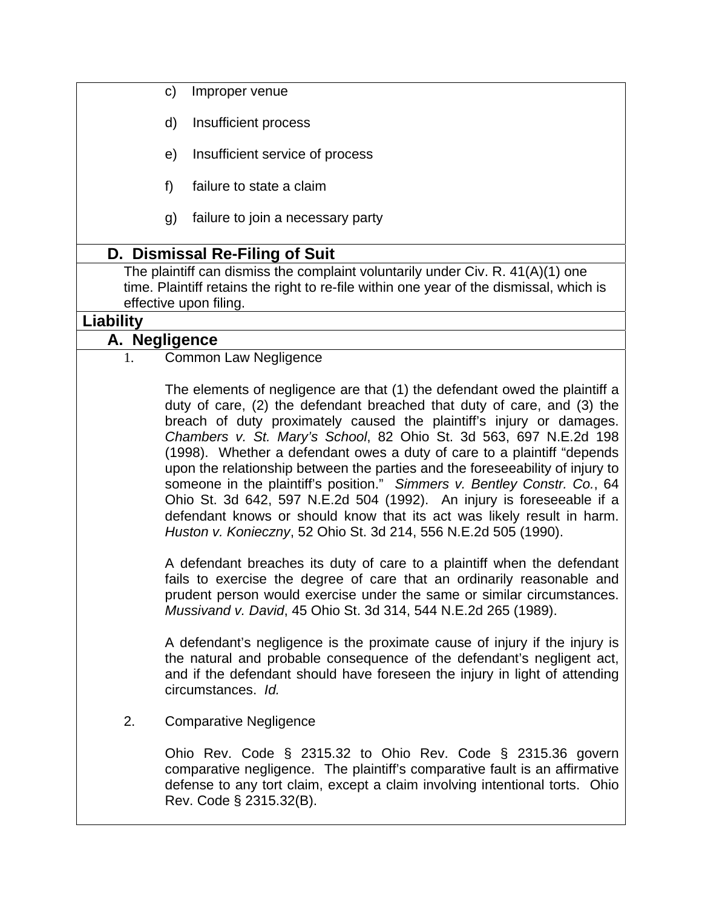c) Improper venue

d) Insufficient process

e) Insufficient service of process

f) failure to state a claim

g) failure to join a necessary party

### D. Dismissal Re-Filing of Suit

The plaintiff can dismiss the complaint voluntarily under Civ. R. 41(A)(1) one time. Plaintiff retains the right to re-file within one year of the dismissal, which is effective upon filing.

## Liability

### A. Negligence

1. Common Law Negligence

The elements of negligence are that (1) the defendant owed the plaintiff a duty of care, (2) the defendant breached that duty of care, and (3) the breach of duty proximately caused the plaintiff's injury or damages. *Chambers v. St. Mary's School*, 82 Ohio St. 3d 563, 697 N.E.2d 198 (1998). Whether a defendant owes a duty of care to a plaintiff "depends upon the relationship between the parties and the foreseeability of injury to someone in the plaintiff's position." *Simmers v. Bentley Constr. Co.*, 64 Ohio St. 3d 642, 597 N.E.2d 504 (1992). An injury is foreseeable if a defendant knows or should know that its act was likely result in harm. *Huston v. Konieczny*, 52 Ohio St. 3d 214, 556 N.E.2d 505 (1990).

A defendant breaches its duty of care to a plaintiff when the defendant fails to exercise the degree of care that an ordinarily reasonable and prudent person would exercise under the same or similar circumstances. *Mussivand v. David*, 45 Ohio St. 3d 314, 544 N.E.2d 265 (1989).

A defendant's negligence is the proximate cause of injury if the injury is the natural and probable consequence of the defendant's negligent act, and if the defendant should have foreseen the injury in light of attending circumstances. *Id.*

2. Comparative Negligence

Ohio Rev. Code § 2315.32 to Ohio Rev. Code § 2315.36 govern comparative negligence. The plaintiff's comparative fault is an affirmative defense to any tort claim, except a claim involving intentional torts. Ohio Rev. Code § 2315.32(B).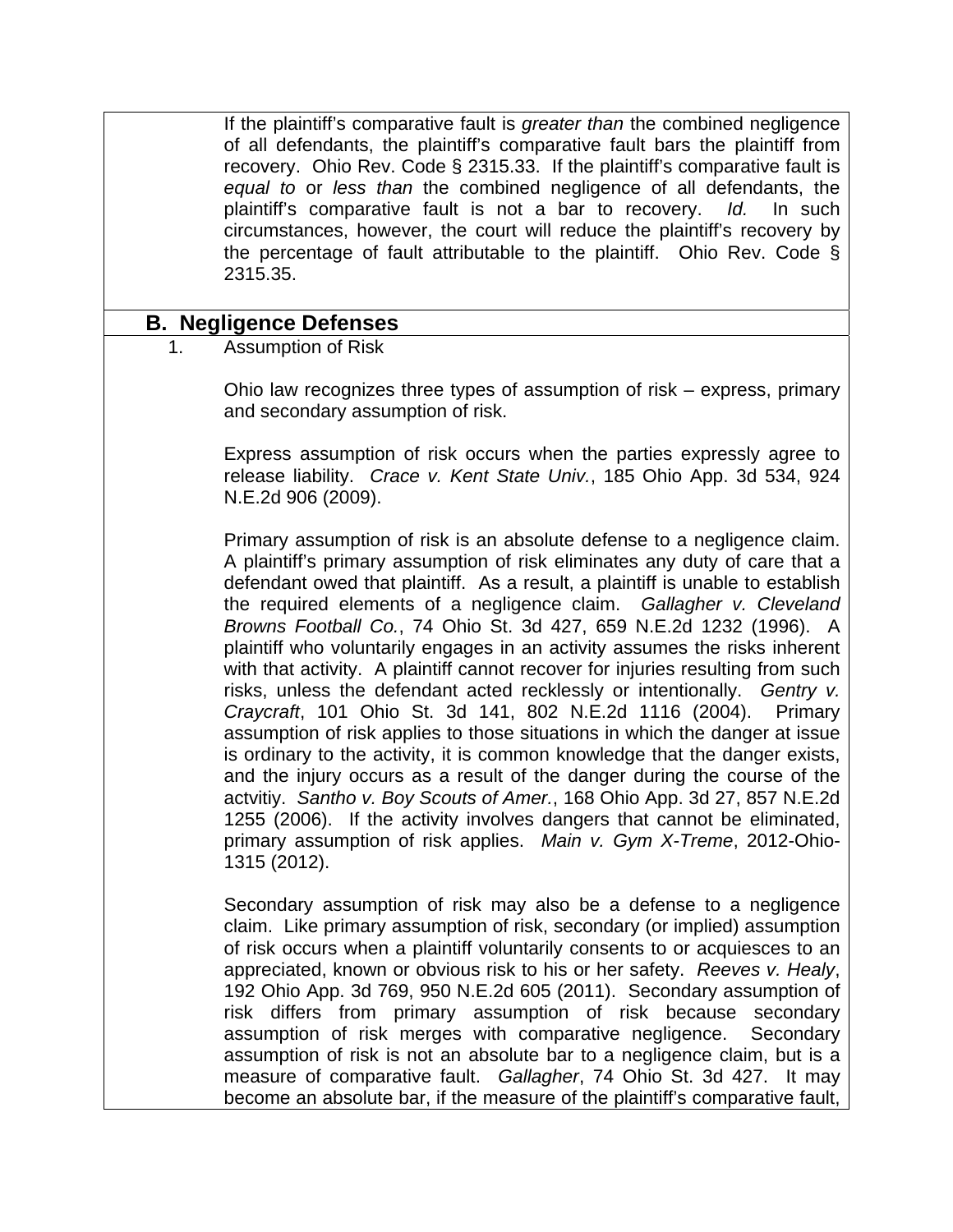If the plaintiff's comparative fault is *greater than* the combined negligence of all defendants, the plaintiff's comparative fault bars the plaintiff from recovery. Ohio Rev. Code § 2315.33. If the plaintiff's comparative fault is *equal to* or *less than* the combined negligence of all defendants, the plaintiff's comparative fault is not a bar to recovery. *Id.* In such circumstances, however, the court will reduce the plaintiff's recovery by the percentage of fault attributable to the plaintiff. Ohio Rev. Code § 2315.35.

## B. Negligence Defenses

1. Assumption of Risk

Ohio law recognizes three types of assumption of risk – express, primary and secondary assumption of risk.

Express assumption of risk occurs when the parties expressly agree to release liability. *Crace v. Kent State Univ.*, 185 Ohio App. 3d 534, 924 N.E.2d 906 (2009).

Primary assumption of risk is an absolute defense to a negligence claim. A plaintiff's primary assumption of risk eliminates any duty of care that a defendant owed that plaintiff. As a result, a plaintiff is unable to establish the required elements of a negligence claim. *Gallagher v. Cleveland Browns Football Co.*, 74 Ohio St. 3d 427, 659 N.E.2d 1232 (1996). A plaintiff who voluntarily engages in an activity assumes the risks inherent with that activity. A plaintiff cannot recover for injuries resulting from such risks, unless the defendant acted recklessly or intentionally. *Gentry v. Craycraft*, 101 Ohio St. 3d 141, 802 N.E.2d 1116 (2004). Primary assumption of risk applies to those situations in which the danger at issue is ordinary to the activity, it is common knowledge that the danger exists, and the injury occurs as a result of the danger during the course of the actvitiy. *Santho v. Boy Scouts of Amer.*, 168 Ohio App. 3d 27, 857 N.E.2d 1255 (2006). If the activity involves dangers that cannot be eliminated, primary assumption of risk applies. *Main v. Gym X-Treme*, 2012-Ohio-1315 (2012).

Secondary assumption of risk may also be a defense to a negligence claim. Like primary assumption of risk, secondary (or implied) assumption of risk occurs when a plaintiff voluntarily consents to or acquiesces to an appreciated, known or obvious risk to his or her safety. *Reeves v. Healy*, 192 Ohio App. 3d 769, 950 N.E.2d 605 (2011). Secondary assumption of risk differs from primary assumption of risk because secondary assumption of risk merges with comparative negligence. Secondary assumption of risk is not an absolute bar to a negligence claim, but is a measure of comparative fault. *Gallagher*, 74 Ohio St. 3d 427. It may become an absolute bar, if the measure of the plaintiff's comparative fault,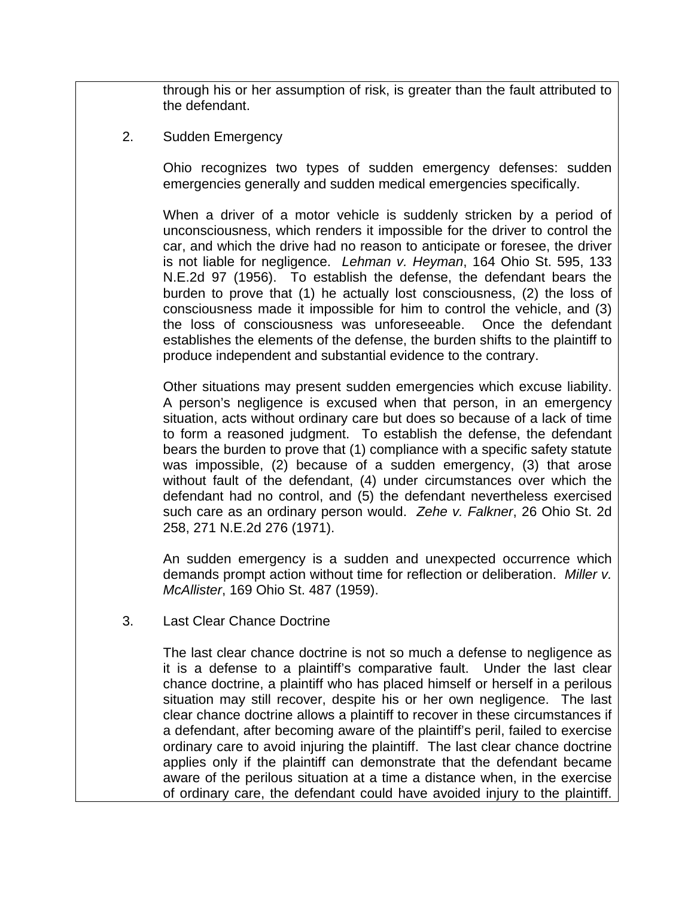through his or her assumption of risk, is greater than the fault attributed to the defendant.

2. Sudden Emergency

Ohio recognizes two types of sudden emergency defenses: sudden emergencies generally and sudden medical emergencies specifically.

When a driver of a motor vehicle is suddenly stricken by a period of unconsciousness, which renders it impossible for the driver to control the car, and which the drive had no reason to anticipate or foresee, the driver is not liable for negligence. *Lehman v. Heyman*, 164 Ohio St. 595, 133 N.E.2d 97 (1956). To establish the defense, the defendant bears the burden to prove that (1) he actually lost consciousness, (2) the loss of consciousness made it impossible for him to control the vehicle, and (3) the loss of consciousness was unforeseeable. Once the defendant establishes the elements of the defense, the burden shifts to the plaintiff to produce independent and substantial evidence to the contrary.

Other situations may present sudden emergencies which excuse liability. A person's negligence is excused when that person, in an emergency situation, acts without ordinary care but does so because of a lack of time to form a reasoned judgment. To establish the defense, the defendant bears the burden to prove that (1) compliance with a specific safety statute was impossible, (2) because of a sudden emergency, (3) that arose without fault of the defendant, (4) under circumstances over which the defendant had no control, and (5) the defendant nevertheless exercised such care as an ordinary person would. *Zehe v. Falkner*, 26 Ohio St. 2d 258, 271 N.E.2d 276 (1971).

An sudden emergency is a sudden and unexpected occurrence which demands prompt action without time for reflection or deliberation. *Miller v. McAllister*, 169 Ohio St. 487 (1959).

3. Last Clear Chance Doctrine

The last clear chance doctrine is not so much a defense to negligence as it is a defense to a plaintiff's comparative fault. Under the last clear chance doctrine, a plaintiff who has placed himself or herself in a perilous situation may still recover, despite his or her own negligence. The last clear chance doctrine allows a plaintiff to recover in these circumstances if a defendant, after becoming aware of the plaintiff's peril, failed to exercise ordinary care to avoid injuring the plaintiff. The last clear chance doctrine applies only if the plaintiff can demonstrate that the defendant became aware of the perilous situation at a time a distance when, in the exercise of ordinary care, the defendant could have avoided injury to the plaintiff.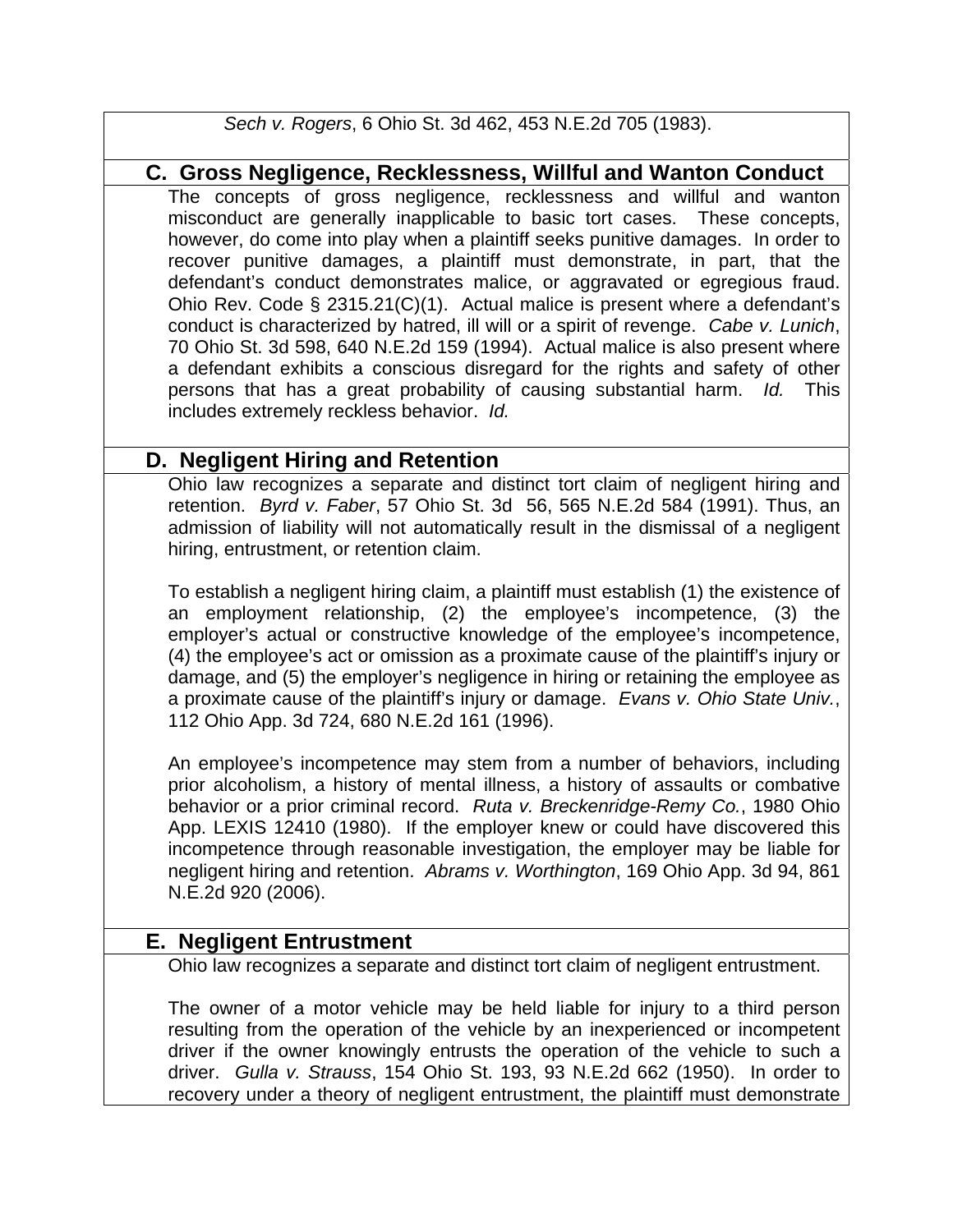*Sech v. Rogers*, 6 Ohio St. 3d 462, 453 N.E.2d 705 (1983).

## C. Gross Negligence, Recklessness, Willful and Wanton Conduct

The concepts of gross negligence, recklessness and willful and wanton misconduct are generally inapplicable to basic tort cases. These concepts, however, do come into play when a plaintiff seeks punitive damages. In order to recover punitive damages, a plaintiff must demonstrate, in part, that the defendant's conduct demonstrates malice, or aggravated or egregious fraud. Ohio Rev. Code § 2315.21(C)(1). Actual malice is present where a defendant's conduct is characterized by hatred, ill will or a spirit of revenge. *Cabe v. Lunich*, 70 Ohio St. 3d 598, 640 N.E.2d 159 (1994). Actual malice is also present where a defendant exhibits a conscious disregard for the rights and safety of other persons that has a great probability of causing substantial harm. *Id.* This includes extremely reckless behavior. *Id.*

## D. Negligent Hiring and Retention

Ohio law recognizes a separate and distinct tort claim of negligent hiring and retention. *Byrd v. Faber*, 57 Ohio St. 3d 56, 565 N.E.2d 584 (1991). Thus, an admission of liability will not automatically result in the dismissal of a negligent hiring, entrustment, or retention claim.

To establish a negligent hiring claim, a plaintiff must establish (1) the existence of an employment relationship, (2) the employee's incompetence, (3) the employer's actual or constructive knowledge of the employee's incompetence, (4) the employee's act or omission as a proximate cause of the plaintiff's injury or damage, and (5) the employer's negligence in hiring or retaining the employee as a proximate cause of the plaintiff's injury or damage. *Evans v. Ohio State Univ.*, 112 Ohio App. 3d 724, 680 N.E.2d 161 (1996).

An employee's incompetence may stem from a number of behaviors, including prior alcoholism, a history of mental illness, a history of assaults or combative behavior or a prior criminal record. *Ruta v. Breckenridge-Remy Co.*, 1980 Ohio App. LEXIS 12410 (1980). If the employer knew or could have discovered this incompetence through reasonable investigation, the employer may be liable for negligent hiring and retention. *Abrams v. Worthington*, 169 Ohio App. 3d 94, 861 N.E.2d 920 (2006).

## E. Negligent Entrustment

Ohio law recognizes a separate and distinct tort claim of negligent entrustment.

The owner of a motor vehicle may be held liable for injury to a third person resulting from the operation of the vehicle by an inexperienced or incompetent driver if the owner knowingly entrusts the operation of the vehicle to such a driver. *Gulla v. Strauss*, 154 Ohio St. 193, 93 N.E.2d 662 (1950). In order to recovery under a theory of negligent entrustment, the plaintiff must demonstrate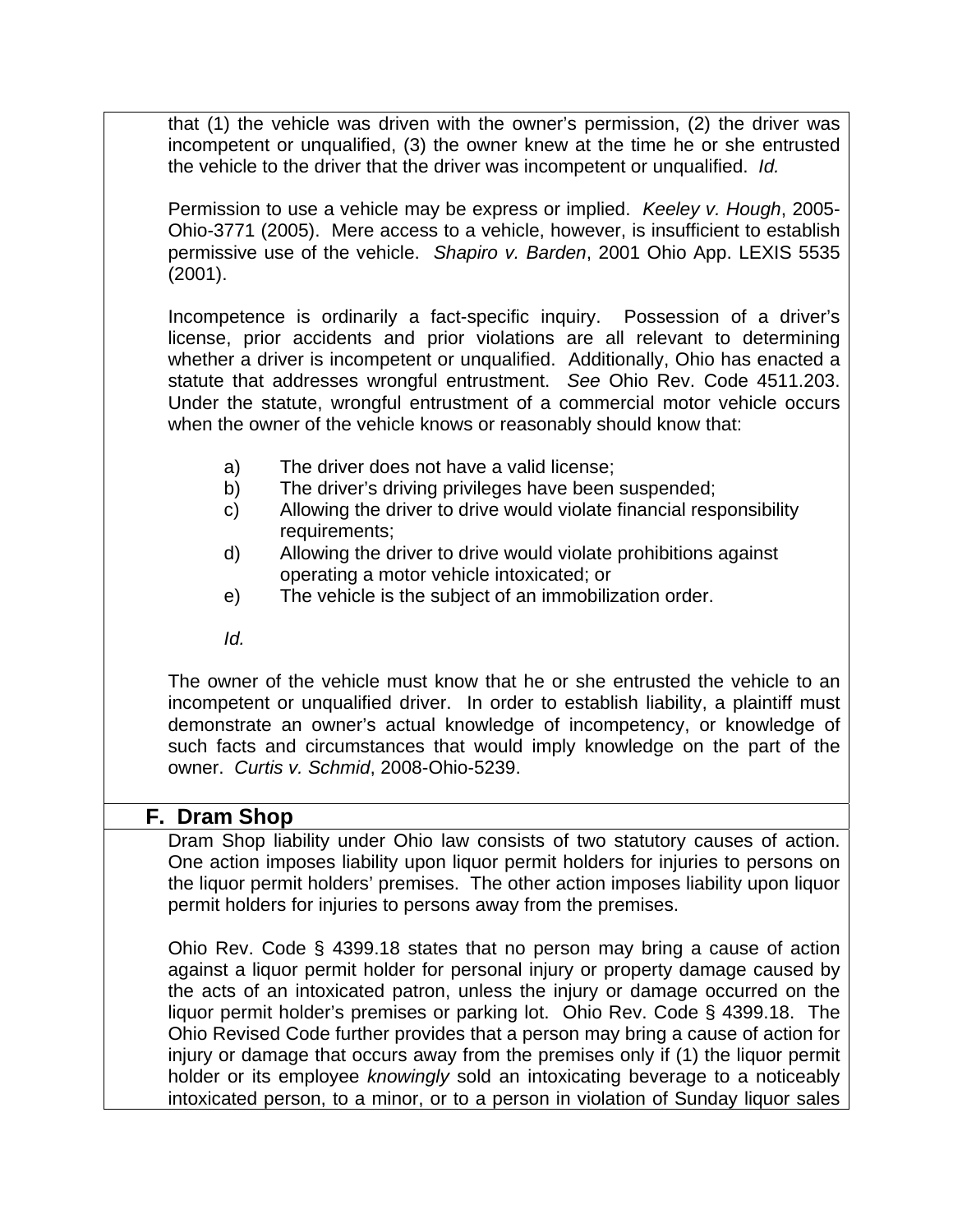that (1) the vehicle was driven with the owner's permission, (2) the driver was incompetent or unqualified, (3) the owner knew at the time he or she entrusted the vehicle to the driver that the driver was incompetent or unqualified. *Id.*

Permission to use a vehicle may be express or implied. *Keeley v. Hough*, 2005-Ohio-3771 (2005). Mere access to a vehicle, however, is insufficient to establish permissive use of the vehicle. *Shapiro v. Barden*, 2001 Ohio App. LEXIS 5535 (2001).

Incompetence is ordinarily a fact-specific inquiry. Possession of a driver's license, prior accidents and prior violations are all relevant to determining whether a driver is incompetent or unqualified. Additionally, Ohio has enacted a statute that addresses wrongful entrustment. *See* Ohio Rev. Code 4511.203. Under the statute, wrongful entrustment of a commercial motor vehicle occurs when the owner of the vehicle knows or reasonably should know that:

a) The driver does not have a valid license;
b) The driver's driving privileges have been suspended;
c) Allowing the driver to drive would violate financial responsibility requirements;
d) Allowing the driver to drive would violate prohibitions against operating a motor vehicle intoxicated; or
e) The vehicle is the subject of an immobilization order.

*Id.*

The owner of the vehicle must know that he or she entrusted the vehicle to an incompetent or unqualified driver. In order to establish liability, a plaintiff must demonstrate an owner's actual knowledge of incompetency, or knowledge of such facts and circumstances that would imply knowledge on the part of the owner. *Curtis v. Schmid*, 2008-Ohio-5239.

## F. Dram Shop

Dram Shop liability under Ohio law consists of two statutory causes of action. One action imposes liability upon liquor permit holders for injuries to persons on the liquor permit holders' premises. The other action imposes liability upon liquor permit holders for injuries to persons away from the premises.

Ohio Rev. Code § 4399.18 states that no person may bring a cause of action against a liquor permit holder for personal injury or property damage caused by the acts of an intoxicated patron, unless the injury or damage occurred on the liquor permit holder's premises or parking lot. Ohio Rev. Code § 4399.18. The Ohio Revised Code further provides that a person may bring a cause of action for injury or damage that occurs away from the premises only if (1) the liquor permit holder or its employee *knowingly* sold an intoxicating beverage to a noticeably intoxicated person, to a minor, or to a person in violation of Sunday liquor sales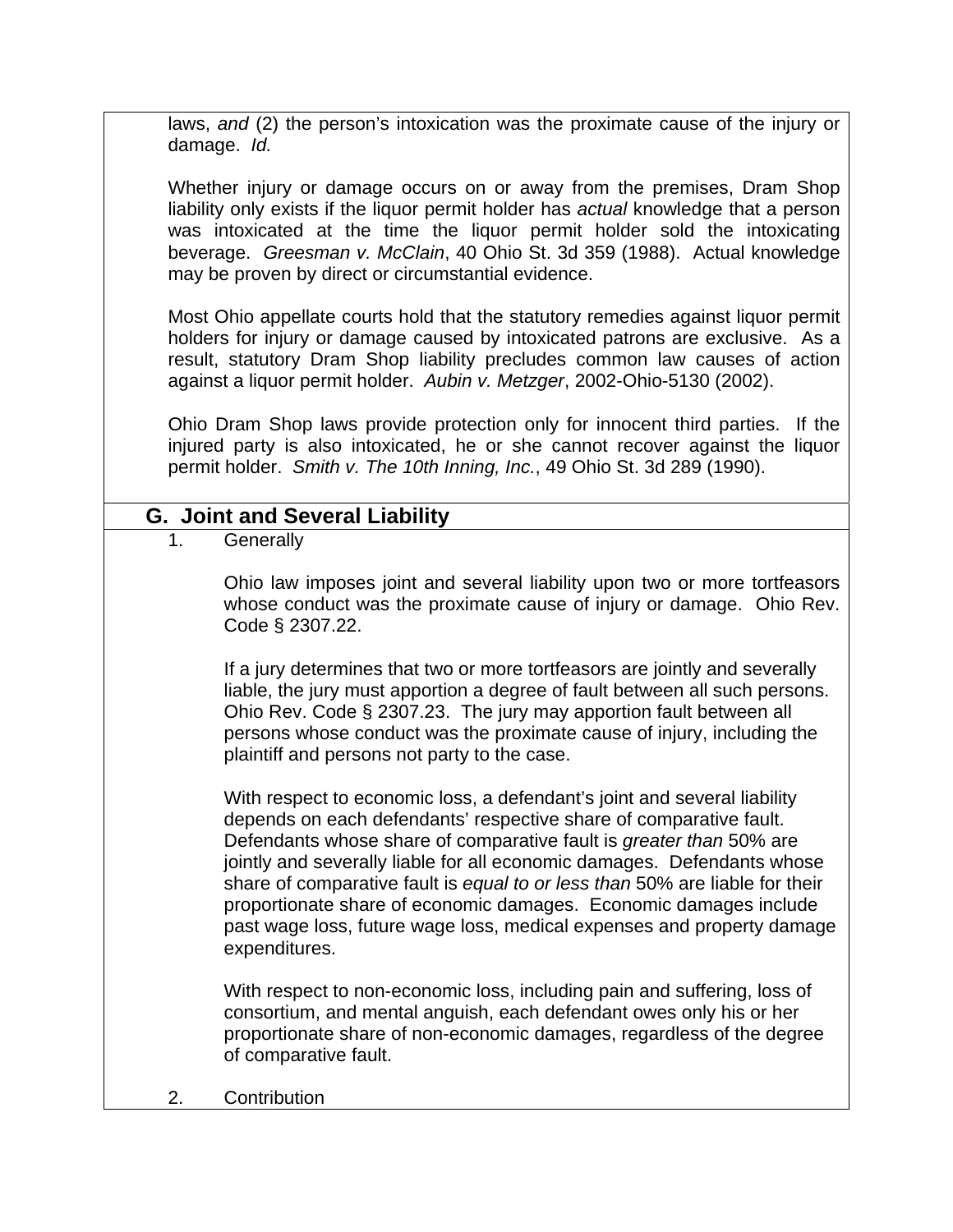laws, *and* (2) the person's intoxication was the proximate cause of the injury or damage. *Id.*

Whether injury or damage occurs on or away from the premises, Dram Shop liability only exists if the liquor permit holder has *actual* knowledge that a person was intoxicated at the time the liquor permit holder sold the intoxicating beverage. *Greesman v. McClain*, 40 Ohio St. 3d 359 (1988). Actual knowledge may be proven by direct or circumstantial evidence.

Most Ohio appellate courts hold that the statutory remedies against liquor permit holders for injury or damage caused by intoxicated patrons are exclusive. As a result, statutory Dram Shop liability precludes common law causes of action against a liquor permit holder. *Aubin v. Metzger*, 2002-Ohio-5130 (2002).

Ohio Dram Shop laws provide protection only for innocent third parties. If the injured party is also intoxicated, he or she cannot recover against the liquor permit holder. *Smith v. The 10th Inning, Inc.*, 49 Ohio St. 3d 289 (1990).

## G. Joint and Several Liability

1. Generally

Ohio law imposes joint and several liability upon two or more tortfeasors whose conduct was the proximate cause of injury or damage. Ohio Rev. Code § 2307.22.

If a jury determines that two or more tortfeasors are jointly and severally liable, the jury must apportion a degree of fault between all such persons. Ohio Rev. Code § 2307.23. The jury may apportion fault between all persons whose conduct was the proximate cause of injury, including the plaintiff and persons not party to the case.

With respect to economic loss, a defendant's joint and several liability depends on each defendants' respective share of comparative fault. Defendants whose share of comparative fault is *greater than* 50% are jointly and severally liable for all economic damages. Defendants whose share of comparative fault is *equal to or less than* 50% are liable for their proportionate share of economic damages. Economic damages include past wage loss, future wage loss, medical expenses and property damage expenditures.

With respect to non-economic loss, including pain and suffering, loss of consortium, and mental anguish, each defendant owes only his or her proportionate share of non-economic damages, regardless of the degree of comparative fault.

2. Contribution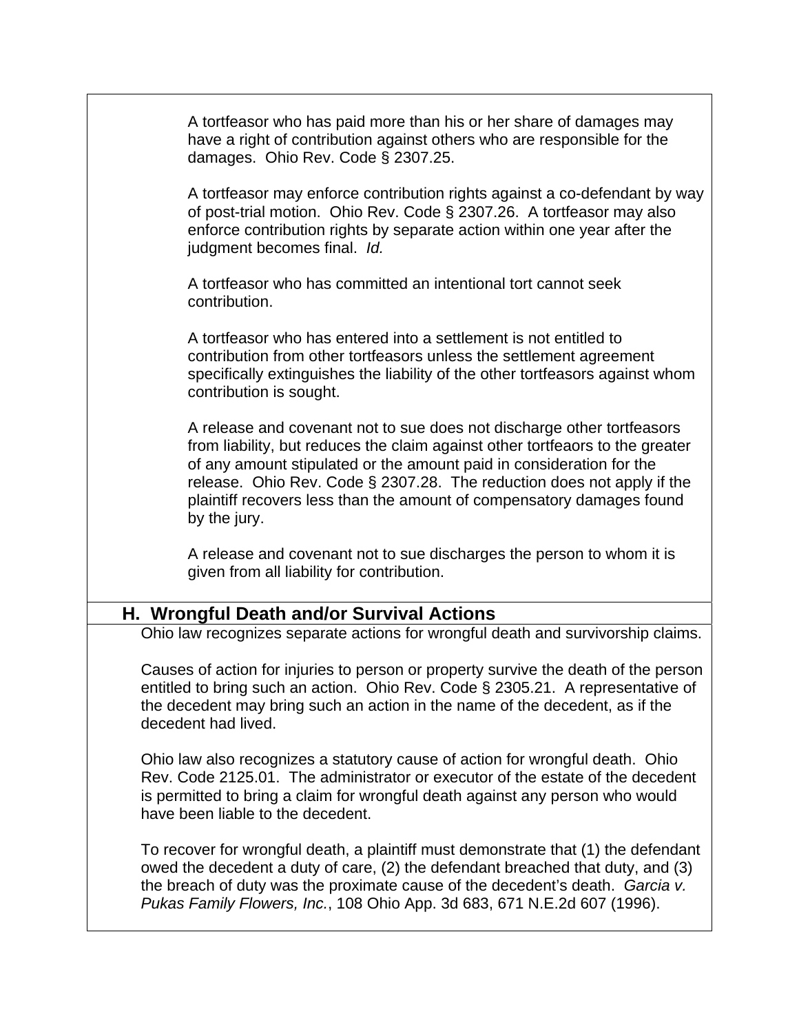A tortfeasor who has paid more than his or her share of damages may have a right of contribution against others who are responsible for the damages. Ohio Rev. Code § 2307.25.

A tortfeasor may enforce contribution rights against a co-defendant by way of post-trial motion. Ohio Rev. Code § 2307.26. A tortfeasor may also enforce contribution rights by separate action within one year after the judgment becomes final. *Id.*

A tortfeasor who has committed an intentional tort cannot seek contribution.

A tortfeasor who has entered into a settlement is not entitled to contribution from other tortfeasors unless the settlement agreement specifically extinguishes the liability of the other tortfeasors against whom contribution is sought.

A release and covenant not to sue does not discharge other tortfeasors from liability, but reduces the claim against other tortfeaors to the greater of any amount stipulated or the amount paid in consideration for the release. Ohio Rev. Code § 2307.28. The reduction does not apply if the plaintiff recovers less than the amount of compensatory damages found by the jury.

A release and covenant not to sue discharges the person to whom it is given from all liability for contribution.

## H. Wrongful Death and/or Survival Actions

Ohio law recognizes separate actions for wrongful death and survivorship claims.

Causes of action for injuries to person or property survive the death of the person entitled to bring such an action. Ohio Rev. Code § 2305.21. A representative of the decedent may bring such an action in the name of the decedent, as if the decedent had lived.

Ohio law also recognizes a statutory cause of action for wrongful death. Ohio Rev. Code 2125.01. The administrator or executor of the estate of the decedent is permitted to bring a claim for wrongful death against any person who would have been liable to the decedent.

To recover for wrongful death, a plaintiff must demonstrate that (1) the defendant owed the decedent a duty of care, (2) the defendant breached that duty, and (3) the breach of duty was the proximate cause of the decedent's death. *Garcia v. Pukas Family Flowers, Inc.*, 108 Ohio App. 3d 683, 671 N.E.2d 607 (1996).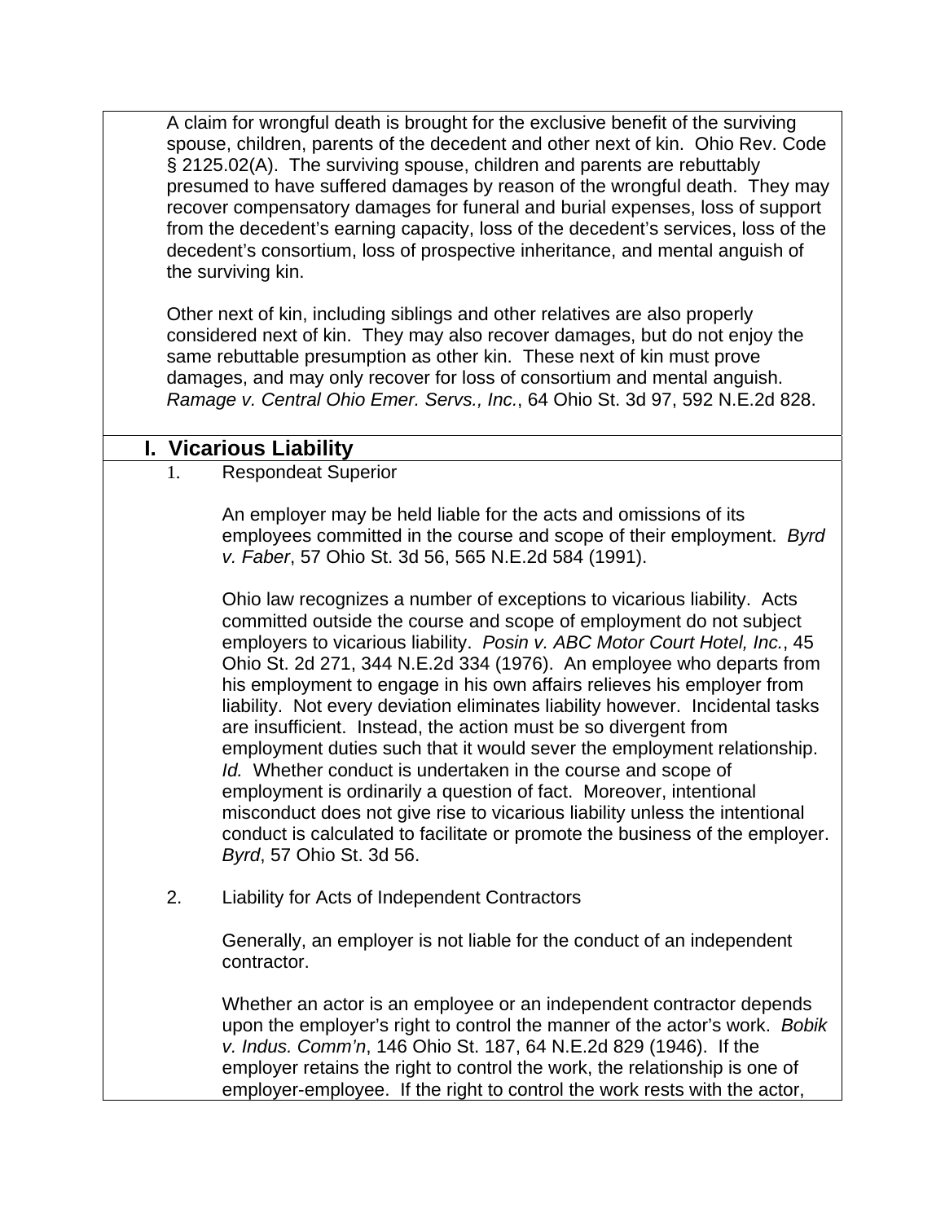A claim for wrongful death is brought for the exclusive benefit of the surviving spouse, children, parents of the decedent and other next of kin. Ohio Rev. Code § 2125.02(A). The surviving spouse, children and parents are rebuttably presumed to have suffered damages by reason of the wrongful death. They may recover compensatory damages for funeral and burial expenses, loss of support from the decedent's earning capacity, loss of the decedent's services, loss of the decedent's consortium, loss of prospective inheritance, and mental anguish of the surviving kin.

Other next of kin, including siblings and other relatives are also properly considered next of kin. They may also recover damages, but do not enjoy the same rebuttable presumption as other kin. These next of kin must prove damages, and may only recover for loss of consortium and mental anguish. *Ramage v. Central Ohio Emer. Servs., Inc.*, 64 Ohio St. 3d 97, 592 N.E.2d 828.

## I. Vicarious Liability

1. Respondeat Superior

An employer may be held liable for the acts and omissions of its employees committed in the course and scope of their employment. *Byrd v. Faber*, 57 Ohio St. 3d 56, 565 N.E.2d 584 (1991).

Ohio law recognizes a number of exceptions to vicarious liability. Acts committed outside the course and scope of employment do not subject employers to vicarious liability. *Posin v. ABC Motor Court Hotel, Inc.*, 45 Ohio St. 2d 271, 344 N.E.2d 334 (1976). An employee who departs from his employment to engage in his own affairs relieves his employer from liability. Not every deviation eliminates liability however. Incidental tasks are insufficient. Instead, the action must be so divergent from employment duties such that it would sever the employment relationship. *Id.* Whether conduct is undertaken in the course and scope of employment is ordinarily a question of fact. Moreover, intentional misconduct does not give rise to vicarious liability unless the intentional conduct is calculated to facilitate or promote the business of the employer. *Byrd*, 57 Ohio St. 3d 56.

2. Liability for Acts of Independent Contractors

Generally, an employer is not liable for the conduct of an independent contractor.

Whether an actor is an employee or an independent contractor depends upon the employer's right to control the manner of the actor's work. *Bobik v. Indus. Comm'n*, 146 Ohio St. 187, 64 N.E.2d 829 (1946). If the employer retains the right to control the work, the relationship is one of employer-employee. If the right to control the work rests with the actor,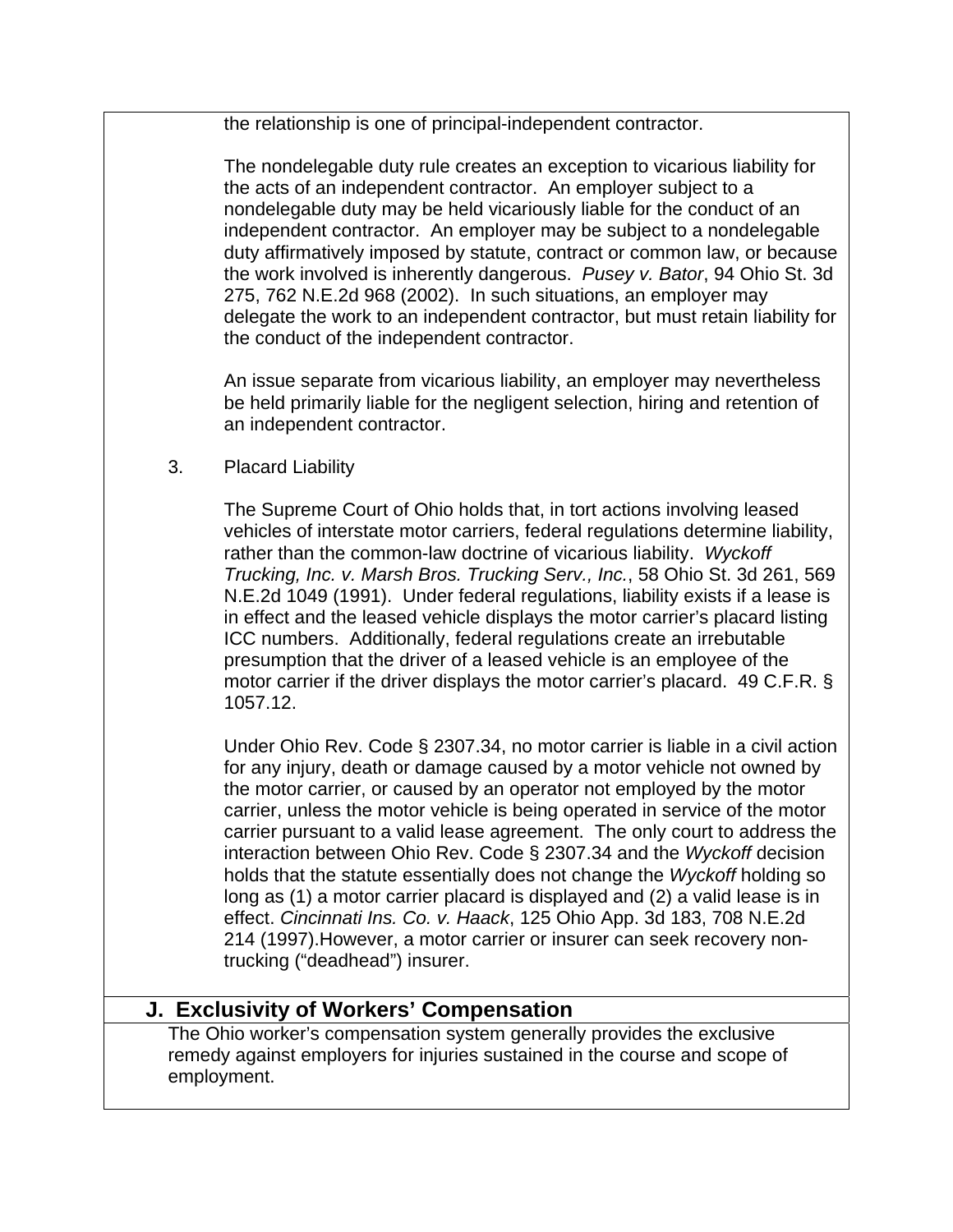the relationship is one of principal-independent contractor.

The nondelegable duty rule creates an exception to vicarious liability for the acts of an independent contractor. An employer subject to a nondelegable duty may be held vicariously liable for the conduct of an independent contractor. An employer may be subject to a nondelegable duty affirmatively imposed by statute, contract or common law, or because the work involved is inherently dangerous. *Pusey v. Bator*, 94 Ohio St. 3d 275, 762 N.E.2d 968 (2002). In such situations, an employer may delegate the work to an independent contractor, but must retain liability for the conduct of the independent contractor.

An issue separate from vicarious liability, an employer may nevertheless be held primarily liable for the negligent selection, hiring and retention of an independent contractor.

3. Placard Liability

The Supreme Court of Ohio holds that, in tort actions involving leased vehicles of interstate motor carriers, federal regulations determine liability, rather than the common-law doctrine of vicarious liability. *Wyckoff Trucking, Inc. v. Marsh Bros. Trucking Serv., Inc.*, 58 Ohio St. 3d 261, 569 N.E.2d 1049 (1991). Under federal regulations, liability exists if a lease is in effect and the leased vehicle displays the motor carrier's placard listing ICC numbers. Additionally, federal regulations create an irrebutable presumption that the driver of a leased vehicle is an employee of the motor carrier if the driver displays the motor carrier's placard. 49 C.F.R. § 1057.12.

Under Ohio Rev. Code § 2307.34, no motor carrier is liable in a civil action for any injury, death or damage caused by a motor vehicle not owned by the motor carrier, or caused by an operator not employed by the motor carrier, unless the motor vehicle is being operated in service of the motor carrier pursuant to a valid lease agreement. The only court to address the interaction between Ohio Rev. Code § 2307.34 and the *Wyckoff* decision holds that the statute essentially does not change the *Wyckoff* holding so long as (1) a motor carrier placard is displayed and (2) a valid lease is in effect. *Cincinnati Ins. Co. v. Haack*, 125 Ohio App. 3d 183, 708 N.E.2d 214 (1997).However, a motor carrier or insurer can seek recovery non-trucking ("deadhead") insurer.

## J. Exclusivity of Workers' Compensation

The Ohio worker's compensation system generally provides the exclusive remedy against employers for injuries sustained in the course and scope of employment.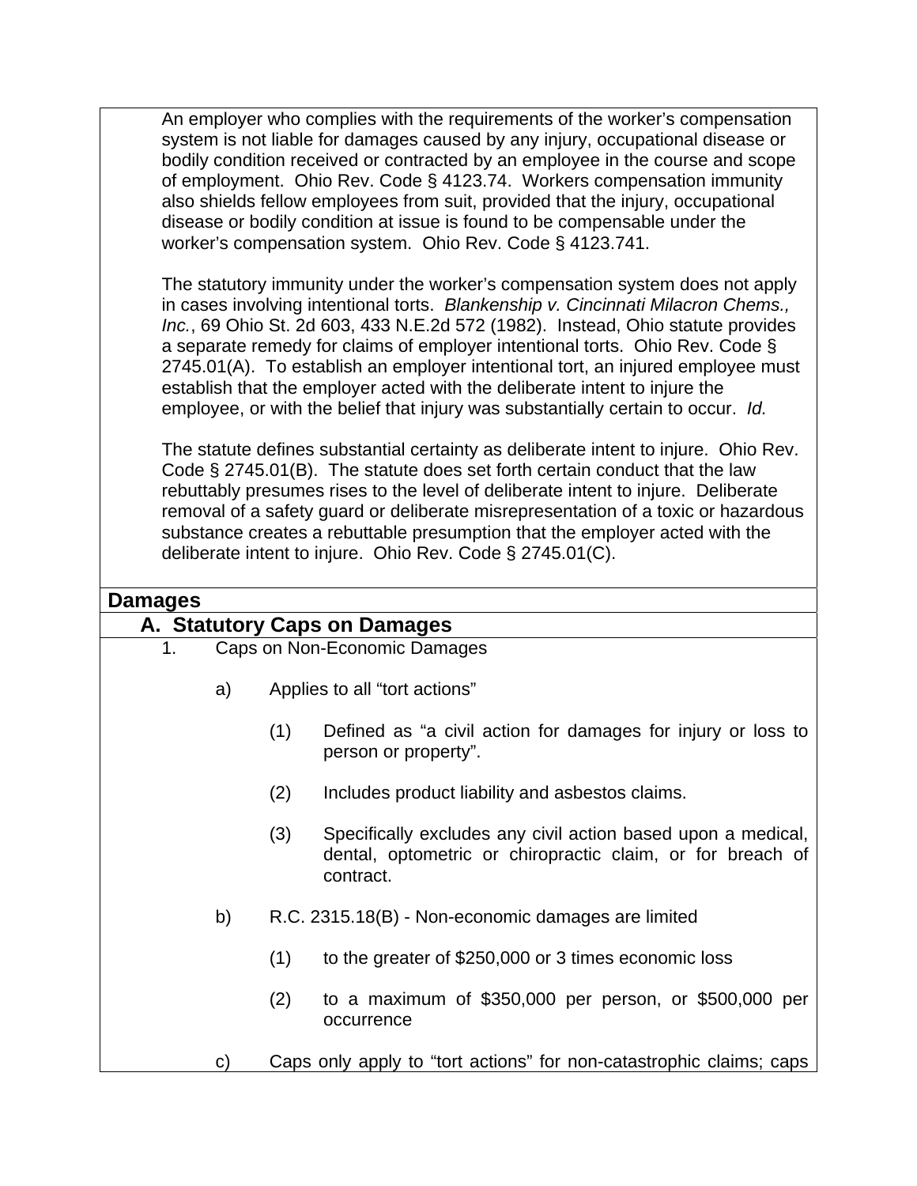An employer who complies with the requirements of the worker's compensation system is not liable for damages caused by any injury, occupational disease or bodily condition received or contracted by an employee in the course and scope of employment. Ohio Rev. Code § 4123.74. Workers compensation immunity also shields fellow employees from suit, provided that the injury, occupational disease or bodily condition at issue is found to be compensable under the worker's compensation system. Ohio Rev. Code § 4123.741.

The statutory immunity under the worker's compensation system does not apply in cases involving intentional torts. *Blankenship v. Cincinnati Milacron Chems., Inc.*, 69 Ohio St. 2d 603, 433 N.E.2d 572 (1982). Instead, Ohio statute provides a separate remedy for claims of employer intentional torts. Ohio Rev. Code § 2745.01(A). To establish an employer intentional tort, an injured employee must establish that the employer acted with the deliberate intent to injure the employee, or with the belief that injury was substantially certain to occur. *Id.*

The statute defines substantial certainty as deliberate intent to injure. Ohio Rev. Code § 2745.01(B). The statute does set forth certain conduct that the law rebuttably presumes rises to the level of deliberate intent to injure. Deliberate removal of a safety guard or deliberate misrepresentation of a toxic or hazardous substance creates a rebuttable presumption that the employer acted with the deliberate intent to injure. Ohio Rev. Code § 2745.01(C).

## Damages

### A. Statutory Caps on Damages

1. Caps on Non-Economic Damages

   a) Applies to all "tort actions"

      (1) Defined as "a civil action for damages for injury or loss to person or property".

      (2) Includes product liability and asbestos claims.

      (3) Specifically excludes any civil action based upon a medical, dental, optometric or chiropractic claim, or for breach of contract.

   b) R.C. 2315.18(B) - Non-economic damages are limited

      (1) to the greater of $250,000 or 3 times economic loss

      (2) to a maximum of $350,000 per person, or $500,000 per occurrence

   c) Caps only apply to "tort actions" for non-catastrophic claims; caps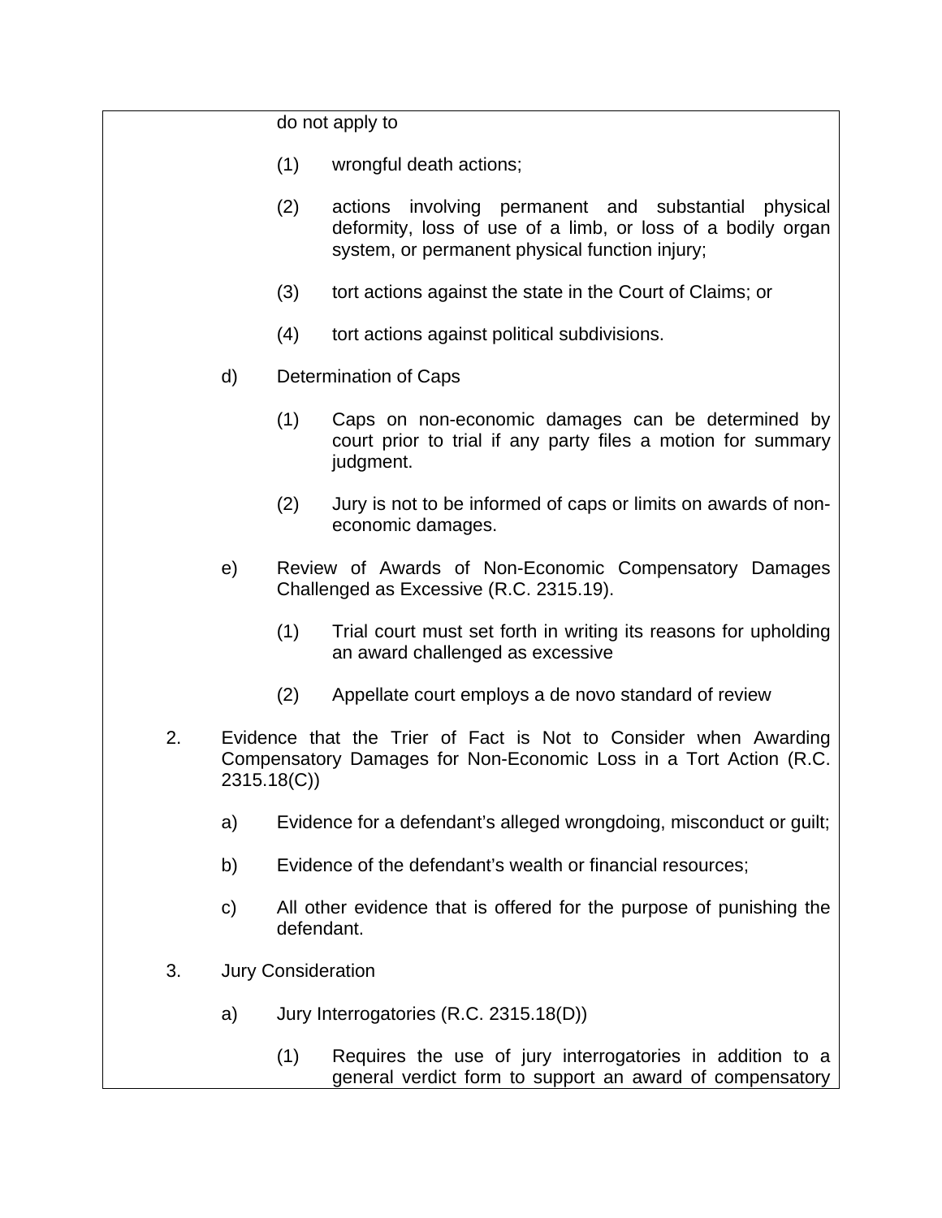do not apply to

(1) wrongful death actions;

(2) actions involving permanent and substantial physical deformity, loss of use of a limb, or loss of a bodily organ system, or permanent physical function injury;

(3) tort actions against the state in the Court of Claims; or

(4) tort actions against political subdivisions.

d) Determination of Caps

(1) Caps on non-economic damages can be determined by court prior to trial if any party files a motion for summary judgment.

(2) Jury is not to be informed of caps or limits on awards of non-economic damages.

e) Review of Awards of Non-Economic Compensatory Damages Challenged as Excessive (R.C. 2315.19).

(1) Trial court must set forth in writing its reasons for upholding an award challenged as excessive

(2) Appellate court employs a de novo standard of review

2. Evidence that the Trier of Fact is Not to Consider when Awarding Compensatory Damages for Non-Economic Loss in a Tort Action (R.C. 2315.18(C))

a) Evidence for a defendant's alleged wrongdoing, misconduct or guilt;

b) Evidence of the defendant's wealth or financial resources;

c) All other evidence that is offered for the purpose of punishing the defendant.

3. Jury Consideration

a) Jury Interrogatories (R.C. 2315.18(D))

(1) Requires the use of jury interrogatories in addition to a general verdict form to support an award of compensatory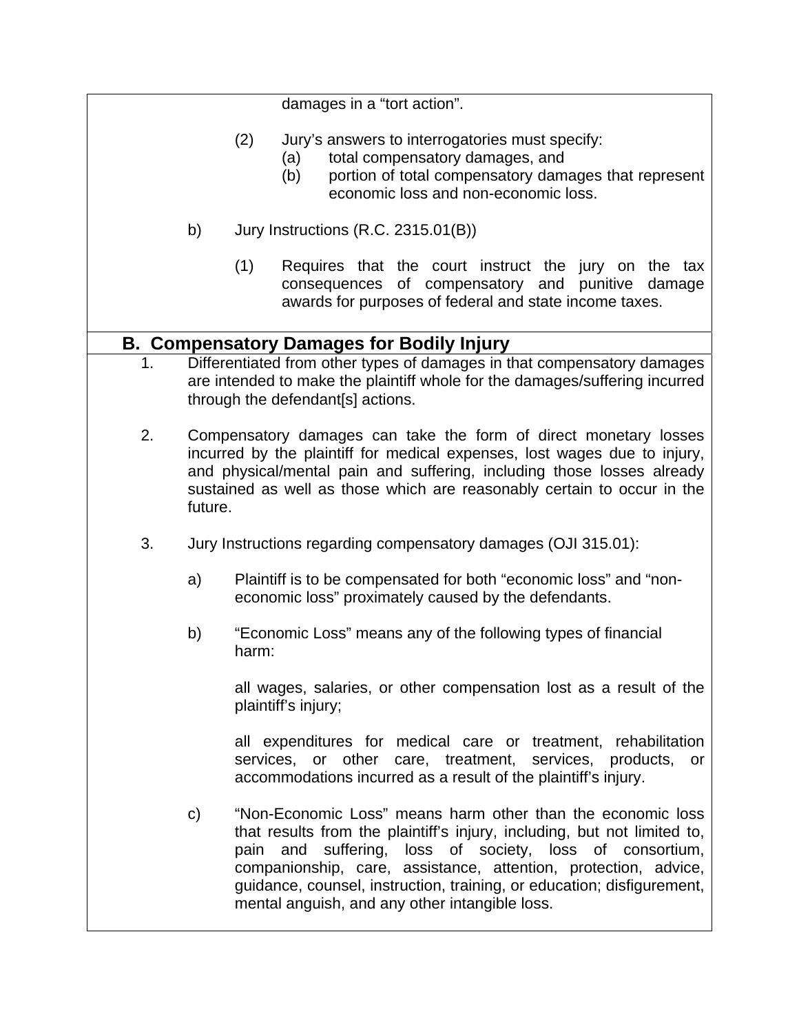damages in a "tort action".

(2) Jury's answers to interrogatories must specify:
   (a) total compensatory damages, and
   (b) portion of total compensatory damages that represent economic loss and non-economic loss.

b) Jury Instructions (R.C. 2315.01(B))

   (1) Requires that the court instruct the jury on the tax consequences of compensatory and punitive damage awards for purposes of federal and state income taxes.

## B. Compensatory Damages for Bodily Injury

1. Differentiated from other types of damages in that compensatory damages are intended to make the plaintiff whole for the damages/suffering incurred through the defendant[s] actions.

2. Compensatory damages can take the form of direct monetary losses incurred by the plaintiff for medical expenses, lost wages due to injury, and physical/mental pain and suffering, including those losses already sustained as well as those which are reasonably certain to occur in the future.

3. Jury Instructions regarding compensatory damages (OJI 315.01):

   a) Plaintiff is to be compensated for both "economic loss" and "non-economic loss" proximately caused by the defendants.

   b) "Economic Loss" means any of the following types of financial harm:

      all wages, salaries, or other compensation lost as a result of the plaintiff's injury;

      all expenditures for medical care or treatment, rehabilitation services, or other care, treatment, services, products, or accommodations incurred as a result of the plaintiff's injury.

   c) "Non-Economic Loss" means harm other than the economic loss that results from the plaintiff's injury, including, but not limited to, pain and suffering, loss of society, loss of consortium, companionship, care, assistance, attention, protection, advice, guidance, counsel, instruction, training, or education; disfigurement, mental anguish, and any other intangible loss.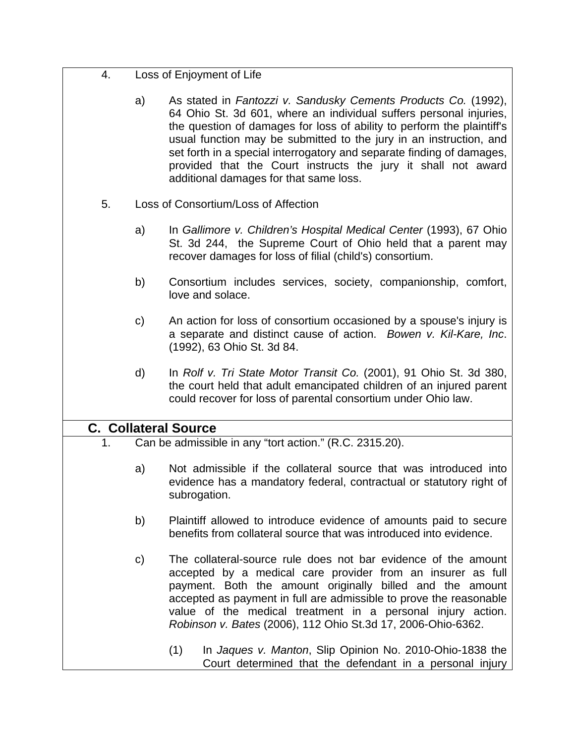4. Loss of Enjoyment of Life

   a) As stated in *Fantozzi v. Sandusky Cements Products Co.* (1992), 64 Ohio St. 3d 601, where an individual suffers personal injuries, the question of damages for loss of ability to perform the plaintiff's usual function may be submitted to the jury in an instruction, and set forth in a special interrogatory and separate finding of damages, provided that the Court instructs the jury it shall not award additional damages for that same loss.

5. Loss of Consortium/Loss of Affection

   a) In *Gallimore v. Children's Hospital Medical Center* (1993), 67 Ohio St. 3d 244, the Supreme Court of Ohio held that a parent may recover damages for loss of filial (child's) consortium.

   b) Consortium includes services, society, companionship, comfort, love and solace.

   c) An action for loss of consortium occasioned by a spouse's injury is a separate and distinct cause of action. *Bowen v. Kil-Kare, Inc*. (1992), 63 Ohio St. 3d 84.

   d) In *Rolf v. Tri State Motor Transit Co.* (2001), 91 Ohio St. 3d 380, the court held that adult emancipated children of an injured parent could recover for loss of parental consortium under Ohio law.

## C. Collateral Source

1. Can be admissible in any "tort action." (R.C. 2315.20).

   a) Not admissible if the collateral source that was introduced into evidence has a mandatory federal, contractual or statutory right of subrogation.

   b) Plaintiff allowed to introduce evidence of amounts paid to secure benefits from collateral source that was introduced into evidence.

   c) The collateral-source rule does not bar evidence of the amount accepted by a medical care provider from an insurer as full payment. Both the amount originally billed and the amount accepted as payment in full are admissible to prove the reasonable value of the medical treatment in a personal injury action. *Robinson v. Bates* (2006), 112 Ohio St.3d 17, 2006-Ohio-6362.

      (1) In *Jaques v. Manton*, Slip Opinion No. 2010-Ohio-1838 the Court determined that the defendant in a personal injury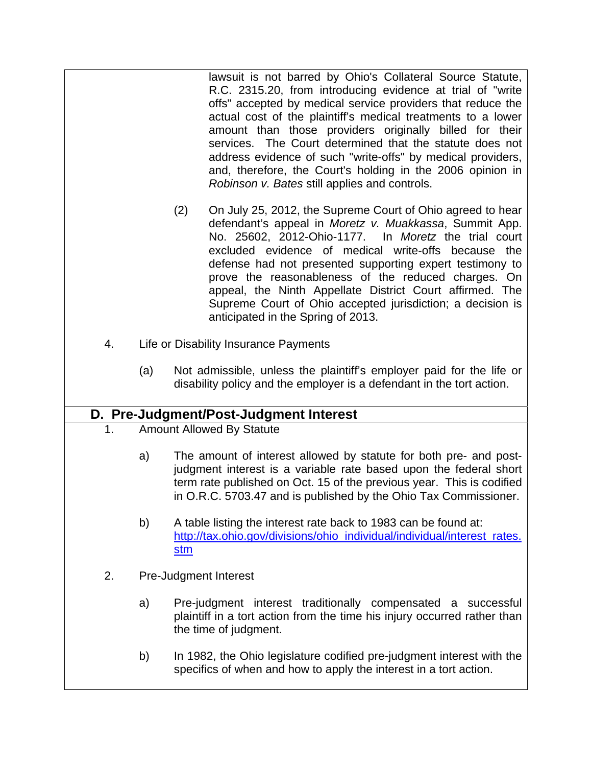lawsuit is not barred by Ohio's Collateral Source Statute, R.C. 2315.20, from introducing evidence at trial of "write offs" accepted by medical service providers that reduce the actual cost of the plaintiff's medical treatments to a lower amount than those providers originally billed for their services. The Court determined that the statute does not address evidence of such "write-offs" by medical providers, and, therefore, the Court's holding in the 2006 opinion in *Robinson v. Bates* still applies and controls.

(2) On July 25, 2012, the Supreme Court of Ohio agreed to hear defendant's appeal in *Moretz v. Muakkassa*, Summit App. No. 25602, 2012-Ohio-1177. In *Moretz* the trial court excluded evidence of medical write-offs because the defense had not presented supporting expert testimony to prove the reasonableness of the reduced charges. On appeal, the Ninth Appellate District Court affirmed. The Supreme Court of Ohio accepted jurisdiction; a decision is anticipated in the Spring of 2013.

4. Life or Disability Insurance Payments

   (a) Not admissible, unless the plaintiff's employer paid for the life or disability policy and the employer is a defendant in the tort action.

## D. Pre-Judgment/Post-Judgment Interest

1. Amount Allowed By Statute

   a) The amount of interest allowed by statute for both pre- and post-judgment interest is a variable rate based upon the federal short term rate published on Oct. 15 of the previous year. This is codified in O.R.C. 5703.47 and is published by the Ohio Tax Commissioner.

   b) A table listing the interest rate back to 1983 can be found at: [http://tax.ohio.gov/divisions/ohio_individual/individual/interest_rates.stm](http://tax.ohio.gov/divisions/ohio_individual/individual/interest_rates.stm)

2. Pre-Judgment Interest

   a) Pre-judgment interest traditionally compensated a successful plaintiff in a tort action from the time his injury occurred rather than the time of judgment.

   b) In 1982, the Ohio legislature codified pre-judgment interest with the specifics of when and how to apply the interest in a tort action.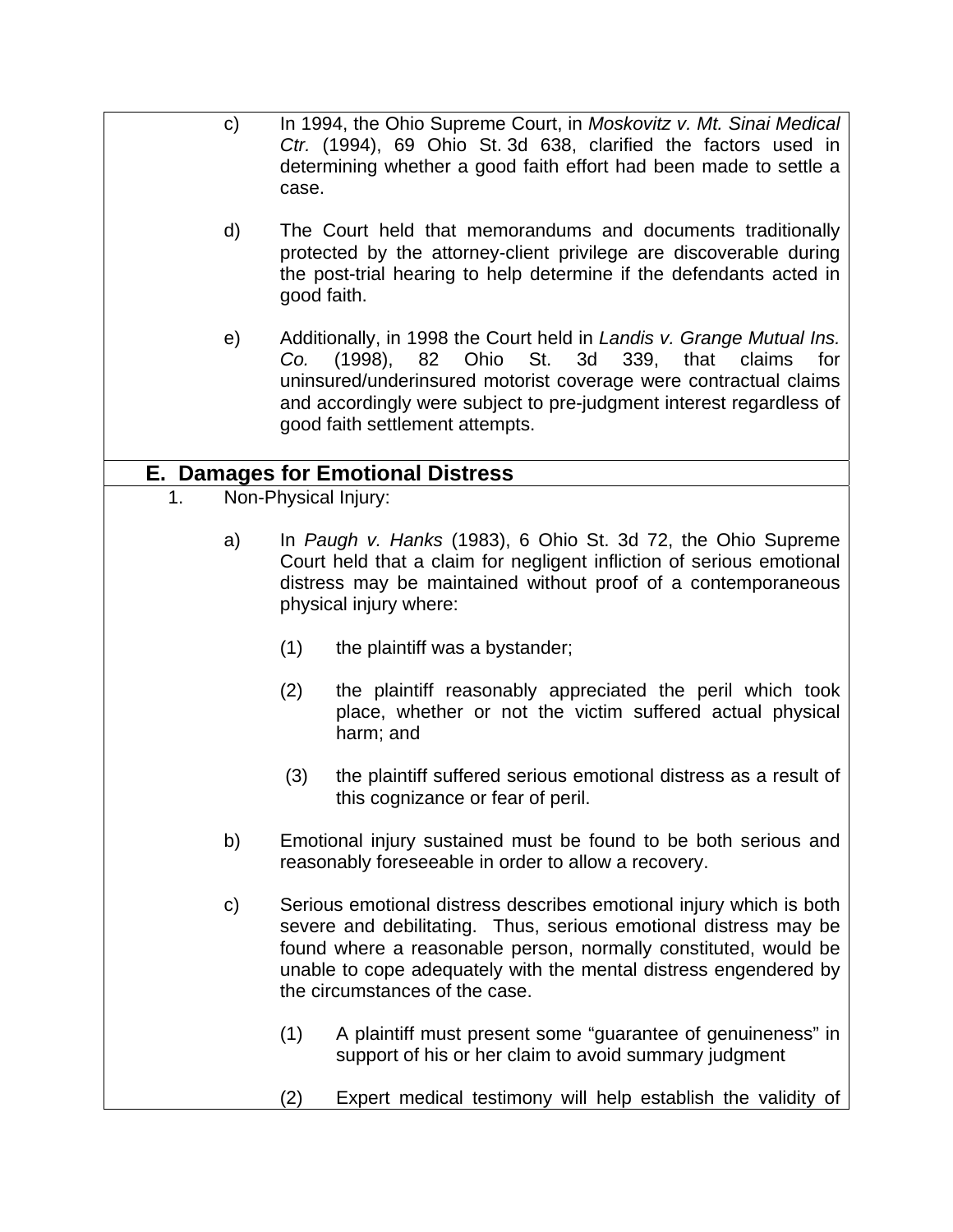c) In 1994, the Ohio Supreme Court, in *Moskovitz v. Mt. Sinai Medical Ctr.* (1994), 69 Ohio St. 3d 638, clarified the factors used in determining whether a good faith effort had been made to settle a case.

d) The Court held that memorandums and documents traditionally protected by the attorney-client privilege are discoverable during the post-trial hearing to help determine if the defendants acted in good faith.

e) Additionally, in 1998 the Court held in *Landis v. Grange Mutual Ins. Co.* (1998), 82 Ohio St. 3d 339, that claims for uninsured/underinsured motorist coverage were contractual claims and accordingly were subject to pre-judgment interest regardless of good faith settlement attempts.

## E. Damages for Emotional Distress

1. Non-Physical Injury:

a) In *Paugh v. Hanks* (1983), 6 Ohio St. 3d 72, the Ohio Supreme Court held that a claim for negligent infliction of serious emotional distress may be maintained without proof of a contemporaneous physical injury where:

(1) the plaintiff was a bystander;

(2) the plaintiff reasonably appreciated the peril which took place, whether or not the victim suffered actual physical harm; and

(3) the plaintiff suffered serious emotional distress as a result of this cognizance or fear of peril.

b) Emotional injury sustained must be found to be both serious and reasonably foreseeable in order to allow a recovery.

c) Serious emotional distress describes emotional injury which is both severe and debilitating. Thus, serious emotional distress may be found where a reasonable person, normally constituted, would be unable to cope adequately with the mental distress engendered by the circumstances of the case.

(1) A plaintiff must present some "guarantee of genuineness" in support of his or her claim to avoid summary judgment

(2) Expert medical testimony will help establish the validity of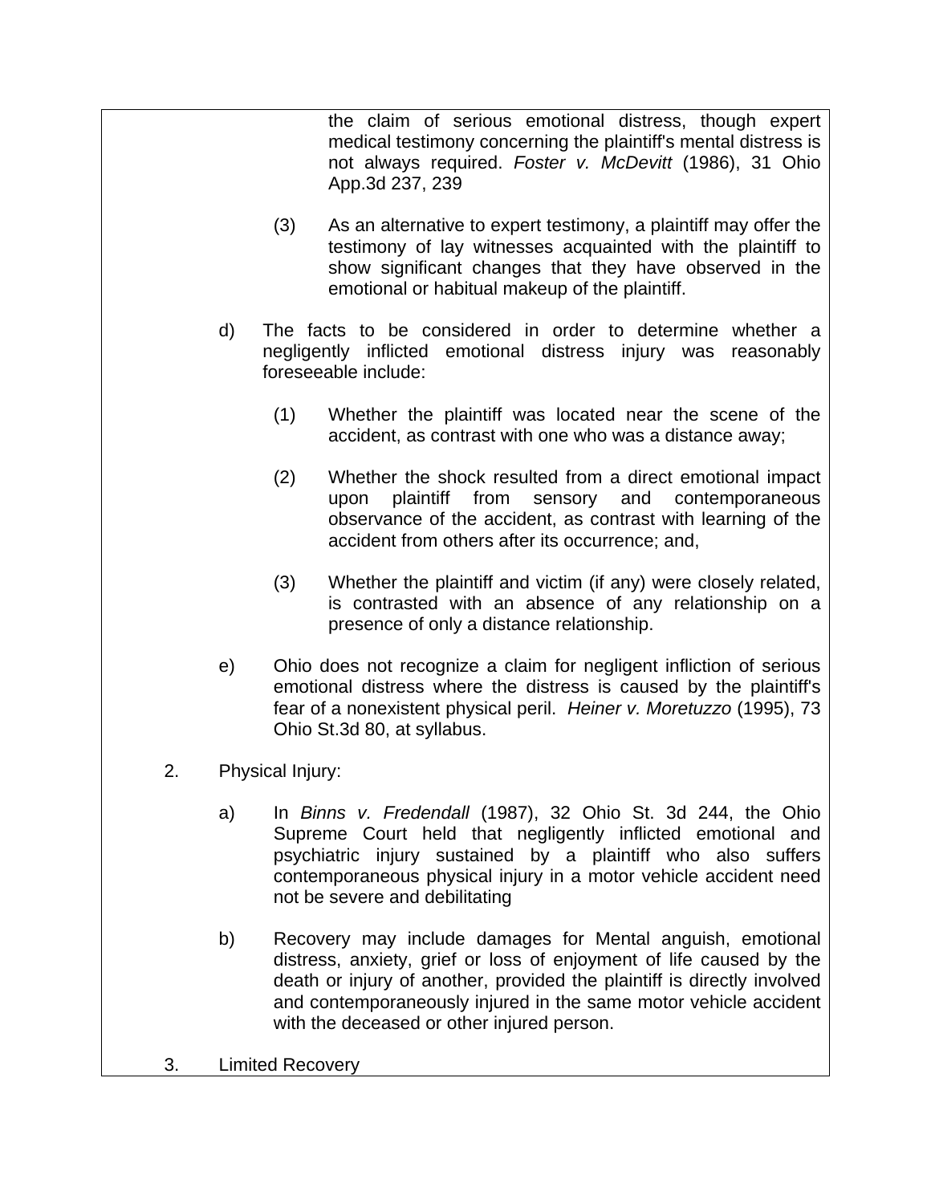the claim of serious emotional distress, though expert medical testimony concerning the plaintiff's mental distress is not always required. *Foster v. McDevitt* (1986), 31 Ohio App.3d 237, 239

(3) As an alternative to expert testimony, a plaintiff may offer the testimony of lay witnesses acquainted with the plaintiff to show significant changes that they have observed in the emotional or habitual makeup of the plaintiff.

d) The facts to be considered in order to determine whether a negligently inflicted emotional distress injury was reasonably foreseeable include:

(1) Whether the plaintiff was located near the scene of the accident, as contrast with one who was a distance away;

(2) Whether the shock resulted from a direct emotional impact upon plaintiff from sensory and contemporaneous observance of the accident, as contrast with learning of the accident from others after its occurrence; and,

(3) Whether the plaintiff and victim (if any) were closely related, is contrasted with an absence of any relationship on a presence of only a distance relationship.

e) Ohio does not recognize a claim for negligent infliction of serious emotional distress where the distress is caused by the plaintiff's fear of a nonexistent physical peril. *Heiner v. Moretuzzo* (1995), 73 Ohio St.3d 80, at syllabus.

2. Physical Injury:

a) In *Binns v. Fredendall* (1987), 32 Ohio St. 3d 244, the Ohio Supreme Court held that negligently inflicted emotional and psychiatric injury sustained by a plaintiff who also suffers contemporaneous physical injury in a motor vehicle accident need not be severe and debilitating

b) Recovery may include damages for Mental anguish, emotional distress, anxiety, grief or loss of enjoyment of life caused by the death or injury of another, provided the plaintiff is directly involved and contemporaneously injured in the same motor vehicle accident with the deceased or other injured person.

3. Limited Recovery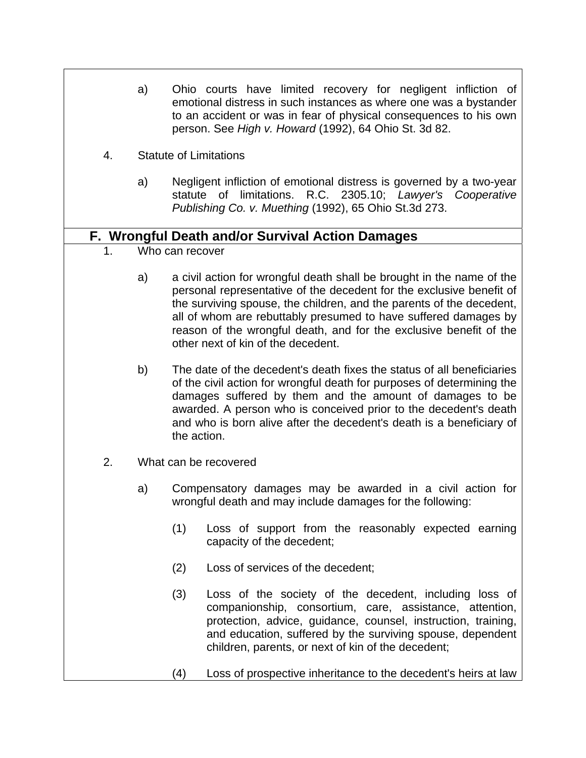a) Ohio courts have limited recovery for negligent infliction of emotional distress in such instances as where one was a bystander to an accident or was in fear of physical consequences to his own person. See *High v. Howard* (1992), 64 Ohio St. 3d 82.

4. Statute of Limitations

a) Negligent infliction of emotional distress is governed by a two-year statute of limitations. R.C. 2305.10; *Lawyer's Cooperative Publishing Co. v. Muething* (1992), 65 Ohio St.3d 273.

## F. Wrongful Death and/or Survival Action Damages

1. Who can recover

a) a civil action for wrongful death shall be brought in the name of the personal representative of the decedent for the exclusive benefit of the surviving spouse, the children, and the parents of the decedent, all of whom are rebuttably presumed to have suffered damages by reason of the wrongful death, and for the exclusive benefit of the other next of kin of the decedent.

b) The date of the decedent's death fixes the status of all beneficiaries of the civil action for wrongful death for purposes of determining the damages suffered by them and the amount of damages to be awarded. A person who is conceived prior to the decedent's death and who is born alive after the decedent's death is a beneficiary of the action.

2. What can be recovered

a) Compensatory damages may be awarded in a civil action for wrongful death and may include damages for the following:

(1) Loss of support from the reasonably expected earning capacity of the decedent;

(2) Loss of services of the decedent;

(3) Loss of the society of the decedent, including loss of companionship, consortium, care, assistance, attention, protection, advice, guidance, counsel, instruction, training, and education, suffered by the surviving spouse, dependent children, parents, or next of kin of the decedent;

(4) Loss of prospective inheritance to the decedent's heirs at law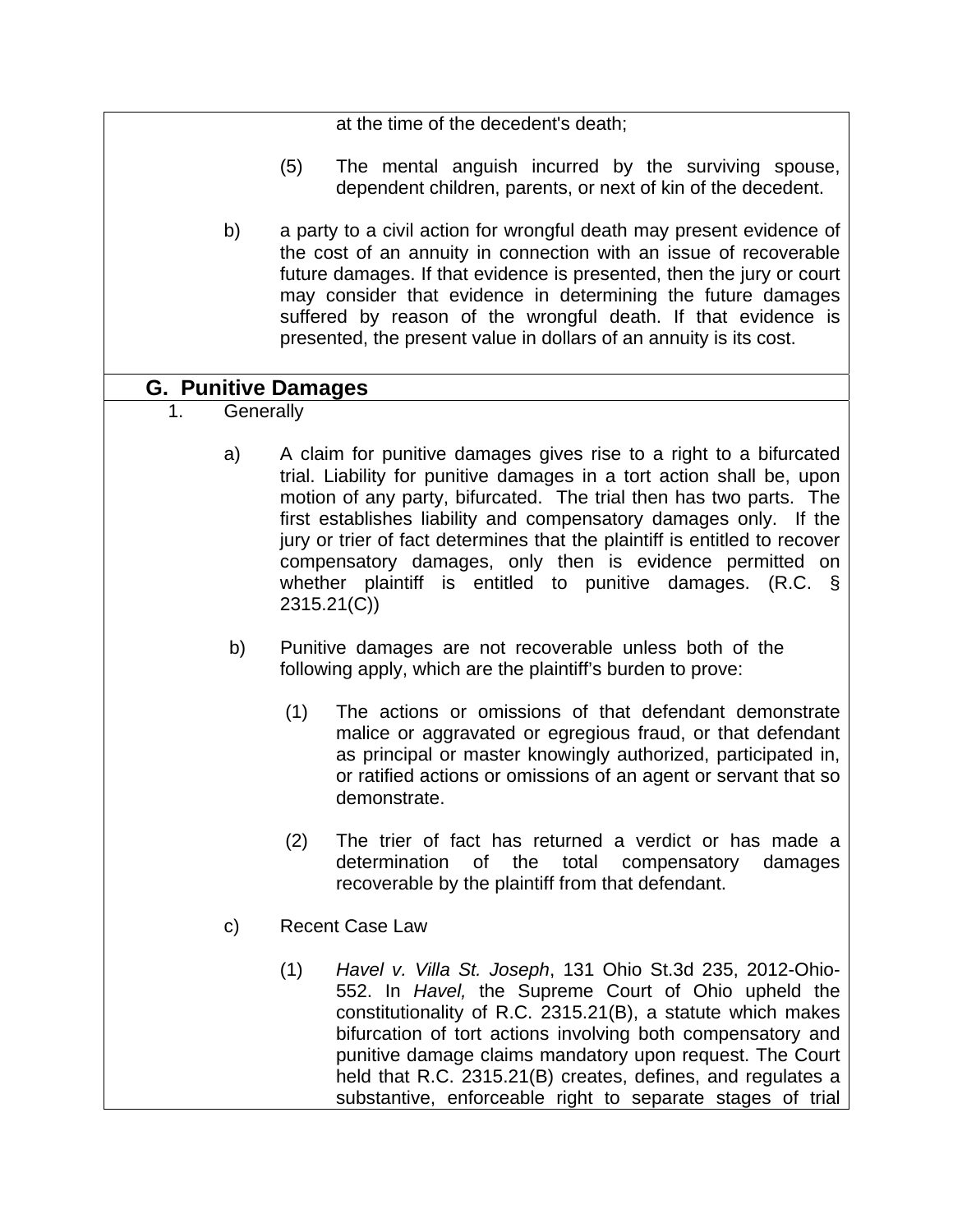at the time of the decedent's death;

(5) The mental anguish incurred by the surviving spouse, dependent children, parents, or next of kin of the decedent.

b) a party to a civil action for wrongful death may present evidence of the cost of an annuity in connection with an issue of recoverable future damages. If that evidence is presented, then the jury or court may consider that evidence in determining the future damages suffered by reason of the wrongful death. If that evidence is presented, the present value in dollars of an annuity is its cost.

## G. Punitive Damages

1. Generally

a) A claim for punitive damages gives rise to a right to a bifurcated trial. Liability for punitive damages in a tort action shall be, upon motion of any party, bifurcated. The trial then has two parts. The first establishes liability and compensatory damages only. If the jury or trier of fact determines that the plaintiff is entitled to recover compensatory damages, only then is evidence permitted on whether plaintiff is entitled to punitive damages. (R.C. § 2315.21(C))

b) Punitive damages are not recoverable unless both of the following apply, which are the plaintiff's burden to prove:

(1) The actions or omissions of that defendant demonstrate malice or aggravated or egregious fraud, or that defendant as principal or master knowingly authorized, participated in, or ratified actions or omissions of an agent or servant that so demonstrate.

(2) The trier of fact has returned a verdict or has made a determination of the total compensatory damages recoverable by the plaintiff from that defendant.

c) Recent Case Law

(1) *Havel v. Villa St. Joseph*, 131 Ohio St.3d 235, 2012-Ohio-552. In *Havel,* the Supreme Court of Ohio upheld the constitutionality of R.C. 2315.21(B), a statute which makes bifurcation of tort actions involving both compensatory and punitive damage claims mandatory upon request. The Court held that R.C. 2315.21(B) creates, defines, and regulates a substantive, enforceable right to separate stages of trial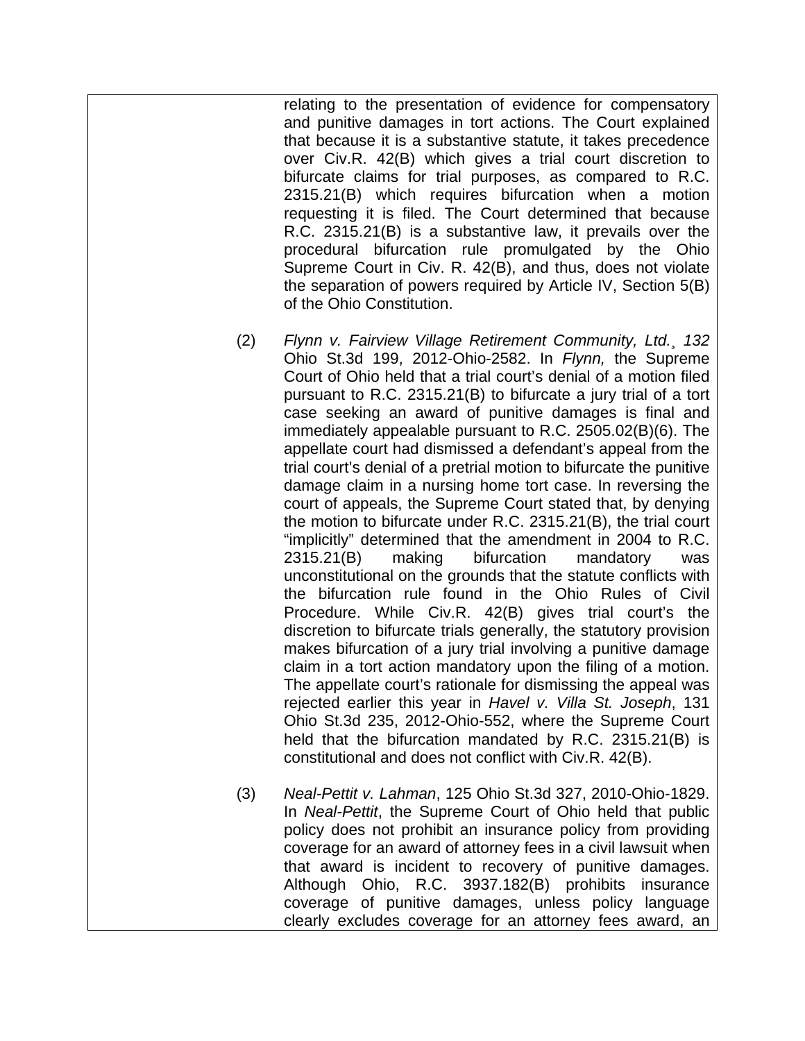relating to the presentation of evidence for compensatory and punitive damages in tort actions. The Court explained that because it is a substantive statute, it takes precedence over Civ.R. 42(B) which gives a trial court discretion to bifurcate claims for trial purposes, as compared to R.C. 2315.21(B) which requires bifurcation when a motion requesting it is filed. The Court determined that because R.C. 2315.21(B) is a substantive law, it prevails over the procedural bifurcation rule promulgated by the Ohio Supreme Court in Civ. R. 42(B), and thus, does not violate the separation of powers required by Article IV, Section 5(B) of the Ohio Constitution.

(2) *Flynn v. Fairview Village Retirement Community, Ltd.¸ 132* Ohio St.3d 199, 2012-Ohio-2582. In *Flynn,* the Supreme Court of Ohio held that a trial court's denial of a motion filed pursuant to R.C. 2315.21(B) to bifurcate a jury trial of a tort case seeking an award of punitive damages is final and immediately appealable pursuant to R.C. 2505.02(B)(6). The appellate court had dismissed a defendant's appeal from the trial court's denial of a pretrial motion to bifurcate the punitive damage claim in a nursing home tort case. In reversing the court of appeals, the Supreme Court stated that, by denying the motion to bifurcate under R.C. 2315.21(B), the trial court "implicitly" determined that the amendment in 2004 to R.C. 2315.21(B) making bifurcation mandatory was unconstitutional on the grounds that the statute conflicts with the bifurcation rule found in the Ohio Rules of Civil Procedure. While Civ.R. 42(B) gives trial court's the discretion to bifurcate trials generally, the statutory provision makes bifurcation of a jury trial involving a punitive damage claim in a tort action mandatory upon the filing of a motion. The appellate court's rationale for dismissing the appeal was rejected earlier this year in *Havel v. Villa St. Joseph*, 131 Ohio St.3d 235, 2012-Ohio-552, where the Supreme Court held that the bifurcation mandated by R.C. 2315.21(B) is constitutional and does not conflict with Civ.R. 42(B).

(3) *Neal-Pettit v. Lahman*, 125 Ohio St.3d 327, 2010-Ohio-1829. In *Neal-Pettit*, the Supreme Court of Ohio held that public policy does not prohibit an insurance policy from providing coverage for an award of attorney fees in a civil lawsuit when that award is incident to recovery of punitive damages. Although Ohio, R.C. 3937.182(B) prohibits insurance coverage of punitive damages, unless policy language clearly excludes coverage for an attorney fees award, an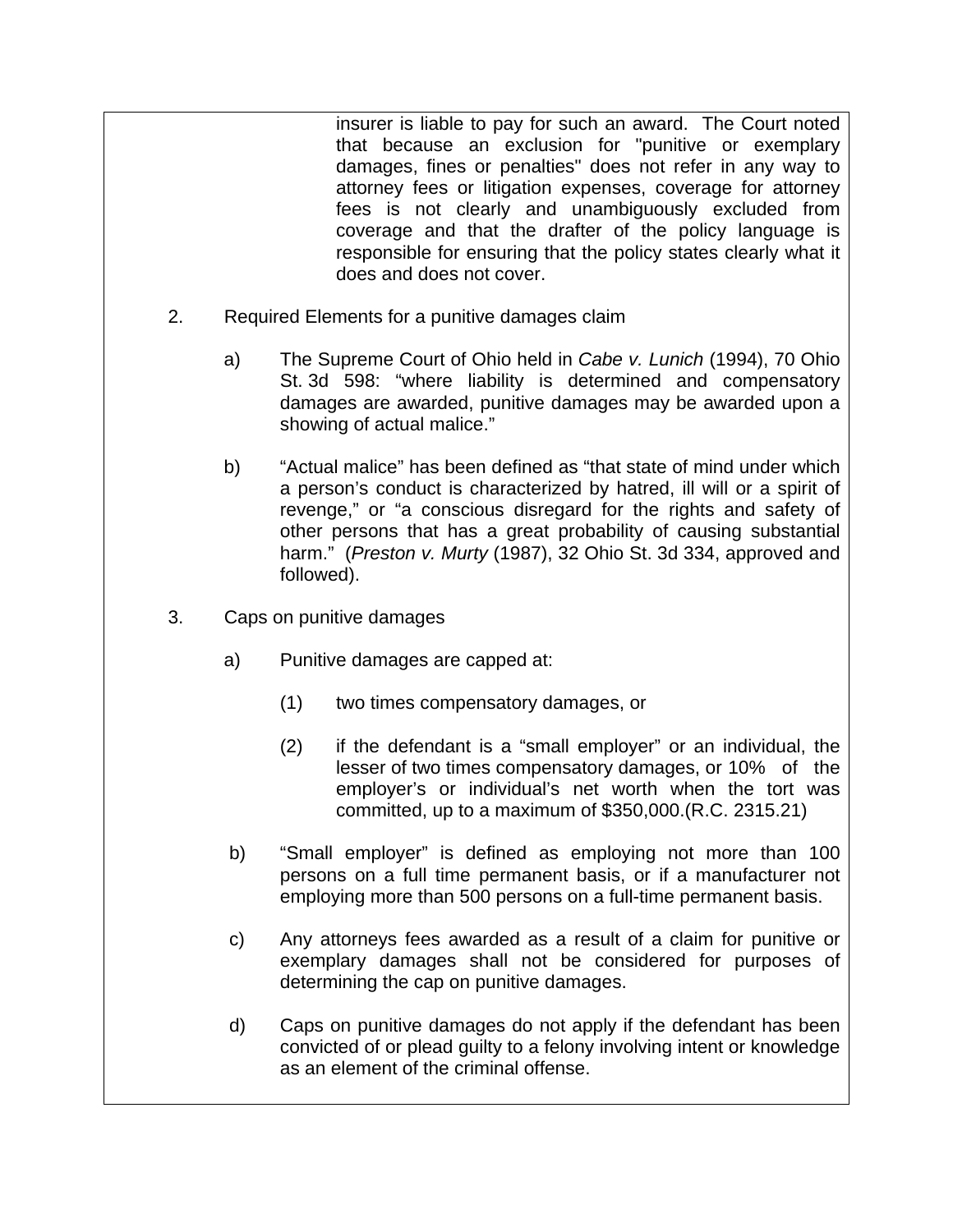insurer is liable to pay for such an award. The Court noted that because an exclusion for "punitive or exemplary damages, fines or penalties" does not refer in any way to attorney fees or litigation expenses, coverage for attorney fees is not clearly and unambiguously excluded from coverage and that the drafter of the policy language is responsible for ensuring that the policy states clearly what it does and does not cover.

2. Required Elements for a punitive damages claim

   a) The Supreme Court of Ohio held in *Cabe v. Lunich* (1994), 70 Ohio St. 3d 598: “where liability is determined and compensatory damages are awarded, punitive damages may be awarded upon a showing of actual malice.”

   b) “Actual malice” has been defined as “that state of mind under which a person’s conduct is characterized by hatred, ill will or a spirit of revenge,” or “a conscious disregard for the rights and safety of other persons that has a great probability of causing substantial harm.” (*Preston v. Murty* (1987), 32 Ohio St. 3d 334, approved and followed).

3. Caps on punitive damages

   a) Punitive damages are capped at:

      (1) two times compensatory damages, or

      (2) if the defendant is a “small employer” or an individual, the lesser of two times compensatory damages, or 10% of the employer’s or individual’s net worth when the tort was committed, up to a maximum of $350,000.(R.C. 2315.21)

   b) “Small employer” is defined as employing not more than 100 persons on a full time permanent basis, or if a manufacturer not employing more than 500 persons on a full-time permanent basis.

   c) Any attorneys fees awarded as a result of a claim for punitive or exemplary damages shall not be considered for purposes of determining the cap on punitive damages.

   d) Caps on punitive damages do not apply if the defendant has been convicted of or plead guilty to a felony involving intent or knowledge as an element of the criminal offense.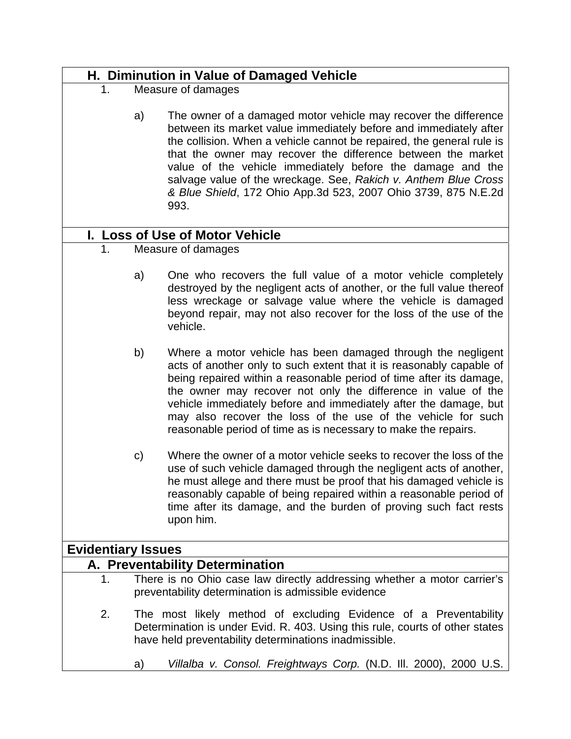## H. Diminution in Value of Damaged Vehicle

1. Measure of damages

   a) The owner of a damaged motor vehicle may recover the difference between its market value immediately before and immediately after the collision. When a vehicle cannot be repaired, the general rule is that the owner may recover the difference between the market value of the vehicle immediately before the damage and the salvage value of the wreckage. See, *Rakich v. Anthem Blue Cross & Blue Shield*, 172 Ohio App.3d 523, 2007 Ohio 3739, 875 N.E.2d 993.

## I. Loss of Use of Motor Vehicle

1. Measure of damages

   a) One who recovers the full value of a motor vehicle completely destroyed by the negligent acts of another, or the full value thereof less wreckage or salvage value where the vehicle is damaged beyond repair, may not also recover for the loss of the use of the vehicle.

   b) Where a motor vehicle has been damaged through the negligent acts of another only to such extent that it is reasonably capable of being repaired within a reasonable period of time after its damage, the owner may recover not only the difference in value of the vehicle immediately before and immediately after the damage, but may also recover the loss of the use of the vehicle for such reasonable period of time as is necessary to make the repairs.

   c) Where the owner of a motor vehicle seeks to recover the loss of the use of such vehicle damaged through the negligent acts of another, he must allege and there must be proof that his damaged vehicle is reasonably capable of being repaired within a reasonable period of time after its damage, and the burden of proving such fact rests upon him.

# Evidentiary Issues

## A. Preventability Determination

1. There is no Ohio case law directly addressing whether a motor carrier's preventability determination is admissible evidence

2. The most likely method of excluding Evidence of a Preventability Determination is under Evid. R. 403. Using this rule, courts of other states have held preventability determinations inadmissible.

   a) *Villalba v. Consol. Freightways Corp.* (N.D. Ill. 2000), 2000 U.S.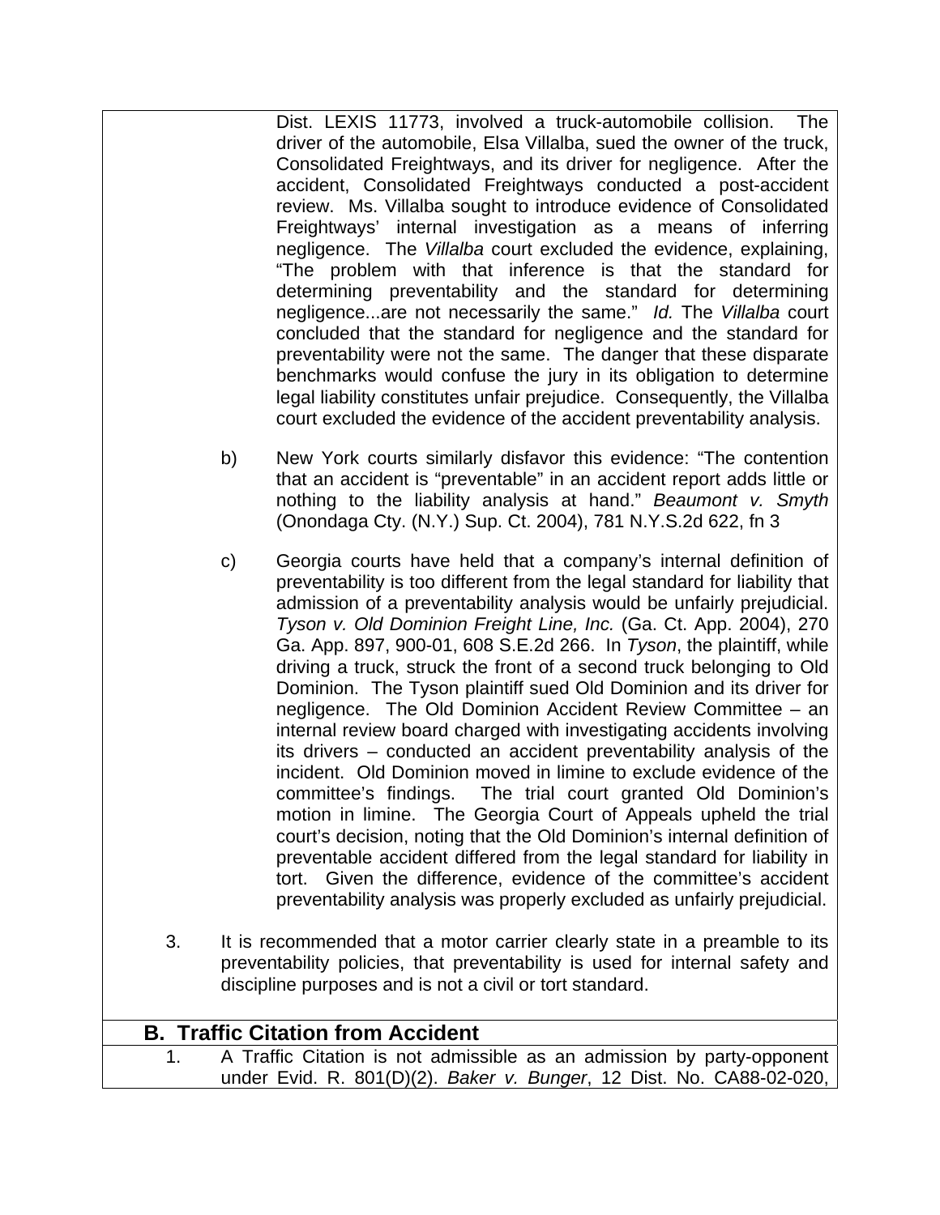Dist. LEXIS 11773, involved a truck-automobile collision. The driver of the automobile, Elsa Villalba, sued the owner of the truck, Consolidated Freightways, and its driver for negligence. After the accident, Consolidated Freightways conducted a post-accident review. Ms. Villalba sought to introduce evidence of Consolidated Freightways' internal investigation as a means of inferring negligence. The *Villalba* court excluded the evidence, explaining, "The problem with that inference is that the standard for determining preventability and the standard for determining negligence...are not necessarily the same." *Id.* The *Villalba* court concluded that the standard for negligence and the standard for preventability were not the same. The danger that these disparate benchmarks would confuse the jury in its obligation to determine legal liability constitutes unfair prejudice. Consequently, the Villalba court excluded the evidence of the accident preventability analysis.

b) New York courts similarly disfavor this evidence: "The contention that an accident is "preventable" in an accident report adds little or nothing to the liability analysis at hand." *Beaumont v. Smyth* (Onondaga Cty. (N.Y.) Sup. Ct. 2004), 781 N.Y.S.2d 622, fn 3

c) Georgia courts have held that a company's internal definition of preventability is too different from the legal standard for liability that admission of a preventability analysis would be unfairly prejudicial. *Tyson v. Old Dominion Freight Line, Inc.* (Ga. Ct. App. 2004), 270 Ga. App. 897, 900-01, 608 S.E.2d 266. In *Tyson*, the plaintiff, while driving a truck, struck the front of a second truck belonging to Old Dominion. The Tyson plaintiff sued Old Dominion and its driver for negligence. The Old Dominion Accident Review Committee – an internal review board charged with investigating accidents involving its drivers – conducted an accident preventability analysis of the incident. Old Dominion moved in limine to exclude evidence of the committee's findings. The trial court granted Old Dominion's motion in limine. The Georgia Court of Appeals upheld the trial court's decision, noting that the Old Dominion's internal definition of preventable accident differed from the legal standard for liability in tort. Given the difference, evidence of the committee's accident preventability analysis was properly excluded as unfairly prejudicial.

3. It is recommended that a motor carrier clearly state in a preamble to its preventability policies, that preventability is used for internal safety and discipline purposes and is not a civil or tort standard.

## B. Traffic Citation from Accident

1. A Traffic Citation is not admissible as an admission by party-opponent under Evid. R. 801(D)(2). *Baker v. Bunger*, 12 Dist. No. CA88-02-020,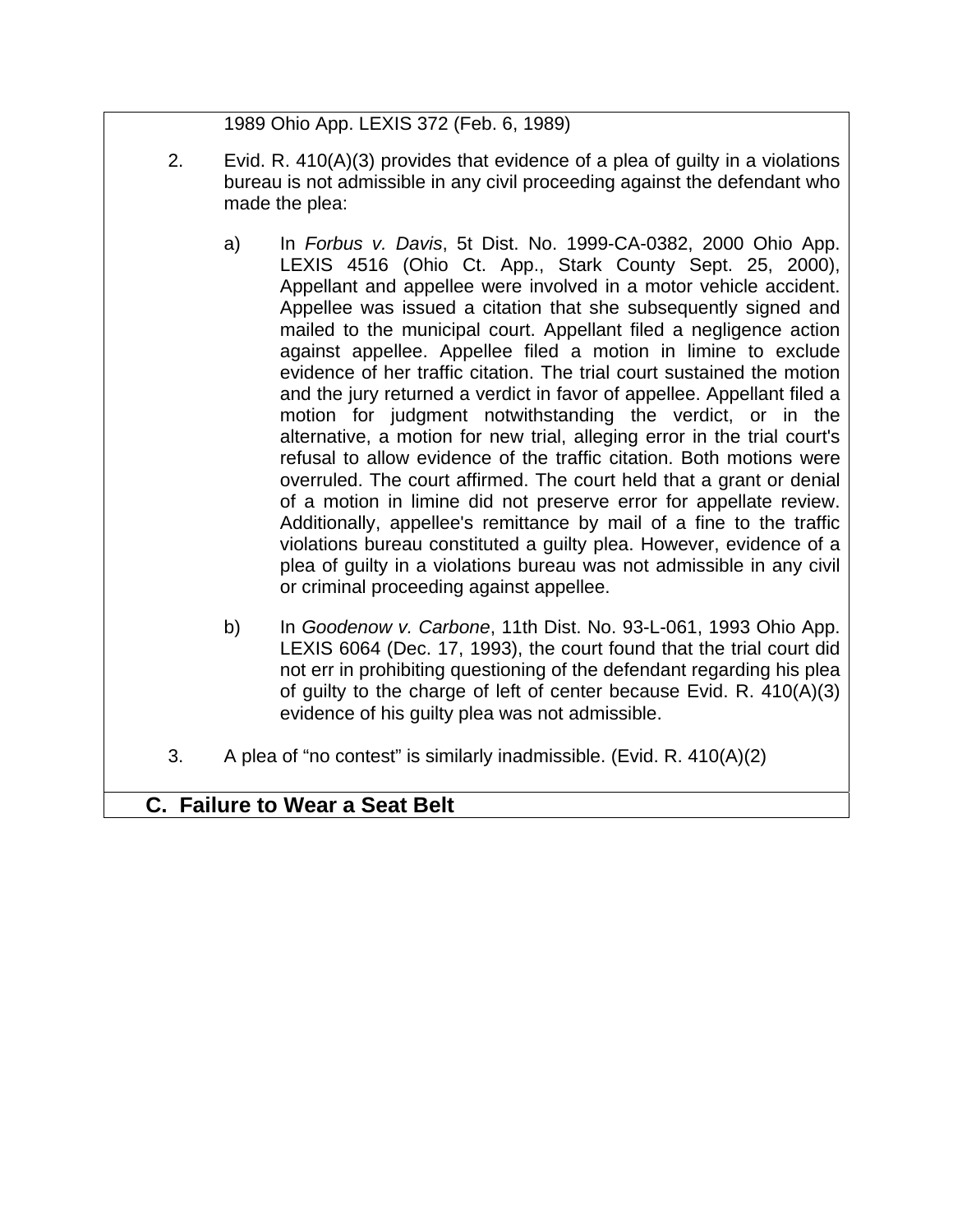1989 Ohio App. LEXIS 372 (Feb. 6, 1989)

2. Evid. R. 410(A)(3) provides that evidence of a plea of guilty in a violations bureau is not admissible in any civil proceeding against the defendant who made the plea:

   a) In *Forbus v. Davis*, 5t Dist. No. 1999-CA-0382, 2000 Ohio App. LEXIS 4516 (Ohio Ct. App., Stark County Sept. 25, 2000), Appellant and appellee were involved in a motor vehicle accident. Appellee was issued a citation that she subsequently signed and mailed to the municipal court. Appellant filed a negligence action against appellee. Appellee filed a motion in limine to exclude evidence of her traffic citation. The trial court sustained the motion and the jury returned a verdict in favor of appellee. Appellant filed a motion for judgment notwithstanding the verdict, or in the alternative, a motion for new trial, alleging error in the trial court's refusal to allow evidence of the traffic citation. Both motions were overruled. The court affirmed. The court held that a grant or denial of a motion in limine did not preserve error for appellate review. Additionally, appellee's remittance by mail of a fine to the traffic violations bureau constituted a guilty plea. However, evidence of a plea of guilty in a violations bureau was not admissible in any civil or criminal proceeding against appellee.

   b) In *Goodenow v. Carbone*, 11th Dist. No. 93-L-061, 1993 Ohio App. LEXIS 6064 (Dec. 17, 1993), the court found that the trial court did not err in prohibiting questioning of the defendant regarding his plea of guilty to the charge of left of center because Evid. R. 410(A)(3) evidence of his guilty plea was not admissible.

3. A plea of "no contest" is similarly inadmissible. (Evid. R. 410(A)(2)

## C. Failure to Wear a Seat Belt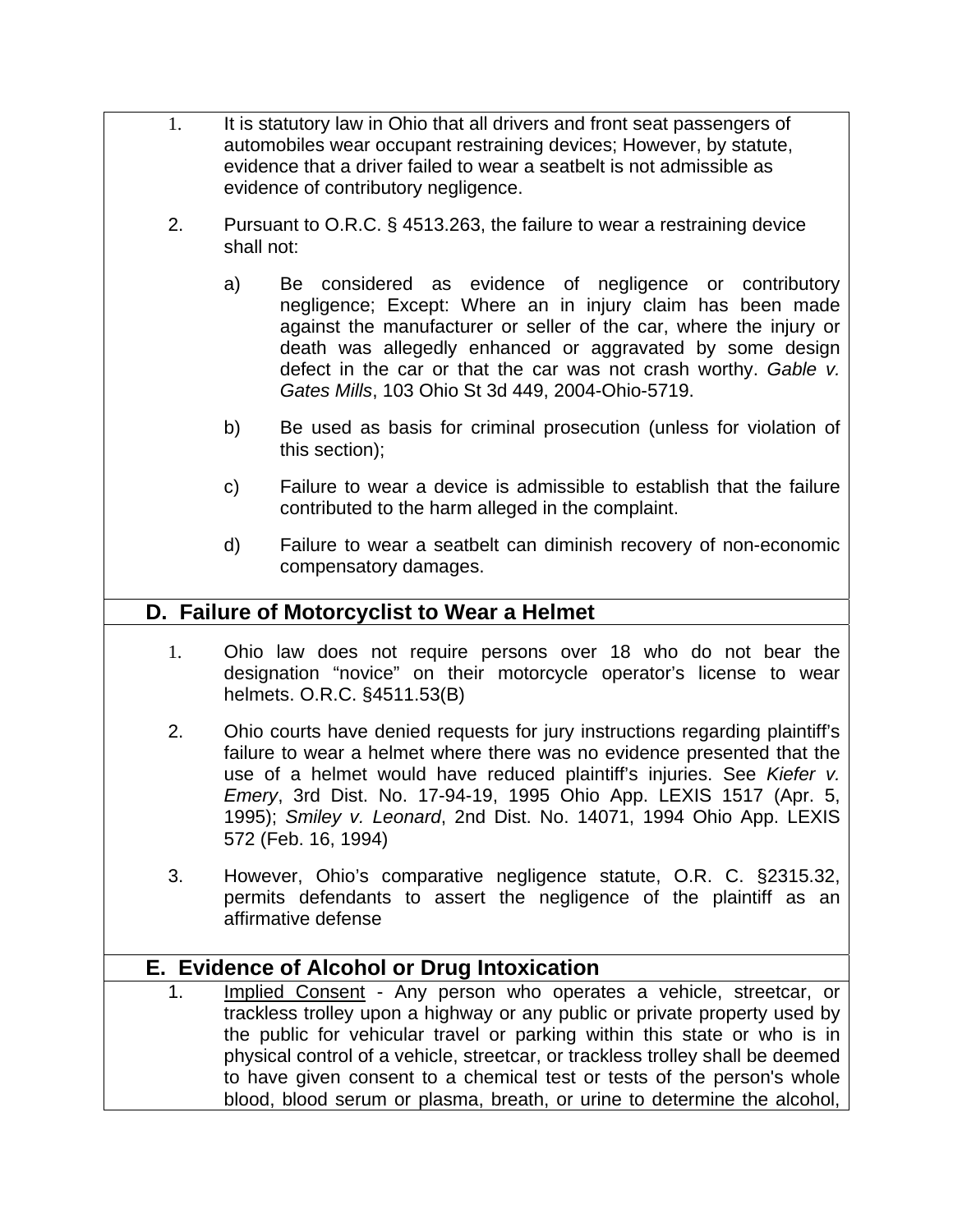1. It is statutory law in Ohio that all drivers and front seat passengers of automobiles wear occupant restraining devices; However, by statute, evidence that a driver failed to wear a seatbelt is not admissible as evidence of contributory negligence.

2. Pursuant to O.R.C. § 4513.263, the failure to wear a restraining device shall not:

   a) Be considered as evidence of negligence or contributory negligence; Except: Where an in injury claim has been made against the manufacturer or seller of the car, where the injury or death was allegedly enhanced or aggravated by some design defect in the car or that the car was not crash worthy. *Gable v. Gates Mills*, 103 Ohio St 3d 449, 2004-Ohio-5719.

   b) Be used as basis for criminal prosecution (unless for violation of this section);

   c) Failure to wear a device is admissible to establish that the failure contributed to the harm alleged in the complaint.

   d) Failure to wear a seatbelt can diminish recovery of non-economic compensatory damages.

## D. Failure of Motorcyclist to Wear a Helmet

1. Ohio law does not require persons over 18 who do not bear the designation “novice” on their motorcycle operator’s license to wear helmets. O.R.C. §4511.53(B)

2. Ohio courts have denied requests for jury instructions regarding plaintiff’s failure to wear a helmet where there was no evidence presented that the use of a helmet would have reduced plaintiff’s injuries. See *Kiefer v. Emery*, 3rd Dist. No. 17-94-19, 1995 Ohio App. LEXIS 1517 (Apr. 5, 1995); *Smiley v. Leonard*, 2nd Dist. No. 14071, 1994 Ohio App. LEXIS 572 (Feb. 16, 1994)

3. However, Ohio’s comparative negligence statute, O.R. C. §2315.32, permits defendants to assert the negligence of the plaintiff as an affirmative defense

## E. Evidence of Alcohol or Drug Intoxication

1. Implied Consent - Any person who operates a vehicle, streetcar, or trackless trolley upon a highway or any public or private property used by the public for vehicular travel or parking within this state or who is in physical control of a vehicle, streetcar, or trackless trolley shall be deemed to have given consent to a chemical test or tests of the person's whole blood, blood serum or plasma, breath, or urine to determine the alcohol,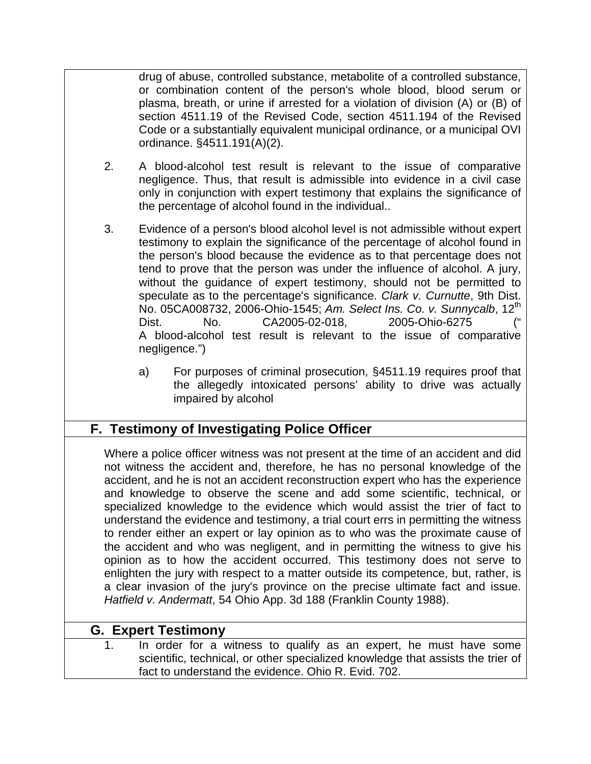drug of abuse, controlled substance, metabolite of a controlled substance, or combination content of the person's whole blood, blood serum or plasma, breath, or urine if arrested for a violation of division (A) or (B) of section 4511.19 of the Revised Code, section 4511.194 of the Revised Code or a substantially equivalent municipal ordinance, or a municipal OVI ordinance. §4511.191(A)(2).

2. A blood-alcohol test result is relevant to the issue of comparative negligence. Thus, that result is admissible into evidence in a civil case only in conjunction with expert testimony that explains the significance of the percentage of alcohol found in the individual..

3. Evidence of a person's blood alcohol level is not admissible without expert testimony to explain the significance of the percentage of alcohol found in the person's blood because the evidence as to that percentage does not tend to prove that the person was under the influence of alcohol. A jury, without the guidance of expert testimony, should not be permitted to speculate as to the percentage's significance. *Clark v. Curnutte*, 9th Dist. No. 05CA008732, 2006-Ohio-1545; *Am. Select Ins. Co. v. Sunnycalb*, 12th Dist. No. CA2005-02-018, 2005-Ohio-6275 (" A blood-alcohol test result is relevant to the issue of comparative negligence.")

   a) For purposes of criminal prosecution, §4511.19 requires proof that the allegedly intoxicated persons' ability to drive was actually impaired by alcohol

## F. Testimony of Investigating Police Officer

Where a police officer witness was not present at the time of an accident and did not witness the accident and, therefore, he has no personal knowledge of the accident, and he is not an accident reconstruction expert who has the experience and knowledge to observe the scene and add some scientific, technical, or specialized knowledge to the evidence which would assist the trier of fact to understand the evidence and testimony, a trial court errs in permitting the witness to render either an expert or lay opinion as to who was the proximate cause of the accident and who was negligent, and in permitting the witness to give his opinion as to how the accident occurred. This testimony does not serve to enlighten the jury with respect to a matter outside its competence, but, rather, is a clear invasion of the jury's province on the precise ultimate fact and issue. *Hatfield v. Andermatt*, 54 Ohio App. 3d 188 (Franklin County 1988).

## G. Expert Testimony

1. In order for a witness to qualify as an expert, he must have some scientific, technical, or other specialized knowledge that assists the trier of fact to understand the evidence. Ohio R. Evid. 702.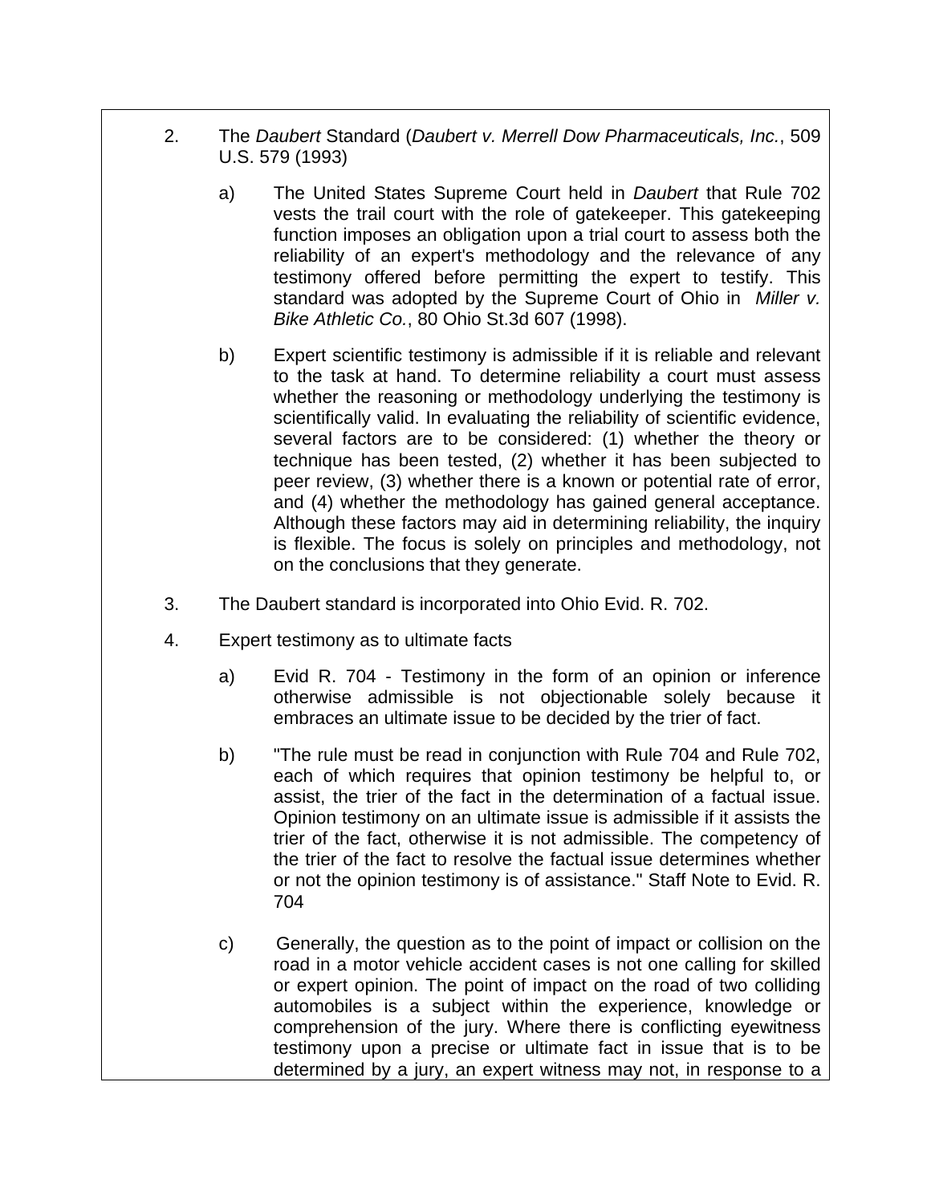2. The *Daubert* Standard (*Daubert v. Merrell Dow Pharmaceuticals, Inc.*, 509 U.S. 579 (1993)

   a) The United States Supreme Court held in *Daubert* that Rule 702 vests the trail court with the role of gatekeeper. This gatekeeping function imposes an obligation upon a trial court to assess both the reliability of an expert's methodology and the relevance of any testimony offered before permitting the expert to testify. This standard was adopted by the Supreme Court of Ohio in *Miller v. Bike Athletic Co.*, 80 Ohio St.3d 607 (1998).

   b) Expert scientific testimony is admissible if it is reliable and relevant to the task at hand. To determine reliability a court must assess whether the reasoning or methodology underlying the testimony is scientifically valid. In evaluating the reliability of scientific evidence, several factors are to be considered: (1) whether the theory or technique has been tested, (2) whether it has been subjected to peer review, (3) whether there is a known or potential rate of error, and (4) whether the methodology has gained general acceptance. Although these factors may aid in determining reliability, the inquiry is flexible. The focus is solely on principles and methodology, not on the conclusions that they generate.

3. The Daubert standard is incorporated into Ohio Evid. R. 702.

4. Expert testimony as to ultimate facts

   a) Evid R. 704 - Testimony in the form of an opinion or inference otherwise admissible is not objectionable solely because it embraces an ultimate issue to be decided by the trier of fact.

   b) "The rule must be read in conjunction with Rule 704 and Rule 702, each of which requires that opinion testimony be helpful to, or assist, the trier of the fact in the determination of a factual issue. Opinion testimony on an ultimate issue is admissible if it assists the trier of the fact, otherwise it is not admissible. The competency of the trier of the fact to resolve the factual issue determines whether or not the opinion testimony is of assistance." Staff Note to Evid. R. 704

   c) Generally, the question as to the point of impact or collision on the road in a motor vehicle accident cases is not one calling for skilled or expert opinion. The point of impact on the road of two colliding automobiles is a subject within the experience, knowledge or comprehension of the jury. Where there is conflicting eyewitness testimony upon a precise or ultimate fact in issue that is to be determined by a jury, an expert witness may not, in response to a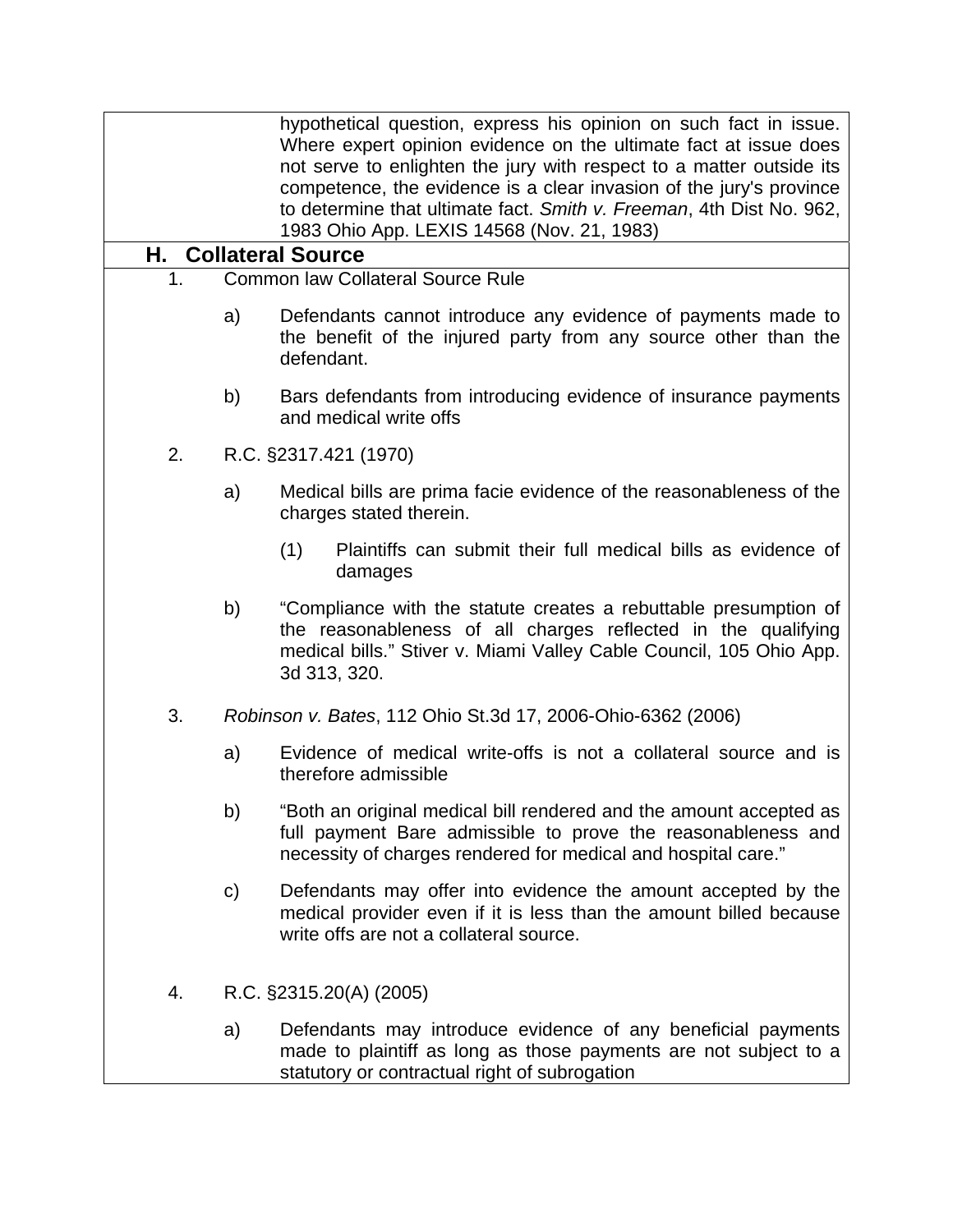hypothetical question, express his opinion on such fact in issue. Where expert opinion evidence on the ultimate fact at issue does not serve to enlighten the jury with respect to a matter outside its competence, the evidence is a clear invasion of the jury's province to determine that ultimate fact. *Smith v. Freeman*, 4th Dist No. 962, 1983 Ohio App. LEXIS 14568 (Nov. 21, 1983)

## H. Collateral Source

1. Common law Collateral Source Rule

   a) Defendants cannot introduce any evidence of payments made to the benefit of the injured party from any source other than the defendant.

   b) Bars defendants from introducing evidence of insurance payments and medical write offs

2. R.C. §2317.421 (1970)

   a) Medical bills are prima facie evidence of the reasonableness of the charges stated therein.

      (1) Plaintiffs can submit their full medical bills as evidence of damages

   b) "Compliance with the statute creates a rebuttable presumption of the reasonableness of all charges reflected in the qualifying medical bills." Stiver v. Miami Valley Cable Council, 105 Ohio App. 3d 313, 320.

3. *Robinson v. Bates*, 112 Ohio St.3d 17, 2006-Ohio-6362 (2006)

   a) Evidence of medical write-offs is not a collateral source and is therefore admissible

   b) "Both an original medical bill rendered and the amount accepted as full payment Bare admissible to prove the reasonableness and necessity of charges rendered for medical and hospital care."

   c) Defendants may offer into evidence the amount accepted by the medical provider even if it is less than the amount billed because write offs are not a collateral source.

4. R.C. §2315.20(A) (2005)

   a) Defendants may introduce evidence of any beneficial payments made to plaintiff as long as those payments are not subject to a statutory or contractual right of subrogation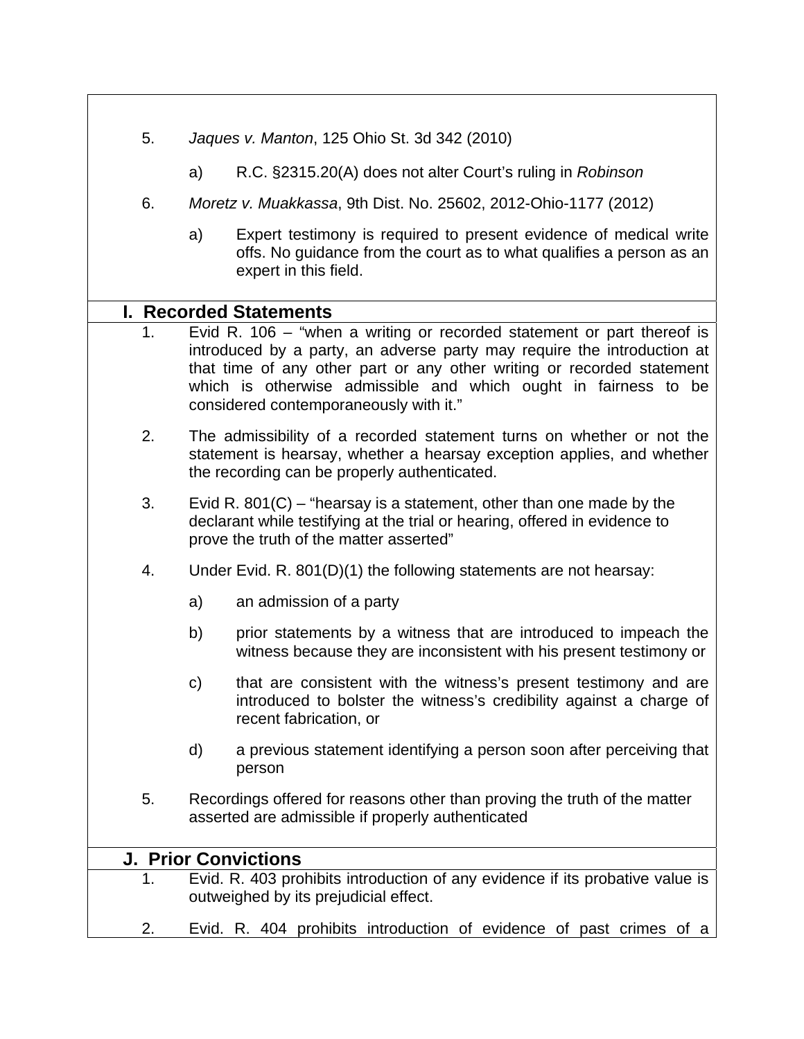5. *Jaques v. Manton*, 125 Ohio St. 3d 342 (2010)

   a) R.C. §2315.20(A) does not alter Court's ruling in *Robinson*

6. *Moretz v. Muakkassa*, 9th Dist. No. 25602, 2012-Ohio-1177 (2012)

   a) Expert testimony is required to present evidence of medical write offs. No guidance from the court as to what qualifies a person as an expert in this field.

## I. Recorded Statements

1. Evid R. 106 – "when a writing or recorded statement or part thereof is introduced by a party, an adverse party may require the introduction at that time of any other part or any other writing or recorded statement which is otherwise admissible and which ought in fairness to be considered contemporaneously with it."

2. The admissibility of a recorded statement turns on whether or not the statement is hearsay, whether a hearsay exception applies, and whether the recording can be properly authenticated.

3. Evid R. 801(C) – "hearsay is a statement, other than one made by the declarant while testifying at the trial or hearing, offered in evidence to prove the truth of the matter asserted"

4. Under Evid. R. 801(D)(1) the following statements are not hearsay:

   a) an admission of a party

   b) prior statements by a witness that are introduced to impeach the witness because they are inconsistent with his present testimony or

   c) that are consistent with the witness's present testimony and are introduced to bolster the witness's credibility against a charge of recent fabrication, or

   d) a previous statement identifying a person soon after perceiving that person

5. Recordings offered for reasons other than proving the truth of the matter asserted are admissible if properly authenticated

## J. Prior Convictions

1. Evid. R. 403 prohibits introduction of any evidence if its probative value is outweighed by its prejudicial effect.

2. Evid. R. 404 prohibits introduction of evidence of past crimes of a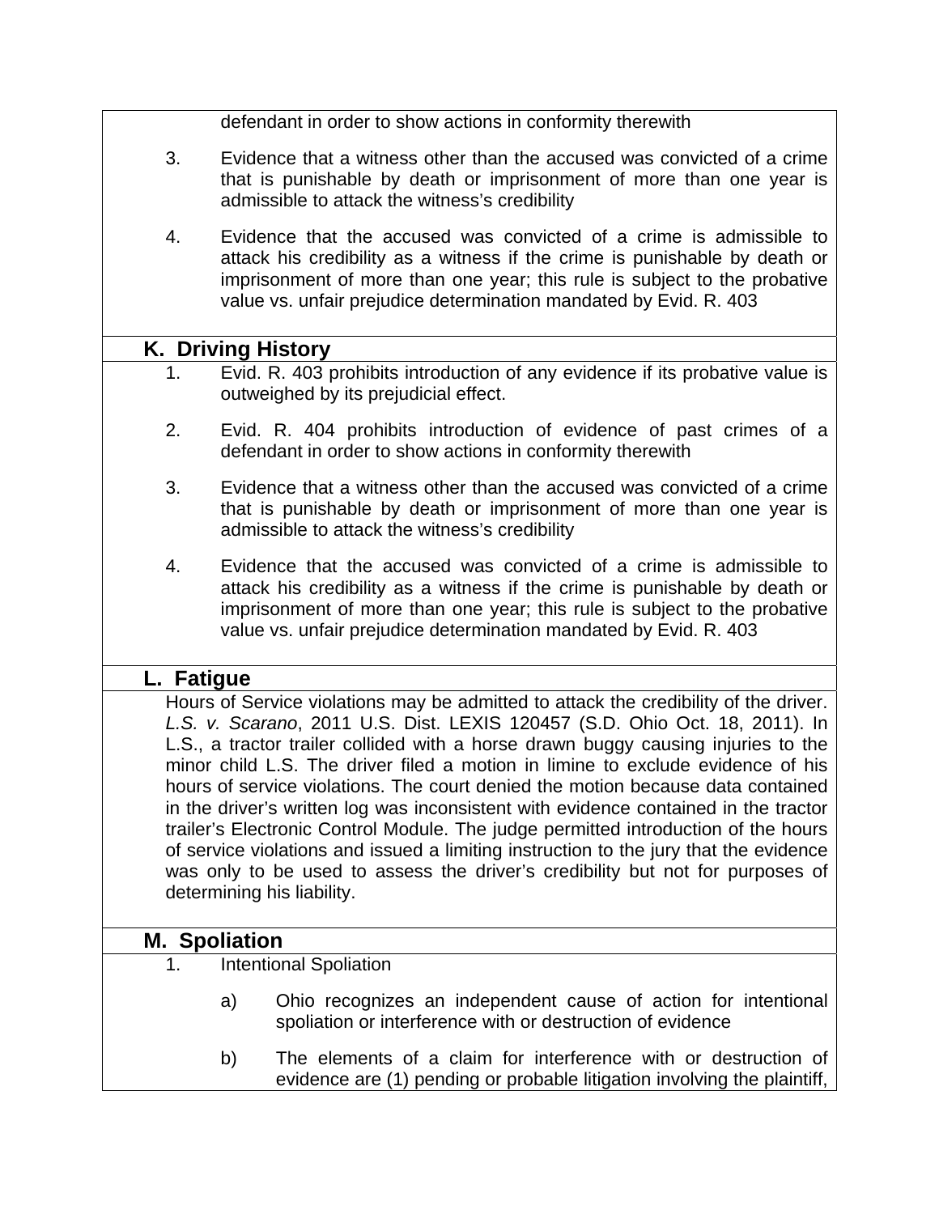defendant in order to show actions in conformity therewith

3. Evidence that a witness other than the accused was convicted of a crime that is punishable by death or imprisonment of more than one year is admissible to attack the witness's credibility

4. Evidence that the accused was convicted of a crime is admissible to attack his credibility as a witness if the crime is punishable by death or imprisonment of more than one year; this rule is subject to the probative value vs. unfair prejudice determination mandated by Evid. R. 403

## K. Driving History

1. Evid. R. 403 prohibits introduction of any evidence if its probative value is outweighed by its prejudicial effect.

2. Evid. R. 404 prohibits introduction of evidence of past crimes of a defendant in order to show actions in conformity therewith

3. Evidence that a witness other than the accused was convicted of a crime that is punishable by death or imprisonment of more than one year is admissible to attack the witness's credibility

4. Evidence that the accused was convicted of a crime is admissible to attack his credibility as a witness if the crime is punishable by death or imprisonment of more than one year; this rule is subject to the probative value vs. unfair prejudice determination mandated by Evid. R. 403

## L. Fatigue

Hours of Service violations may be admitted to attack the credibility of the driver. *L.S. v. Scarano*, 2011 U.S. Dist. LEXIS 120457 (S.D. Ohio Oct. 18, 2011). In L.S., a tractor trailer collided with a horse drawn buggy causing injuries to the minor child L.S. The driver filed a motion in limine to exclude evidence of his hours of service violations. The court denied the motion because data contained in the driver's written log was inconsistent with evidence contained in the tractor trailer's Electronic Control Module. The judge permitted introduction of the hours of service violations and issued a limiting instruction to the jury that the evidence was only to be used to assess the driver's credibility but not for purposes of determining his liability.

## M. Spoliation

1. Intentional Spoliation

   a) Ohio recognizes an independent cause of action for intentional spoliation or interference with or destruction of evidence

   b) The elements of a claim for interference with or destruction of evidence are (1) pending or probable litigation involving the plaintiff,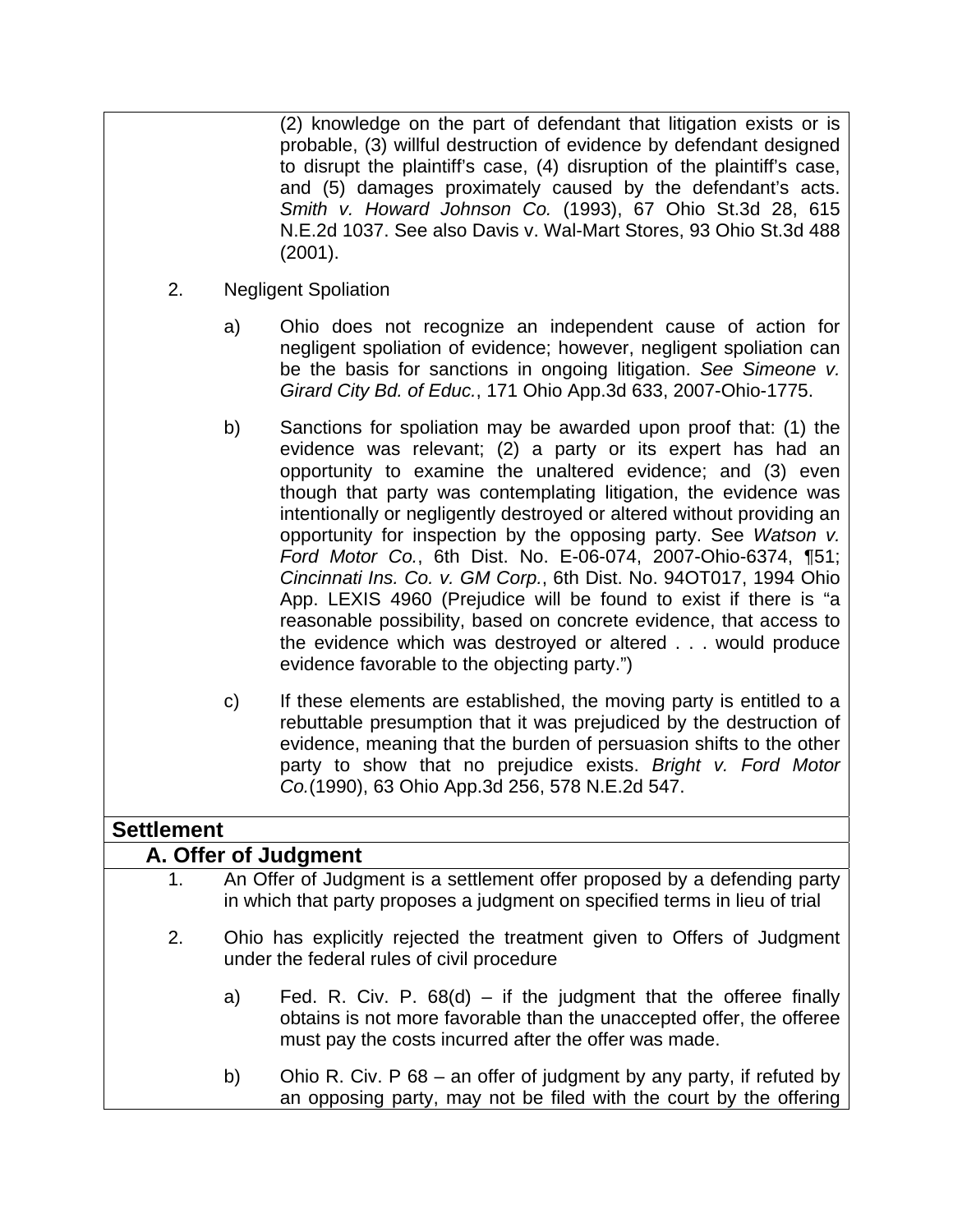(2) knowledge on the part of defendant that litigation exists or is probable, (3) willful destruction of evidence by defendant designed to disrupt the plaintiff's case, (4) disruption of the plaintiff's case, and (5) damages proximately caused by the defendant's acts. *Smith v. Howard Johnson Co.* (1993), 67 Ohio St.3d 28, 615 N.E.2d 1037. See also Davis v. Wal-Mart Stores, 93 Ohio St.3d 488 (2001).

2. Negligent Spoliation

   a) Ohio does not recognize an independent cause of action for negligent spoliation of evidence; however, negligent spoliation can be the basis for sanctions in ongoing litigation. *See Simeone v. Girard City Bd. of Educ.*, 171 Ohio App.3d 633, 2007-Ohio-1775.

   b) Sanctions for spoliation may be awarded upon proof that: (1) the evidence was relevant; (2) a party or its expert has had an opportunity to examine the unaltered evidence; and (3) even though that party was contemplating litigation, the evidence was intentionally or negligently destroyed or altered without providing an opportunity for inspection by the opposing party. See *Watson v. Ford Motor Co.*, 6th Dist. No. E-06-074, 2007-Ohio-6374, ¶51; *Cincinnati Ins. Co. v. GM Corp.*, 6th Dist. No. 94OT017, 1994 Ohio App. LEXIS 4960 (Prejudice will be found to exist if there is "a reasonable possibility, based on concrete evidence, that access to the evidence which was destroyed or altered . . . would produce evidence favorable to the objecting party.")

   c) If these elements are established, the moving party is entitled to a rebuttable presumption that it was prejudiced by the destruction of evidence, meaning that the burden of persuasion shifts to the other party to show that no prejudice exists. *Bright v. Ford Motor Co.*(1990), 63 Ohio App.3d 256, 578 N.E.2d 547.

## Settlement

### A. Offer of Judgment

1. An Offer of Judgment is a settlement offer proposed by a defending party in which that party proposes a judgment on specified terms in lieu of trial

2. Ohio has explicitly rejected the treatment given to Offers of Judgment under the federal rules of civil procedure

   a) Fed. R. Civ. P. 68(d) – if the judgment that the offeree finally obtains is not more favorable than the unaccepted offer, the offeree must pay the costs incurred after the offer was made.

   b) Ohio R. Civ. P 68 – an offer of judgment by any party, if refuted by an opposing party, may not be filed with the court by the offering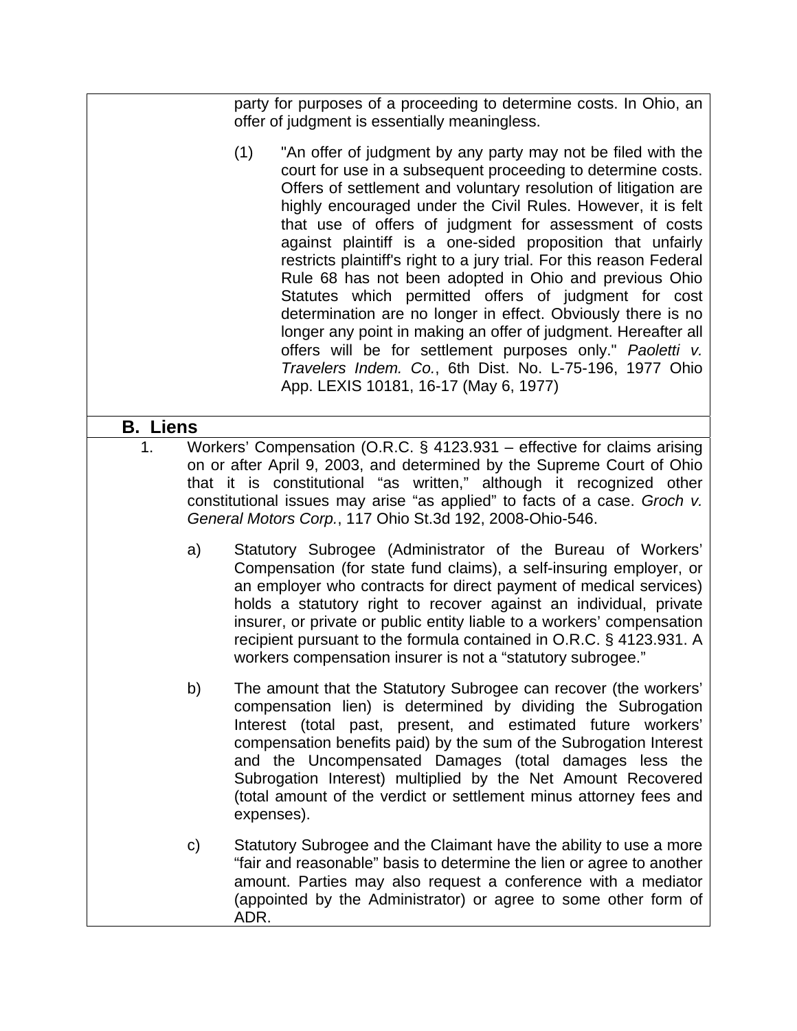party for purposes of a proceeding to determine costs. In Ohio, an offer of judgment is essentially meaningless.

(1) "An offer of judgment by any party may not be filed with the court for use in a subsequent proceeding to determine costs. Offers of settlement and voluntary resolution of litigation are highly encouraged under the Civil Rules. However, it is felt that use of offers of judgment for assessment of costs against plaintiff is a one-sided proposition that unfairly restricts plaintiff's right to a jury trial. For this reason Federal Rule 68 has not been adopted in Ohio and previous Ohio Statutes which permitted offers of judgment for cost determination are no longer in effect. Obviously there is no longer any point in making an offer of judgment. Hereafter all offers will be for settlement purposes only." *Paoletti v. Travelers Indem. Co.*, 6th Dist. No. L-75-196, 1977 Ohio App. LEXIS 10181, 16-17 (May 6, 1977)

## B. Liens

1. Workers' Compensation (O.R.C. § 4123.931 – effective for claims arising on or after April 9, 2003, and determined by the Supreme Court of Ohio that it is constitutional "as written," although it recognized other constitutional issues may arise "as applied" to facts of a case. *Groch v. General Motors Corp.*, 117 Ohio St.3d 192, 2008-Ohio-546.

   a) Statutory Subrogee (Administrator of the Bureau of Workers' Compensation (for state fund claims), a self-insuring employer, or an employer who contracts for direct payment of medical services) holds a statutory right to recover against an individual, private insurer, or private or public entity liable to a workers' compensation recipient pursuant to the formula contained in O.R.C. § 4123.931. A workers compensation insurer is not a "statutory subrogee."

   b) The amount that the Statutory Subrogee can recover (the workers' compensation lien) is determined by dividing the Subrogation Interest (total past, present, and estimated future workers' compensation benefits paid) by the sum of the Subrogation Interest and the Uncompensated Damages (total damages less the Subrogation Interest) multiplied by the Net Amount Recovered (total amount of the verdict or settlement minus attorney fees and expenses).

   c) Statutory Subrogee and the Claimant have the ability to use a more "fair and reasonable" basis to determine the lien or agree to another amount. Parties may also request a conference with a mediator (appointed by the Administrator) or agree to some other form of ADR.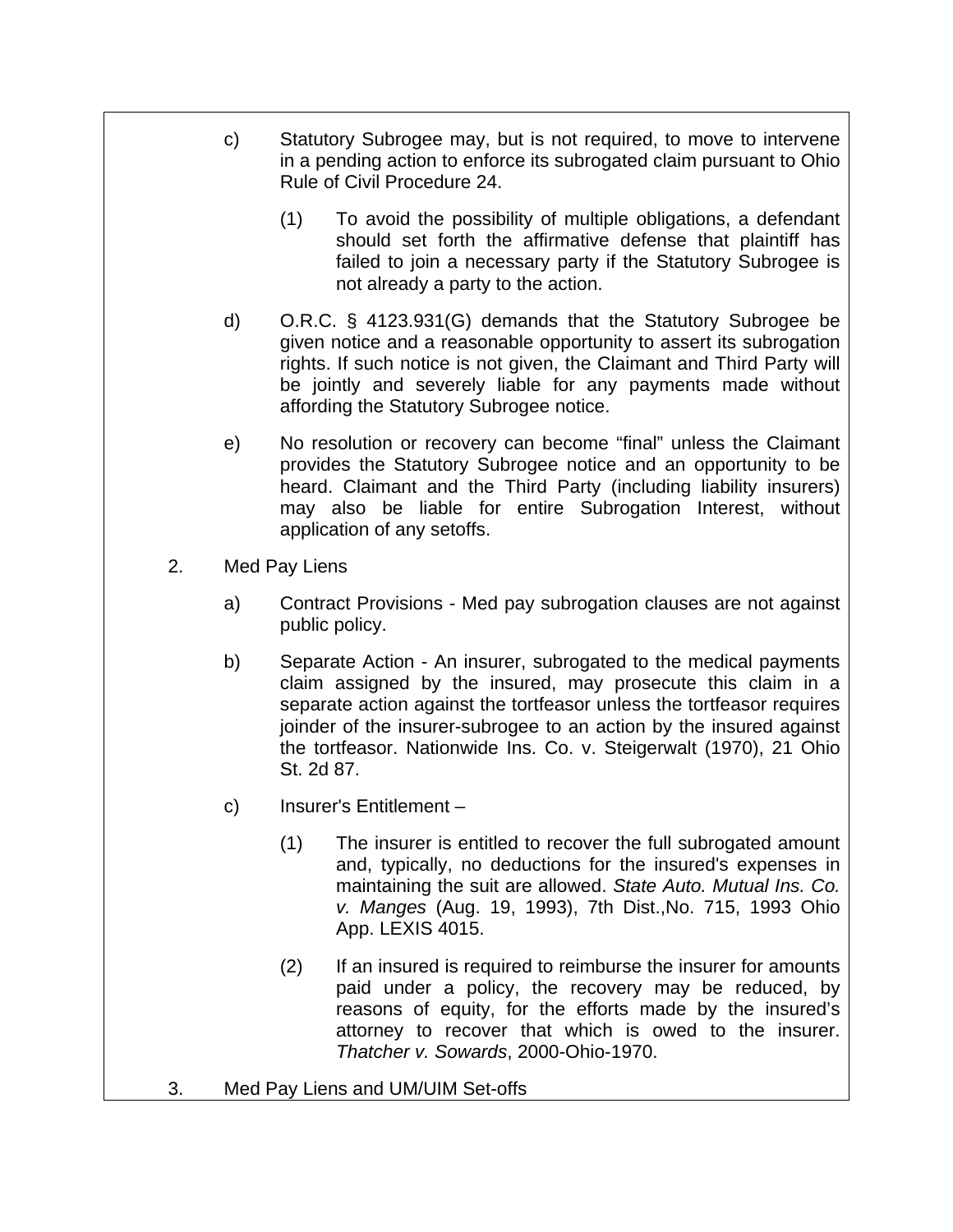c) Statutory Subrogee may, but is not required, to move to intervene in a pending action to enforce its subrogated claim pursuant to Ohio Rule of Civil Procedure 24.

   (1) To avoid the possibility of multiple obligations, a defendant should set forth the affirmative defense that plaintiff has failed to join a necessary party if the Statutory Subrogee is not already a party to the action.

d) O.R.C. § 4123.931(G) demands that the Statutory Subrogee be given notice and a reasonable opportunity to assert its subrogation rights. If such notice is not given, the Claimant and Third Party will be jointly and severely liable for any payments made without affording the Statutory Subrogee notice.

e) No resolution or recovery can become "final" unless the Claimant provides the Statutory Subrogee notice and an opportunity to be heard. Claimant and the Third Party (including liability insurers) may also be liable for entire Subrogation Interest, without application of any setoffs.

2. Med Pay Liens

   a) Contract Provisions - Med pay subrogation clauses are not against public policy.

   b) Separate Action - An insurer, subrogated to the medical payments claim assigned by the insured, may prosecute this claim in a separate action against the tortfeasor unless the tortfeasor requires joinder of the insurer-subrogee to an action by the insured against the tortfeasor. Nationwide Ins. Co. v. Steigerwalt (1970), 21 Ohio St. 2d 87.

   c) Insurer's Entitlement –

      (1) The insurer is entitled to recover the full subrogated amount and, typically, no deductions for the insured's expenses in maintaining the suit are allowed. *State Auto. Mutual Ins. Co. v. Manges* (Aug. 19, 1993), 7th Dist.,No. 715, 1993 Ohio App. LEXIS 4015.

      (2) If an insured is required to reimburse the insurer for amounts paid under a policy, the recovery may be reduced, by reasons of equity, for the efforts made by the insured's attorney to recover that which is owed to the insurer. *Thatcher v. Sowards*, 2000-Ohio-1970.

3. Med Pay Liens and UM/UIM Set-offs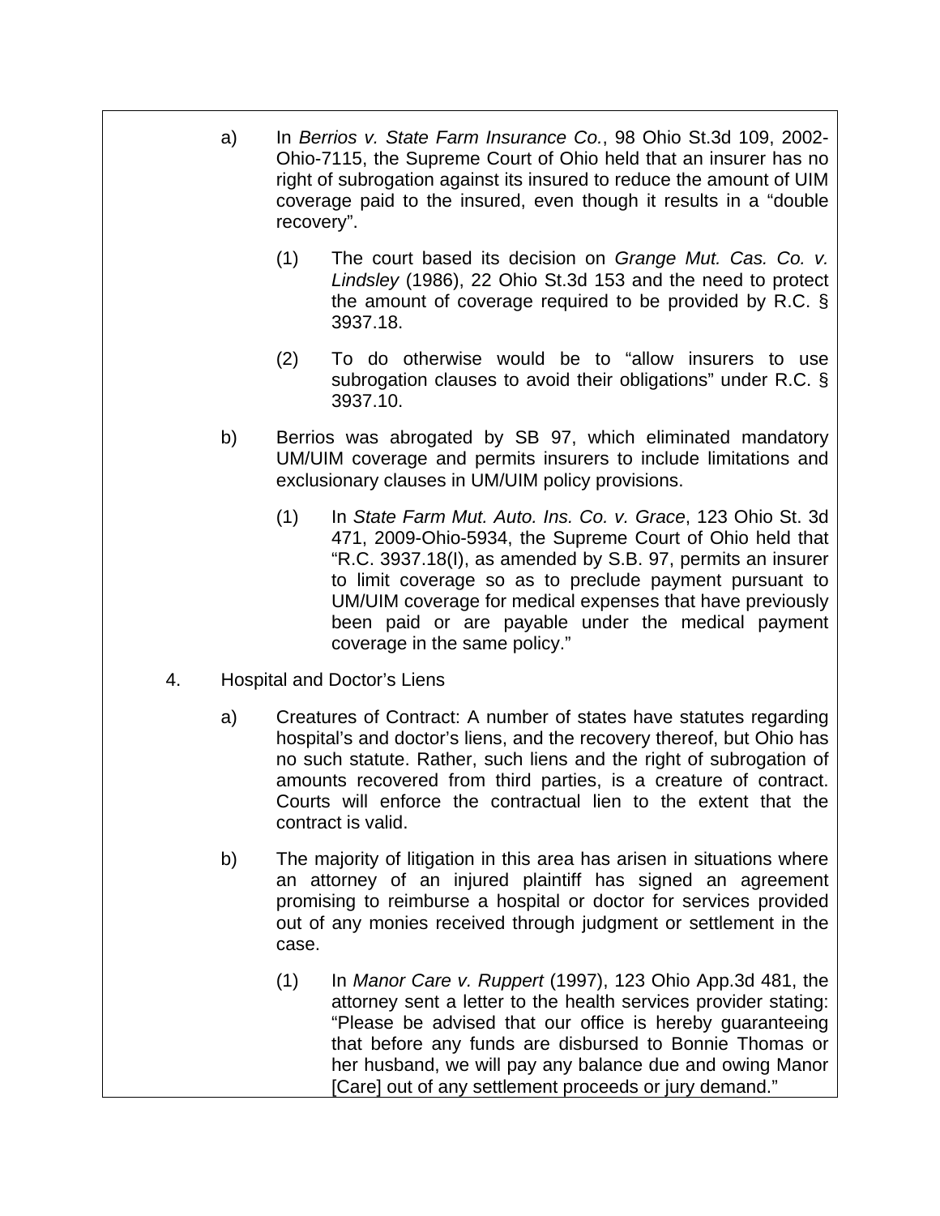a) In *Berrios v. State Farm Insurance Co.*, 98 Ohio St.3d 109, 2002-Ohio-7115, the Supreme Court of Ohio held that an insurer has no right of subrogation against its insured to reduce the amount of UIM coverage paid to the insured, even though it results in a "double recovery".

   (1) The court based its decision on *Grange Mut. Cas. Co. v. Lindsley* (1986), 22 Ohio St.3d 153 and the need to protect the amount of coverage required to be provided by R.C. § 3937.18.

   (2) To do otherwise would be to "allow insurers to use subrogation clauses to avoid their obligations" under R.C. § 3937.10.

b) Berrios was abrogated by SB 97, which eliminated mandatory UM/UIM coverage and permits insurers to include limitations and exclusionary clauses in UM/UIM policy provisions.

   (1) In *State Farm Mut. Auto. Ins. Co. v. Grace*, 123 Ohio St. 3d 471, 2009-Ohio-5934, the Supreme Court of Ohio held that "R.C. 3937.18(I), as amended by S.B. 97, permits an insurer to limit coverage so as to preclude payment pursuant to UM/UIM coverage for medical expenses that have previously been paid or are payable under the medical payment coverage in the same policy."

4. Hospital and Doctor's Liens

a) Creatures of Contract: A number of states have statutes regarding hospital's and doctor's liens, and the recovery thereof, but Ohio has no such statute. Rather, such liens and the right of subrogation of amounts recovered from third parties, is a creature of contract. Courts will enforce the contractual lien to the extent that the contract is valid.

b) The majority of litigation in this area has arisen in situations where an attorney of an injured plaintiff has signed an agreement promising to reimburse a hospital or doctor for services provided out of any monies received through judgment or settlement in the case.

   (1) In *Manor Care v. Ruppert* (1997), 123 Ohio App.3d 481, the attorney sent a letter to the health services provider stating: "Please be advised that our office is hereby guaranteeing that before any funds are disbursed to Bonnie Thomas or her husband, we will pay any balance due and owing Manor [Care] out of any settlement proceeds or jury demand."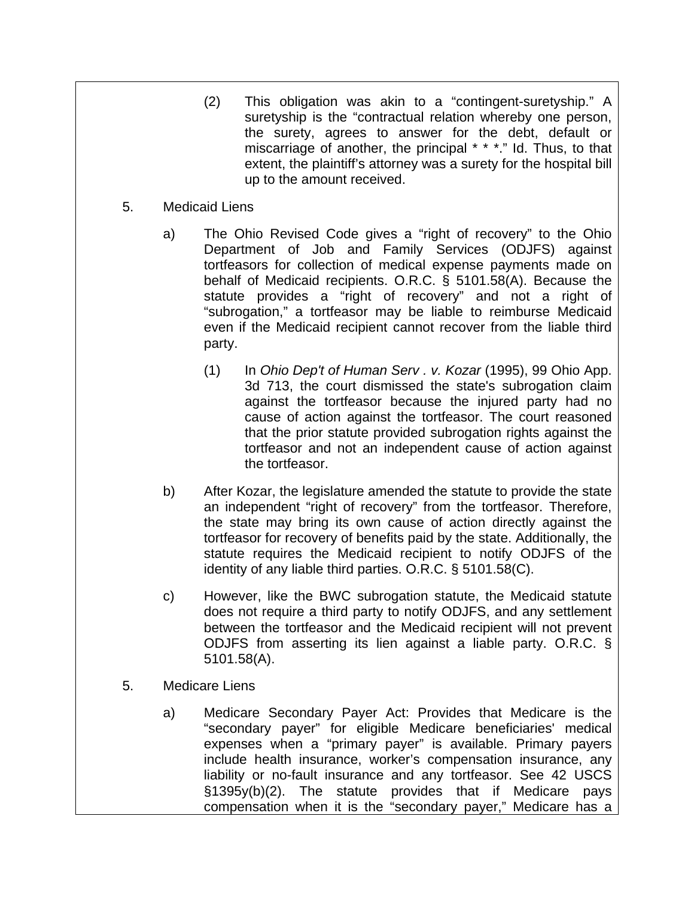(2) This obligation was akin to a "contingent-suretyship." A suretyship is the "contractual relation whereby one person, the surety, agrees to answer for the debt, default or miscarriage of another, the principal * * *." Id. Thus, to that extent, the plaintiff's attorney was a surety for the hospital bill up to the amount received.

5. Medicaid Liens

a) The Ohio Revised Code gives a "right of recovery" to the Ohio Department of Job and Family Services (ODJFS) against tortfeasors for collection of medical expense payments made on behalf of Medicaid recipients. O.R.C. § 5101.58(A). Because the statute provides a "right of recovery" and not a right of "subrogation," a tortfeasor may be liable to reimburse Medicaid even if the Medicaid recipient cannot recover from the liable third party.

(1) In *Ohio Dep't of Human Serv . v. Kozar* (1995), 99 Ohio App. 3d 713, the court dismissed the state's subrogation claim against the tortfeasor because the injured party had no cause of action against the tortfeasor. The court reasoned that the prior statute provided subrogation rights against the tortfeasor and not an independent cause of action against the tortfeasor.

b) After Kozar, the legislature amended the statute to provide the state an independent "right of recovery" from the tortfeasor. Therefore, the state may bring its own cause of action directly against the tortfeasor for recovery of benefits paid by the state. Additionally, the statute requires the Medicaid recipient to notify ODJFS of the identity of any liable third parties. O.R.C. § 5101.58(C).

c) However, like the BWC subrogation statute, the Medicaid statute does not require a third party to notify ODJFS, and any settlement between the tortfeasor and the Medicaid recipient will not prevent ODJFS from asserting its lien against a liable party. O.R.C. § 5101.58(A).

5. Medicare Liens

a) Medicare Secondary Payer Act: Provides that Medicare is the "secondary payer" for eligible Medicare beneficiaries' medical expenses when a "primary payer" is available. Primary payers include health insurance, worker's compensation insurance, any liability or no-fault insurance and any tortfeasor. See 42 USCS §1395y(b)(2). The statute provides that if Medicare pays compensation when it is the "secondary payer," Medicare has a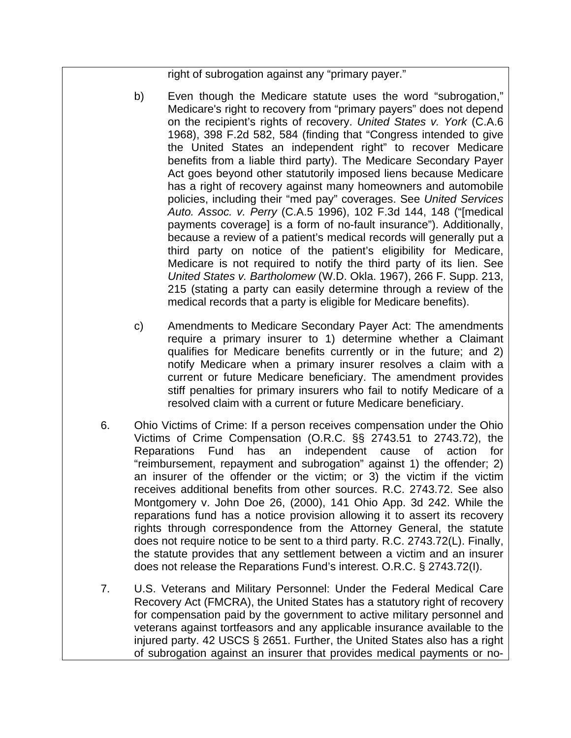right of subrogation against any "primary payer."

b) Even though the Medicare statute uses the word "subrogation," Medicare's right to recovery from "primary payers" does not depend on the recipient's rights of recovery. *United States v. York* (C.A.6 1968), 398 F.2d 582, 584 (finding that "Congress intended to give the United States an independent right" to recover Medicare benefits from a liable third party). The Medicare Secondary Payer Act goes beyond other statutorily imposed liens because Medicare has a right of recovery against many homeowners and automobile policies, including their "med pay" coverages. See *United Services Auto. Assoc. v. Perry* (C.A.5 1996), 102 F.3d 144, 148 ("[medical payments coverage] is a form of no-fault insurance"). Additionally, because a review of a patient's medical records will generally put a third party on notice of the patient's eligibility for Medicare, Medicare is not required to notify the third party of its lien. See *United States v. Bartholomew* (W.D. Okla. 1967), 266 F. Supp. 213, 215 (stating a party can easily determine through a review of the medical records that a party is eligible for Medicare benefits).

c) Amendments to Medicare Secondary Payer Act: The amendments require a primary insurer to 1) determine whether a Claimant qualifies for Medicare benefits currently or in the future; and 2) notify Medicare when a primary insurer resolves a claim with a current or future Medicare beneficiary. The amendment provides stiff penalties for primary insurers who fail to notify Medicare of a resolved claim with a current or future Medicare beneficiary.

6. Ohio Victims of Crime: If a person receives compensation under the Ohio Victims of Crime Compensation (O.R.C. §§ 2743.51 to 2743.72), the Reparations Fund has an independent cause of action for "reimbursement, repayment and subrogation" against 1) the offender; 2) an insurer of the offender or the victim; or 3) the victim if the victim receives additional benefits from other sources. R.C. 2743.72. See also Montgomery v. John Doe 26, (2000), 141 Ohio App. 3d 242. While the reparations fund has a notice provision allowing it to assert its recovery rights through correspondence from the Attorney General, the statute does not require notice to be sent to a third party. R.C. 2743.72(L). Finally, the statute provides that any settlement between a victim and an insurer does not release the Reparations Fund's interest. O.R.C. § 2743.72(I).

7. U.S. Veterans and Military Personnel: Under the Federal Medical Care Recovery Act (FMCRA), the United States has a statutory right of recovery for compensation paid by the government to active military personnel and veterans against tortfeasors and any applicable insurance available to the injured party. 42 USCS § 2651. Further, the United States also has a right of subrogation against an insurer that provides medical payments or no-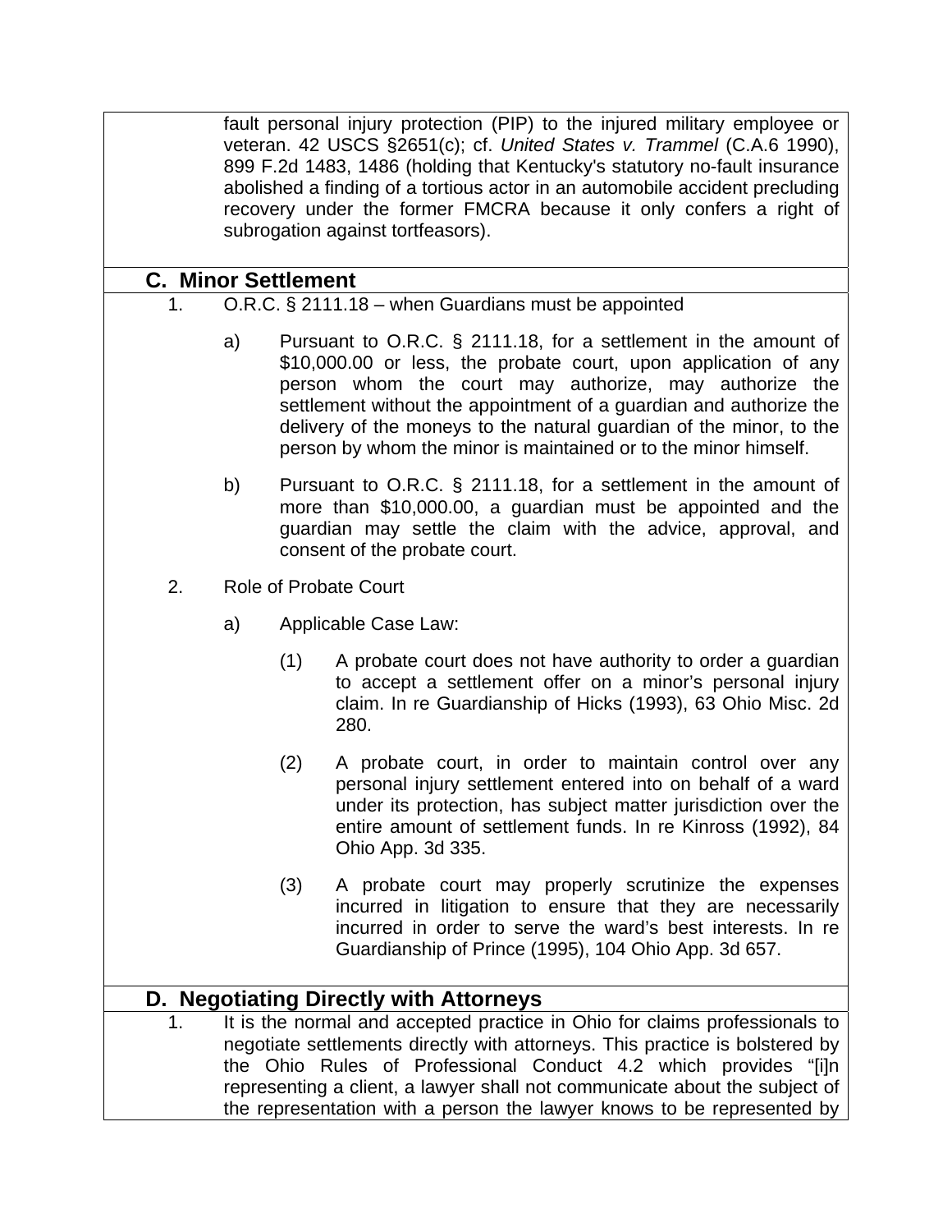fault personal injury protection (PIP) to the injured military employee or veteran. 42 USCS §2651(c); cf. *United States v. Trammel* (C.A.6 1990), 899 F.2d 1483, 1486 (holding that Kentucky's statutory no-fault insurance abolished a finding of a tortious actor in an automobile accident precluding recovery under the former FMCRA because it only confers a right of subrogation against tortfeasors).

## C. Minor Settlement

1. O.R.C. § 2111.18 – when Guardians must be appointed

   a) Pursuant to O.R.C. § 2111.18, for a settlement in the amount of $10,000.00 or less, the probate court, upon application of any person whom the court may authorize, may authorize the settlement without the appointment of a guardian and authorize the delivery of the moneys to the natural guardian of the minor, to the person by whom the minor is maintained or to the minor himself.

   b) Pursuant to O.R.C. § 2111.18, for a settlement in the amount of more than $10,000.00, a guardian must be appointed and the guardian may settle the claim with the advice, approval, and consent of the probate court.

2. Role of Probate Court

   a) Applicable Case Law:

      (1) A probate court does not have authority to order a guardian to accept a settlement offer on a minor's personal injury claim. In re Guardianship of Hicks (1993), 63 Ohio Misc. 2d 280.

      (2) A probate court, in order to maintain control over any personal injury settlement entered into on behalf of a ward under its protection, has subject matter jurisdiction over the entire amount of settlement funds. In re Kinross (1992), 84 Ohio App. 3d 335.

      (3) A probate court may properly scrutinize the expenses incurred in litigation to ensure that they are necessarily incurred in order to serve the ward's best interests. In re Guardianship of Prince (1995), 104 Ohio App. 3d 657.

## D. Negotiating Directly with Attorneys

1. It is the normal and accepted practice in Ohio for claims professionals to negotiate settlements directly with attorneys. This practice is bolstered by the Ohio Rules of Professional Conduct 4.2 which provides "[i]n representing a client, a lawyer shall not communicate about the subject of the representation with a person the lawyer knows to be represented by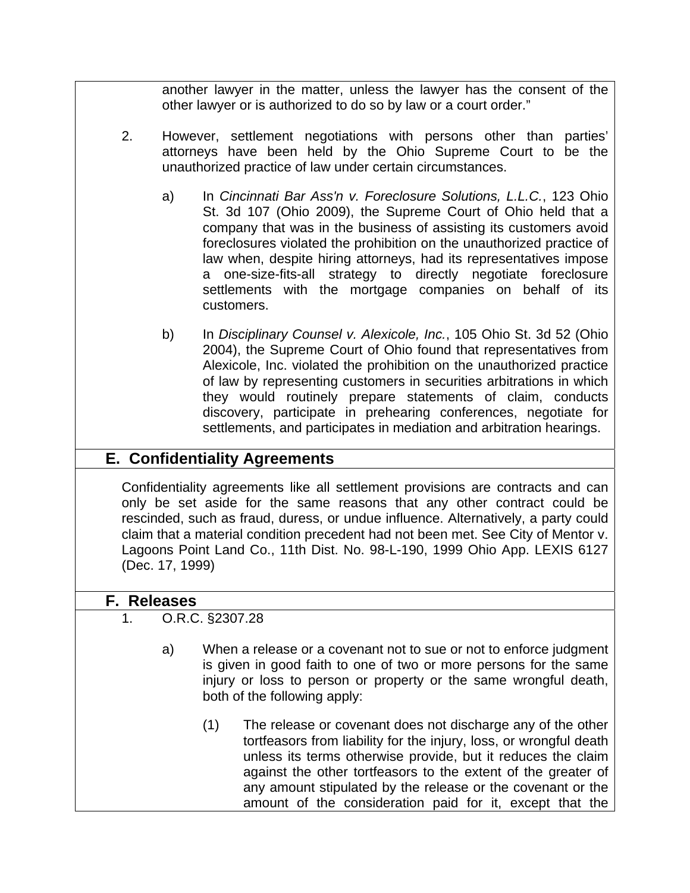another lawyer in the matter, unless the lawyer has the consent of the other lawyer or is authorized to do so by law or a court order."

2. However, settlement negotiations with persons other than parties' attorneys have been held by the Ohio Supreme Court to be the unauthorized practice of law under certain circumstances.

   a) In *Cincinnati Bar Ass'n v. Foreclosure Solutions, L.L.C.*, 123 Ohio St. 3d 107 (Ohio 2009), the Supreme Court of Ohio held that a company that was in the business of assisting its customers avoid foreclosures violated the prohibition on the unauthorized practice of law when, despite hiring attorneys, had its representatives impose a one-size-fits-all strategy to directly negotiate foreclosure settlements with the mortgage companies on behalf of its customers.

   b) In *Disciplinary Counsel v. Alexicole, Inc.*, 105 Ohio St. 3d 52 (Ohio 2004), the Supreme Court of Ohio found that representatives from Alexicole, Inc. violated the prohibition on the unauthorized practice of law by representing customers in securities arbitrations in which they would routinely prepare statements of claim, conducts discovery, participate in prehearing conferences, negotiate for settlements, and participates in mediation and arbitration hearings.

## E. Confidentiality Agreements

Confidentiality agreements like all settlement provisions are contracts and can only be set aside for the same reasons that any other contract could be rescinded, such as fraud, duress, or undue influence. Alternatively, a party could claim that a material condition precedent had not been met. See City of Mentor v. Lagoons Point Land Co., 11th Dist. No. 98-L-190, 1999 Ohio App. LEXIS 6127 (Dec. 17, 1999)

## F. Releases

1. O.R.C. §2307.28

   a) When a release or a covenant not to sue or not to enforce judgment is given in good faith to one of two or more persons for the same injury or loss to person or property or the same wrongful death, both of the following apply:

      (1) The release or covenant does not discharge any of the other tortfeasors from liability for the injury, loss, or wrongful death unless its terms otherwise provide, but it reduces the claim against the other tortfeasors to the extent of the greater of any amount stipulated by the release or the covenant or the amount of the consideration paid for it, except that the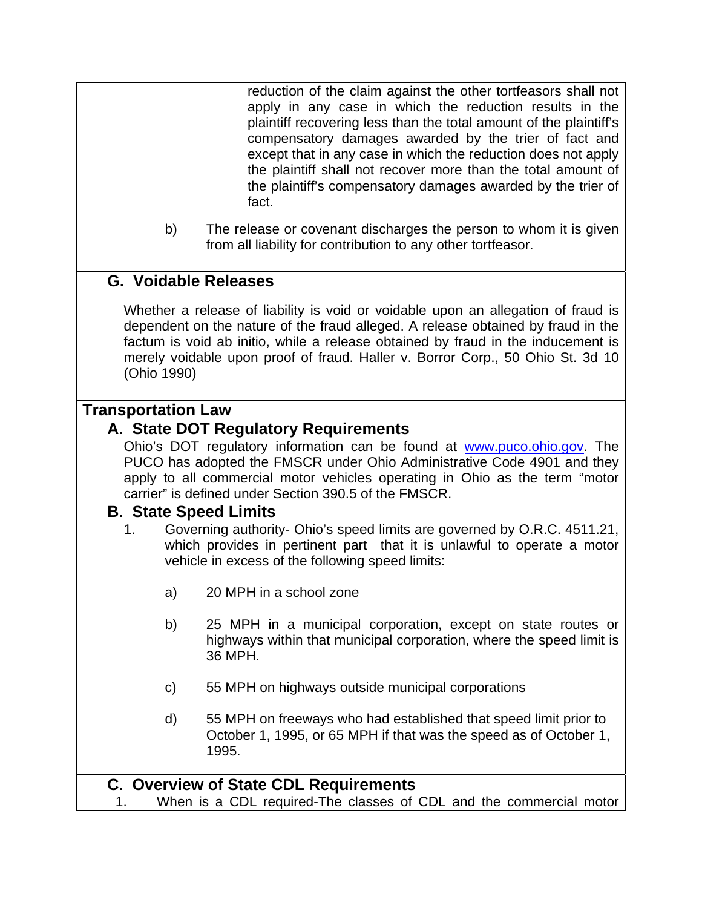reduction of the claim against the other tortfeasors shall not apply in any case in which the reduction results in the plaintiff recovering less than the total amount of the plaintiff's compensatory damages awarded by the trier of fact and except that in any case in which the reduction does not apply the plaintiff shall not recover more than the total amount of the plaintiff's compensatory damages awarded by the trier of fact.

b) The release or covenant discharges the person to whom it is given from all liability for contribution to any other tortfeasor.

### G. Voidable Releases

Whether a release of liability is void or voidable upon an allegation of fraud is dependent on the nature of the fraud alleged. A release obtained by fraud in the factum is void ab initio, while a release obtained by fraud in the inducement is merely voidable upon proof of fraud. Haller v. Borror Corp., 50 Ohio St. 3d 10 (Ohio 1990)

## Transportation Law

### A. State DOT Regulatory Requirements

Ohio's DOT regulatory information can be found at [www.puco.ohio.gov](http://www.puco.ohio.gov). The PUCO has adopted the FMSCR under Ohio Administrative Code 4901 and they apply to all commercial motor vehicles operating in Ohio as the term "motor carrier" is defined under Section 390.5 of the FMSCR.

### B. State Speed Limits

1. Governing authority- Ohio's speed limits are governed by O.R.C. 4511.21, which provides in pertinent part that it is unlawful to operate a motor vehicle in excess of the following speed limits:

   a) 20 MPH in a school zone

   b) 25 MPH in a municipal corporation, except on state routes or highways within that municipal corporation, where the speed limit is 36 MPH.

   c) 55 MPH on highways outside municipal corporations

   d) 55 MPH on freeways who had established that speed limit prior to October 1, 1995, or 65 MPH if that was the speed as of October 1, 1995.

### C. Overview of State CDL Requirements

1. When is a CDL required-The classes of CDL and the commercial motor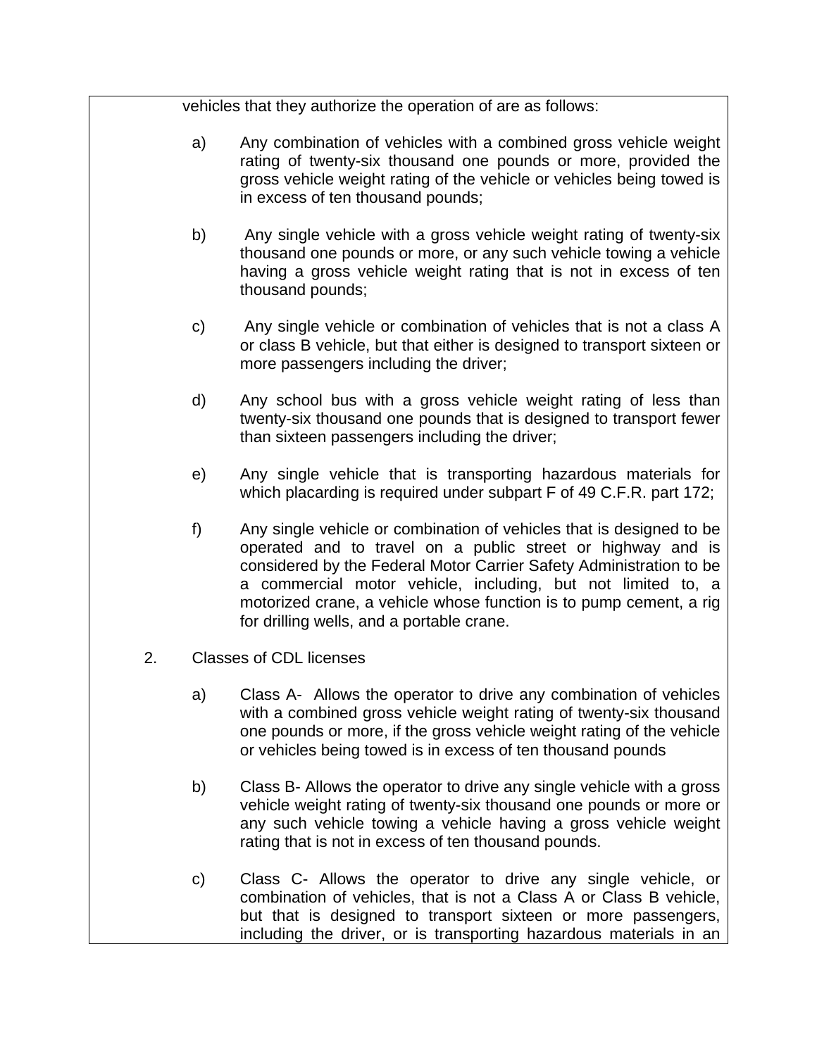vehicles that they authorize the operation of are as follows:

a) Any combination of vehicles with a combined gross vehicle weight rating of twenty-six thousand one pounds or more, provided the gross vehicle weight rating of the vehicle or vehicles being towed is in excess of ten thousand pounds;

b) Any single vehicle with a gross vehicle weight rating of twenty-six thousand one pounds or more, or any such vehicle towing a vehicle having a gross vehicle weight rating that is not in excess of ten thousand pounds;

c) Any single vehicle or combination of vehicles that is not a class A or class B vehicle, but that either is designed to transport sixteen or more passengers including the driver;

d) Any school bus with a gross vehicle weight rating of less than twenty-six thousand one pounds that is designed to transport fewer than sixteen passengers including the driver;

e) Any single vehicle that is transporting hazardous materials for which placarding is required under subpart F of 49 C.F.R. part 172;

f) Any single vehicle or combination of vehicles that is designed to be operated and to travel on a public street or highway and is considered by the Federal Motor Carrier Safety Administration to be a commercial motor vehicle, including, but not limited to, a motorized crane, a vehicle whose function is to pump cement, a rig for drilling wells, and a portable crane.

2. Classes of CDL licenses

a) Class A- Allows the operator to drive any combination of vehicles with a combined gross vehicle weight rating of twenty-six thousand one pounds or more, if the gross vehicle weight rating of the vehicle or vehicles being towed is in excess of ten thousand pounds

b) Class B- Allows the operator to drive any single vehicle with a gross vehicle weight rating of twenty-six thousand one pounds or more or any such vehicle towing a vehicle having a gross vehicle weight rating that is not in excess of ten thousand pounds.

c) Class C- Allows the operator to drive any single vehicle, or combination of vehicles, that is not a Class A or Class B vehicle, but that is designed to transport sixteen or more passengers, including the driver, or is transporting hazardous materials in an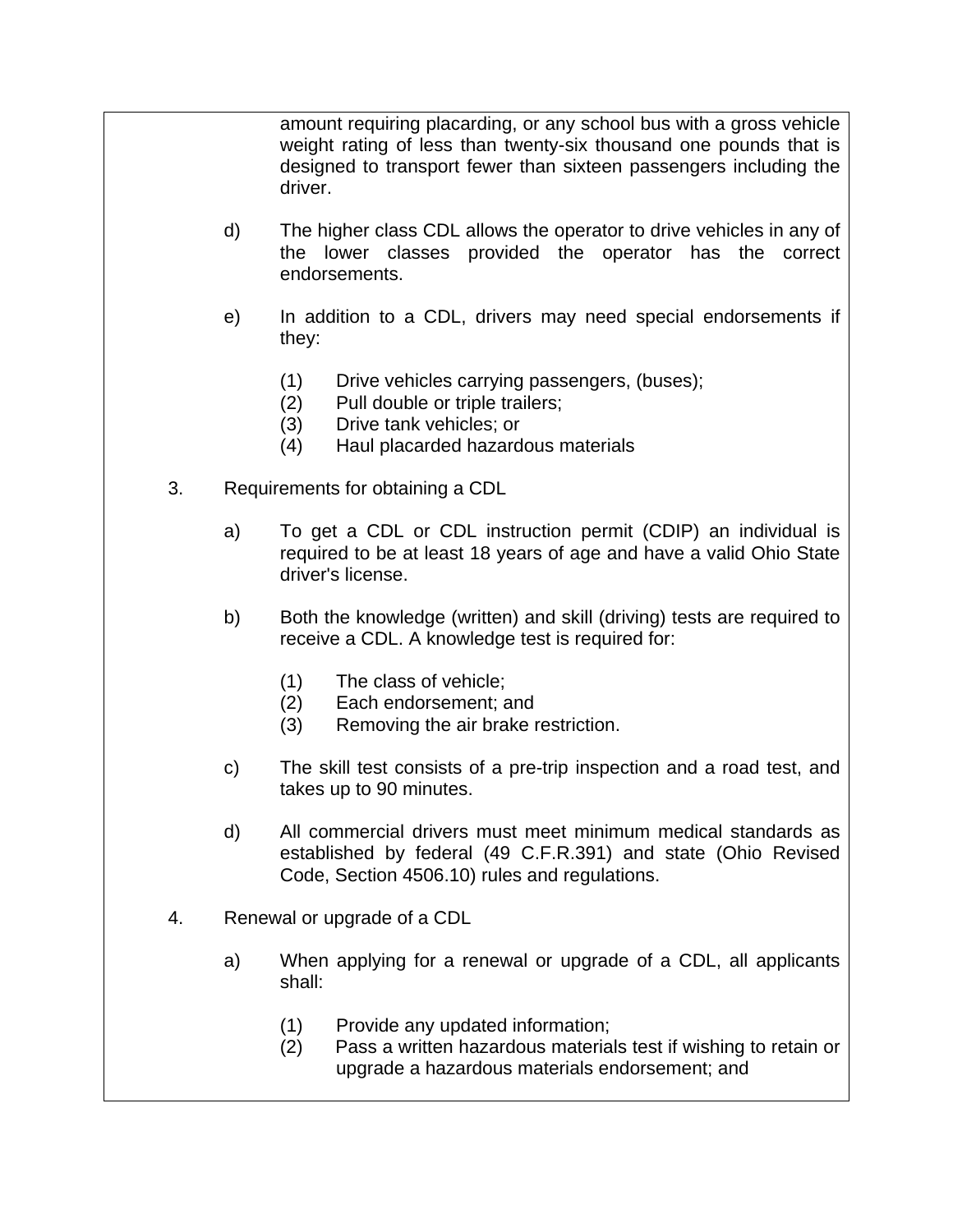amount requiring placarding, or any school bus with a gross vehicle weight rating of less than twenty-six thousand one pounds that is designed to transport fewer than sixteen passengers including the driver.

d) The higher class CDL allows the operator to drive vehicles in any of the lower classes provided the operator has the correct endorsements.

e) In addition to a CDL, drivers may need special endorsements if they:

   (1) Drive vehicles carrying passengers, (buses);
   (2) Pull double or triple trailers;
   (3) Drive tank vehicles; or
   (4) Haul placarded hazardous materials

3. Requirements for obtaining a CDL

   a) To get a CDL or CDL instruction permit (CDIP) an individual is required to be at least 18 years of age and have a valid Ohio State driver's license.

   b) Both the knowledge (written) and skill (driving) tests are required to receive a CDL. A knowledge test is required for:

      (1) The class of vehicle;
      (2) Each endorsement; and
      (3) Removing the air brake restriction.

   c) The skill test consists of a pre-trip inspection and a road test, and takes up to 90 minutes.

   d) All commercial drivers must meet minimum medical standards as established by federal (49 C.F.R.391) and state (Ohio Revised Code, Section 4506.10) rules and regulations.

4. Renewal or upgrade of a CDL

   a) When applying for a renewal or upgrade of a CDL, all applicants shall:

      (1) Provide any updated information;
      (2) Pass a written hazardous materials test if wishing to retain or upgrade a hazardous materials endorsement; and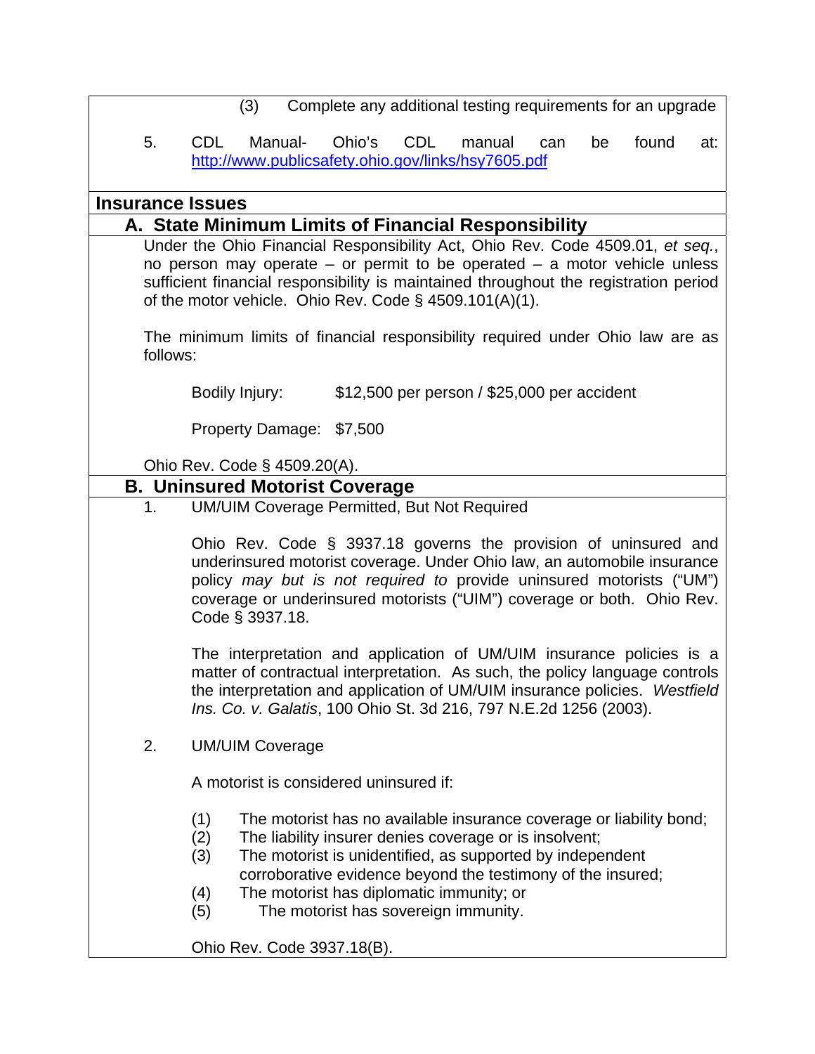(3) Complete any additional testing requirements for an upgrade

5. CDL Manual- Ohio's CDL manual can be found at: http://www.publicsafety.ohio.gov/links/hsy7605.pdf

## Insurance Issues

### A. State Minimum Limits of Financial Responsibility

Under the Ohio Financial Responsibility Act, Ohio Rev. Code 4509.01, *et seq.*, no person may operate – or permit to be operated – a motor vehicle unless sufficient financial responsibility is maintained throughout the registration period of the motor vehicle. Ohio Rev. Code § 4509.101(A)(1).

The minimum limits of financial responsibility required under Ohio law are as follows:

Bodily Injury: $12,500 per person / $25,000 per accident

Property Damage: $7,500

Ohio Rev. Code § 4509.20(A).

### B. Uninsured Motorist Coverage

1. UM/UIM Coverage Permitted, But Not Required

Ohio Rev. Code § 3937.18 governs the provision of uninsured and underinsured motorist coverage. Under Ohio law, an automobile insurance policy *may but is not required to* provide uninsured motorists ("UM") coverage or underinsured motorists ("UIM") coverage or both. Ohio Rev. Code § 3937.18.

The interpretation and application of UM/UIM insurance policies is a matter of contractual interpretation. As such, the policy language controls the interpretation and application of UM/UIM insurance policies. *Westfield Ins. Co. v. Galatis*, 100 Ohio St. 3d 216, 797 N.E.2d 1256 (2003).

2. UM/UIM Coverage

A motorist is considered uninsured if:

(1) The motorist has no available insurance coverage or liability bond;
(2) The liability insurer denies coverage or is insolvent;
(3) The motorist is unidentified, as supported by independent corroborative evidence beyond the testimony of the insured;
(4) The motorist has diplomatic immunity; or
(5) The motorist has sovereign immunity.

Ohio Rev. Code 3937.18(B).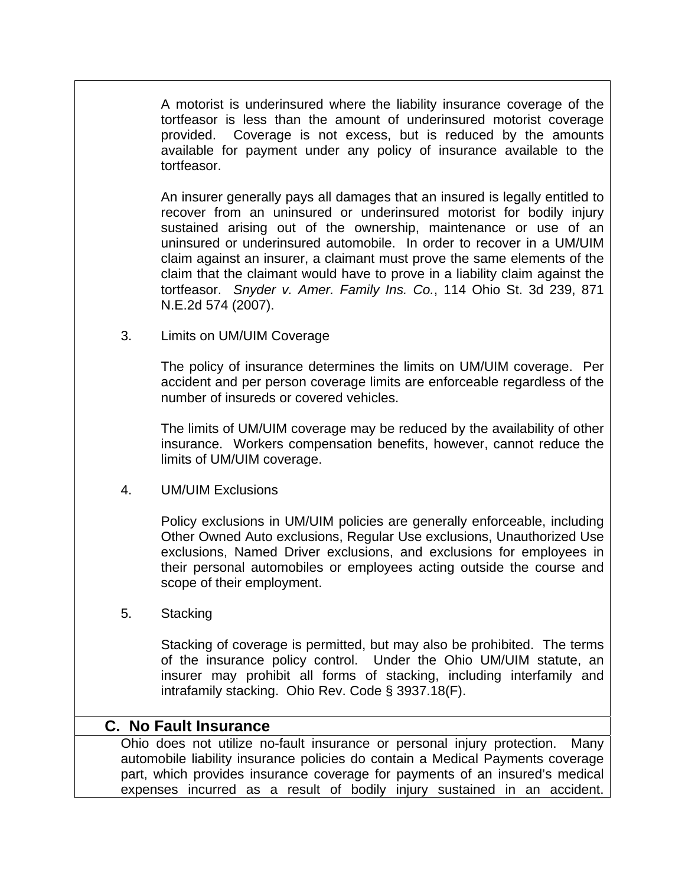A motorist is underinsured where the liability insurance coverage of the tortfeasor is less than the amount of underinsured motorist coverage provided. Coverage is not excess, but is reduced by the amounts available for payment under any policy of insurance available to the tortfeasor.

An insurer generally pays all damages that an insured is legally entitled to recover from an uninsured or underinsured motorist for bodily injury sustained arising out of the ownership, maintenance or use of an uninsured or underinsured automobile. In order to recover in a UM/UIM claim against an insurer, a claimant must prove the same elements of the claim that the claimant would have to prove in a liability claim against the tortfeasor. *Snyder v. Amer. Family Ins. Co.*, 114 Ohio St. 3d 239, 871 N.E.2d 574 (2007).

3. Limits on UM/UIM Coverage

The policy of insurance determines the limits on UM/UIM coverage. Per accident and per person coverage limits are enforceable regardless of the number of insureds or covered vehicles.

The limits of UM/UIM coverage may be reduced by the availability of other insurance. Workers compensation benefits, however, cannot reduce the limits of UM/UIM coverage.

4. UM/UIM Exclusions

Policy exclusions in UM/UIM policies are generally enforceable, including Other Owned Auto exclusions, Regular Use exclusions, Unauthorized Use exclusions, Named Driver exclusions, and exclusions for employees in their personal automobiles or employees acting outside the course and scope of their employment.

5. Stacking

Stacking of coverage is permitted, but may also be prohibited. The terms of the insurance policy control. Under the Ohio UM/UIM statute, an insurer may prohibit all forms of stacking, including interfamily and intrafamily stacking. Ohio Rev. Code § 3937.18(F).

## C. No Fault Insurance

Ohio does not utilize no-fault insurance or personal injury protection. Many automobile liability insurance policies do contain a Medical Payments coverage part, which provides insurance coverage for payments of an insured's medical expenses incurred as a result of bodily injury sustained in an accident.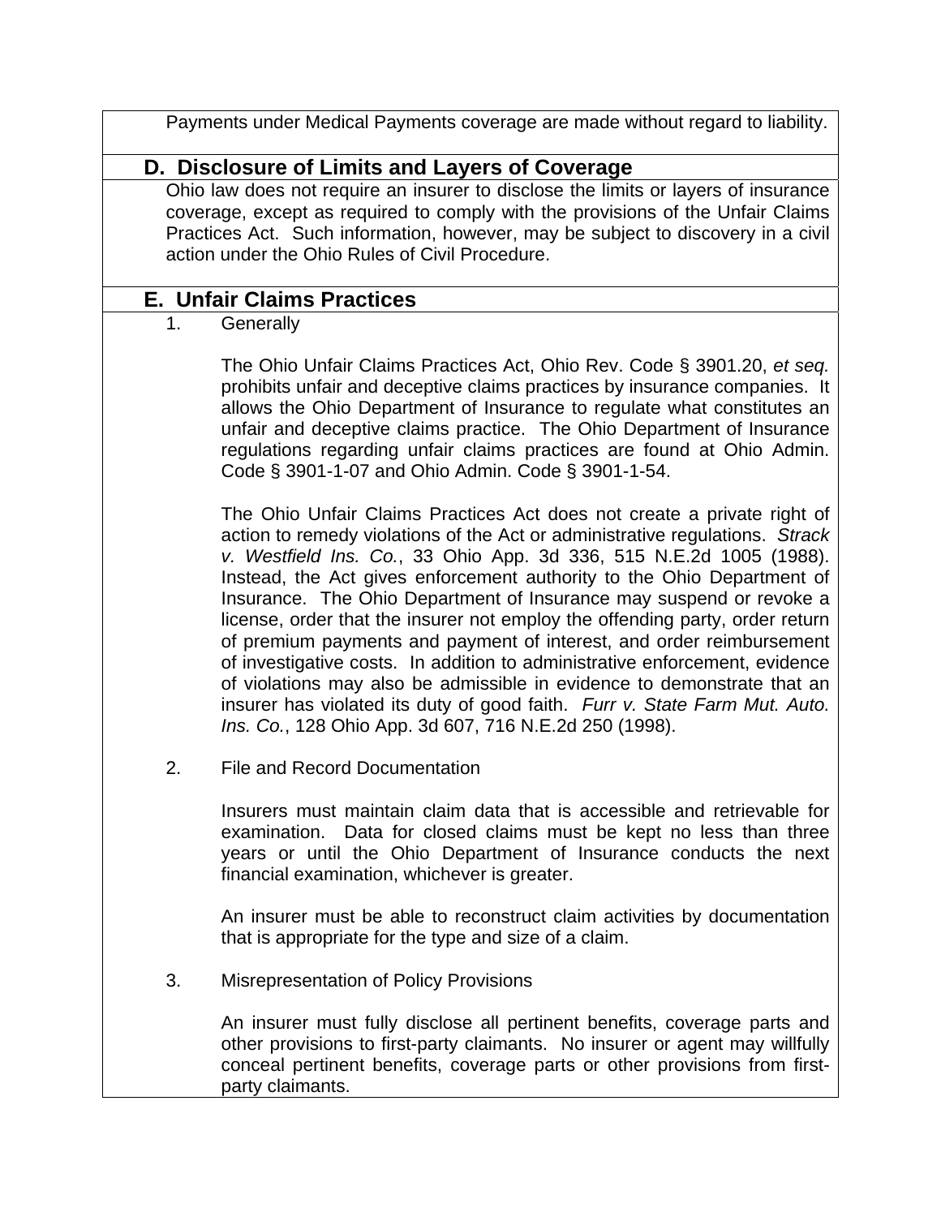Payments under Medical Payments coverage are made without regard to liability.

## D. Disclosure of Limits and Layers of Coverage

Ohio law does not require an insurer to disclose the limits or layers of insurance coverage, except as required to comply with the provisions of the Unfair Claims Practices Act. Such information, however, may be subject to discovery in a civil action under the Ohio Rules of Civil Procedure.

## E. Unfair Claims Practices

1. Generally

   The Ohio Unfair Claims Practices Act, Ohio Rev. Code § 3901.20, *et seq.* prohibits unfair and deceptive claims practices by insurance companies. It allows the Ohio Department of Insurance to regulate what constitutes an unfair and deceptive claims practice. The Ohio Department of Insurance regulations regarding unfair claims practices are found at Ohio Admin. Code § 3901-1-07 and Ohio Admin. Code § 3901-1-54.

   The Ohio Unfair Claims Practices Act does not create a private right of action to remedy violations of the Act or administrative regulations. *Strack v. Westfield Ins. Co.*, 33 Ohio App. 3d 336, 515 N.E.2d 1005 (1988). Instead, the Act gives enforcement authority to the Ohio Department of Insurance. The Ohio Department of Insurance may suspend or revoke a license, order that the insurer not employ the offending party, order return of premium payments and payment of interest, and order reimbursement of investigative costs. In addition to administrative enforcement, evidence of violations may also be admissible in evidence to demonstrate that an insurer has violated its duty of good faith. *Furr v. State Farm Mut. Auto. Ins. Co.*, 128 Ohio App. 3d 607, 716 N.E.2d 250 (1998).

2. File and Record Documentation

   Insurers must maintain claim data that is accessible and retrievable for examination. Data for closed claims must be kept no less than three years or until the Ohio Department of Insurance conducts the next financial examination, whichever is greater.

   An insurer must be able to reconstruct claim activities by documentation that is appropriate for the type and size of a claim.

3. Misrepresentation of Policy Provisions

   An insurer must fully disclose all pertinent benefits, coverage parts and other provisions to first-party claimants. No insurer or agent may willfully conceal pertinent benefits, coverage parts or other provisions from first-party claimants.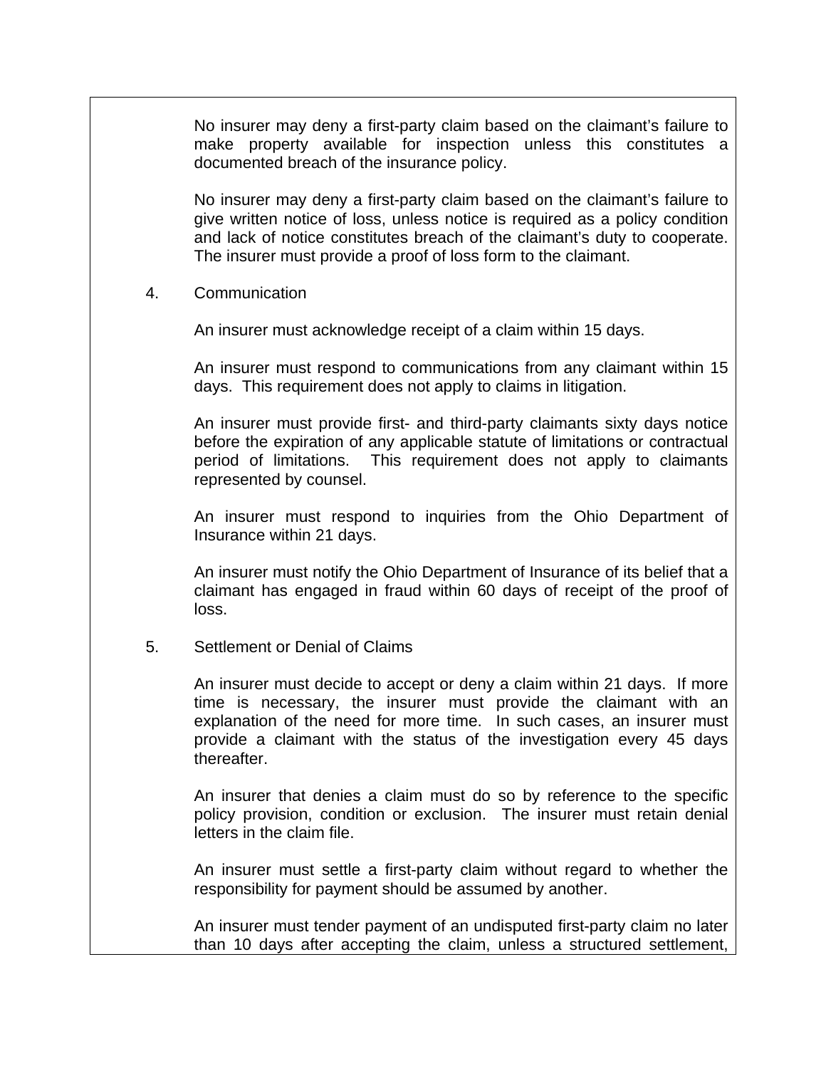No insurer may deny a first-party claim based on the claimant's failure to make property available for inspection unless this constitutes a documented breach of the insurance policy.

No insurer may deny a first-party claim based on the claimant's failure to give written notice of loss, unless notice is required as a policy condition and lack of notice constitutes breach of the claimant's duty to cooperate. The insurer must provide a proof of loss form to the claimant.

4. Communication

An insurer must acknowledge receipt of a claim within 15 days.

An insurer must respond to communications from any claimant within 15 days. This requirement does not apply to claims in litigation.

An insurer must provide first- and third-party claimants sixty days notice before the expiration of any applicable statute of limitations or contractual period of limitations. This requirement does not apply to claimants represented by counsel.

An insurer must respond to inquiries from the Ohio Department of Insurance within 21 days.

An insurer must notify the Ohio Department of Insurance of its belief that a claimant has engaged in fraud within 60 days of receipt of the proof of loss.

5. Settlement or Denial of Claims

An insurer must decide to accept or deny a claim within 21 days. If more time is necessary, the insurer must provide the claimant with an explanation of the need for more time. In such cases, an insurer must provide a claimant with the status of the investigation every 45 days thereafter.

An insurer that denies a claim must do so by reference to the specific policy provision, condition or exclusion. The insurer must retain denial letters in the claim file.

An insurer must settle a first-party claim without regard to whether the responsibility for payment should be assumed by another.

An insurer must tender payment of an undisputed first-party claim no later than 10 days after accepting the claim, unless a structured settlement,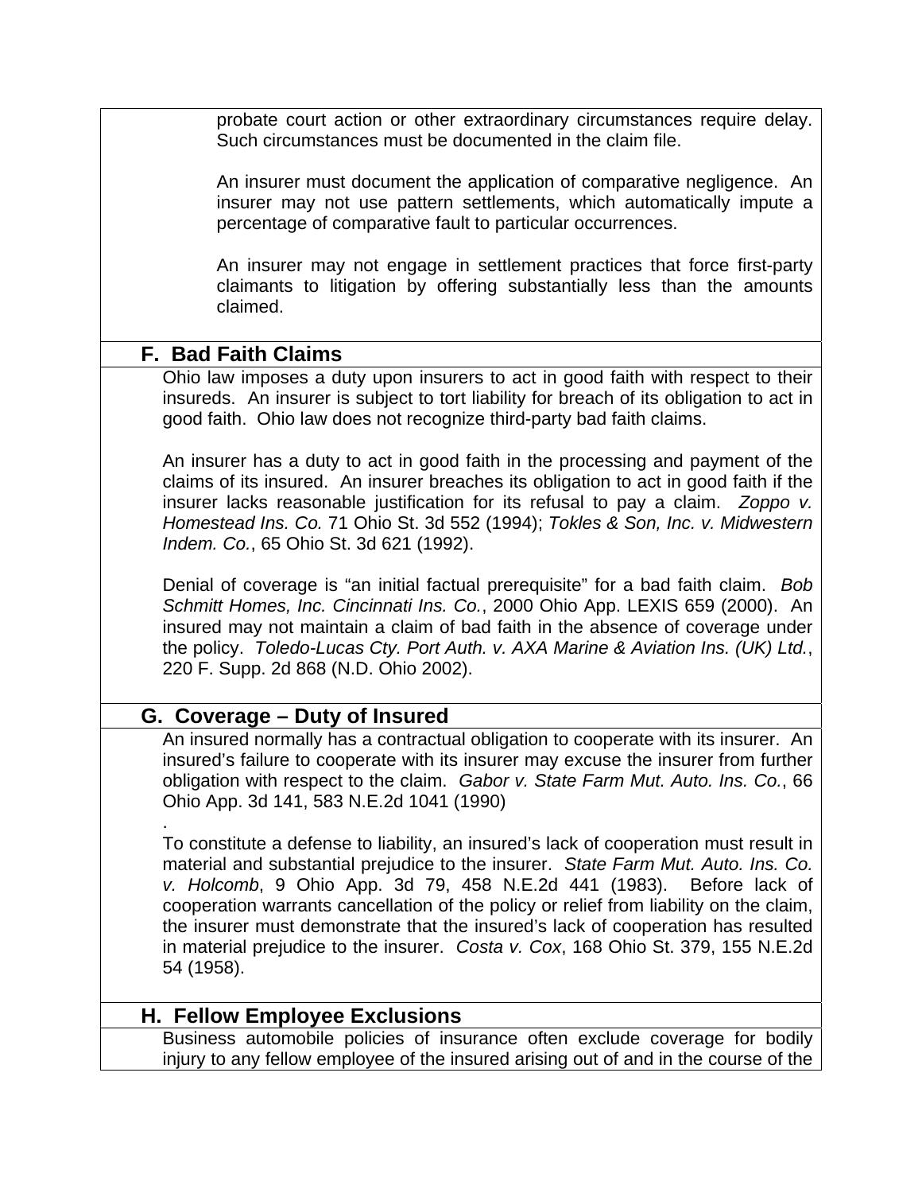probate court action or other extraordinary circumstances require delay. Such circumstances must be documented in the claim file.

An insurer must document the application of comparative negligence. An insurer may not use pattern settlements, which automatically impute a percentage of comparative fault to particular occurrences.

An insurer may not engage in settlement practices that force first-party claimants to litigation by offering substantially less than the amounts claimed.

## F. Bad Faith Claims

Ohio law imposes a duty upon insurers to act in good faith with respect to their insureds. An insurer is subject to tort liability for breach of its obligation to act in good faith. Ohio law does not recognize third-party bad faith claims.

An insurer has a duty to act in good faith in the processing and payment of the claims of its insured. An insurer breaches its obligation to act in good faith if the insurer lacks reasonable justification for its refusal to pay a claim. *Zoppo v. Homestead Ins. Co.* 71 Ohio St. 3d 552 (1994); *Tokles & Son, Inc. v. Midwestern Indem. Co.*, 65 Ohio St. 3d 621 (1992).

Denial of coverage is "an initial factual prerequisite" for a bad faith claim. *Bob Schmitt Homes, Inc. Cincinnati Ins. Co.*, 2000 Ohio App. LEXIS 659 (2000). An insured may not maintain a claim of bad faith in the absence of coverage under the policy. *Toledo-Lucas Cty. Port Auth. v. AXA Marine & Aviation Ins. (UK) Ltd.*, 220 F. Supp. 2d 868 (N.D. Ohio 2002).

## G. Coverage – Duty of Insured

An insured normally has a contractual obligation to cooperate with its insurer. An insured's failure to cooperate with its insurer may excuse the insurer from further obligation with respect to the claim. *Gabor v. State Farm Mut. Auto. Ins. Co.*, 66 Ohio App. 3d 141, 583 N.E.2d 1041 (1990)

.

To constitute a defense to liability, an insured's lack of cooperation must result in material and substantial prejudice to the insurer. *State Farm Mut. Auto. Ins. Co. v. Holcomb*, 9 Ohio App. 3d 79, 458 N.E.2d 441 (1983). Before lack of cooperation warrants cancellation of the policy or relief from liability on the claim, the insurer must demonstrate that the insured's lack of cooperation has resulted in material prejudice to the insurer. *Costa v. Cox*, 168 Ohio St. 379, 155 N.E.2d 54 (1958).

## H. Fellow Employee Exclusions

Business automobile policies of insurance often exclude coverage for bodily injury to any fellow employee of the insured arising out of and in the course of the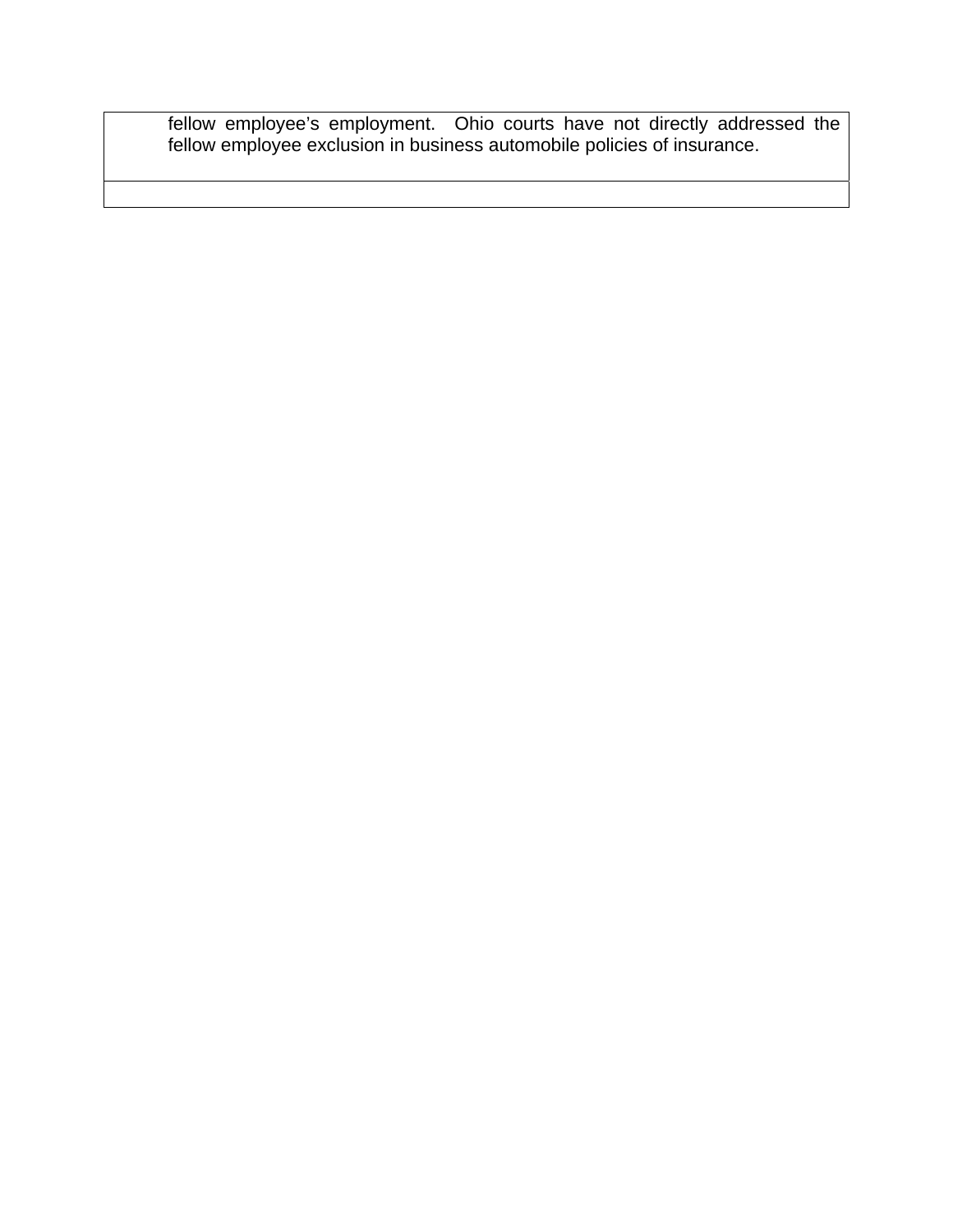| |
|---|
| fellow employee's employment. Ohio courts have not directly addressed the fellow employee exclusion in business automobile policies of insurance. |
| |